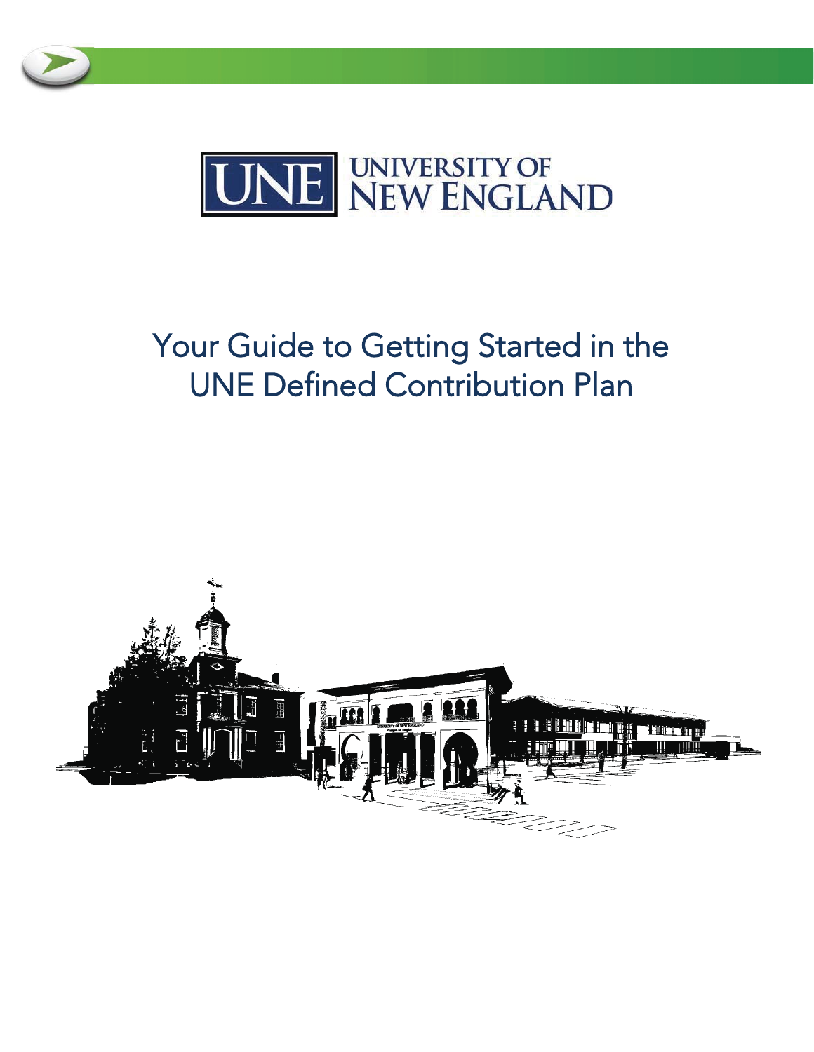UNE UNIVERSITY OF NEW ENGLAND

# Your Guide to Getting Started in the UNE Defined Contribution Plan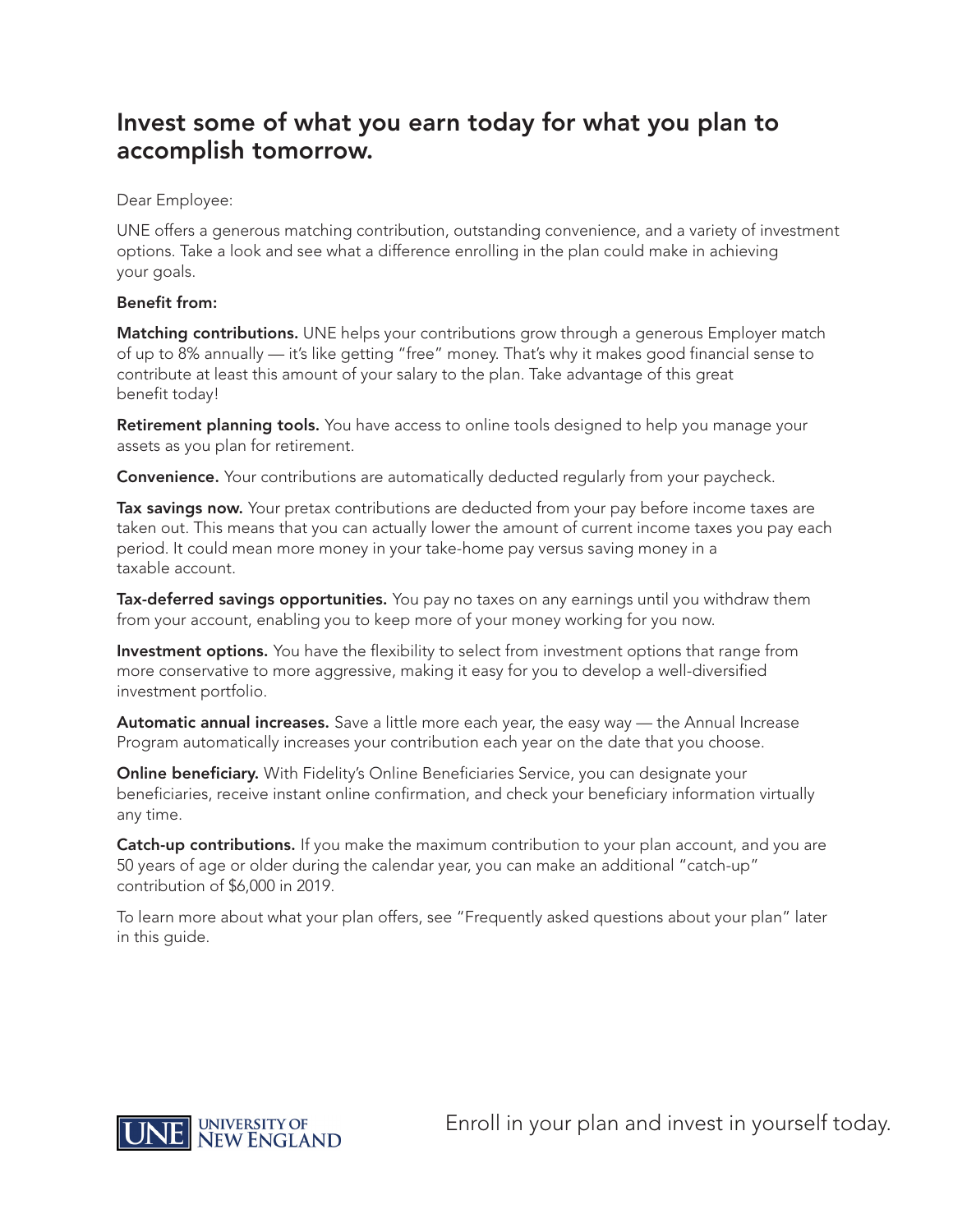# Invest some of what you earn today for what you plan to accomplish tomorrow.

Dear Employee:

UNE offers a generous matching contribution, outstanding convenience, and a variety of investment options. Take a look and see what a difference enrolling in the plan could make in achieving your goals.

**Benefit from:**

**Matching contributions.** UNE helps your contributions grow through a generous Employer match of up to 8% annually — it's like getting "free" money. That's why it makes good financial sense to contribute at least this amount of your salary to the plan. Take advantage of this great benefit today!

**Retirement planning tools.** You have access to online tools designed to help you manage your assets as you plan for retirement.

**Convenience.** Your contributions are automatically deducted regularly from your paycheck.

**Tax savings now.** Your pretax contributions are deducted from your pay before income taxes are taken out. This means that you can actually lower the amount of current income taxes you pay each period. It could mean more money in your take-home pay versus saving money in a taxable account.

**Tax-deferred savings opportunities.** You pay no taxes on any earnings until you withdraw them from your account, enabling you to keep more of your money working for you now.

**Investment options.** You have the flexibility to select from investment options that range from more conservative to more aggressive, making it easy for you to develop a well-diversified investment portfolio.

**Automatic annual increases.** Save a little more each year, the easy way — the Annual Increase Program automatically increases your contribution each year on the date that you choose.

**Online beneficiary.** With Fidelity's Online Beneficiaries Service, you can designate your beneficiaries, receive instant online confirmation, and check your beneficiary information virtually any time.

**Catch-up contributions.** If you make the maximum contribution to your plan account, and you are 50 years of age or older during the calendar year, you can make an additional "catch-up" contribution of $6,000 in 2019.

To learn more about what your plan offers, see "Frequently asked questions about your plan" later in this guide.

UNE UNIVERSITY OF NEW ENGLAND

Enroll in your plan and invest in yourself today.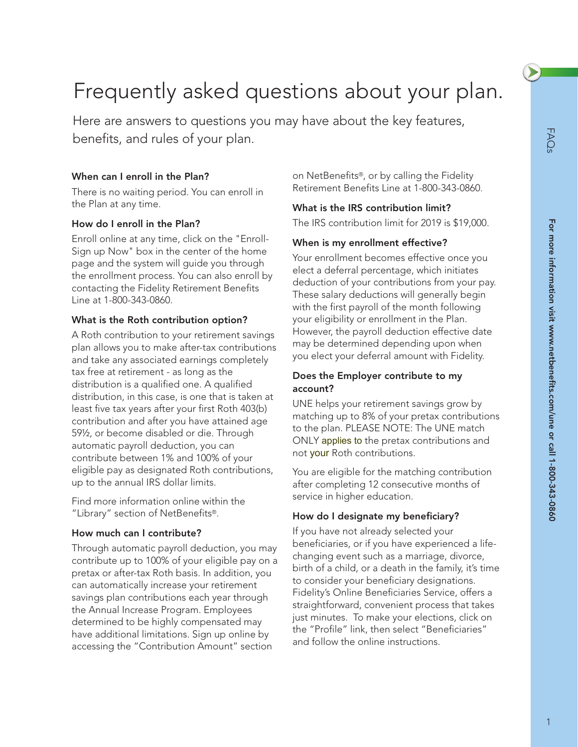# Frequently asked questions about your plan.

Here are answers to questions you may have about the key features, benefits, and rules of your plan.

### When can I enroll in the Plan?

There is no waiting period. You can enroll in the Plan at any time.

### How do I enroll in the Plan?

Enroll online at any time, click on the "Enroll-Sign up Now" box in the center of the home page and the system will guide you through the enrollment process. You can also enroll by contacting the Fidelity Retirement Benefits Line at 1-800-343-0860.

### What is the Roth contribution option?

A Roth contribution to your retirement savings plan allows you to make after-tax contributions and take any associated earnings completely tax free at retirement - as long as the distribution is a qualified one. A qualified distribution, in this case, is one that is taken at least five tax years after your first Roth 403(b) contribution and after you have attained age 59½, or become disabled or die. Through automatic payroll deduction, you can contribute between 1% and 100% of your eligible pay as designated Roth contributions, up to the annual IRS dollar limits.

Find more information online within the "Library" section of NetBenefits®.

### How much can I contribute?

Through automatic payroll deduction, you may contribute up to 100% of your eligible pay on a pretax or after-tax Roth basis. In addition, you can automatically increase your retirement savings plan contributions each year through the Annual Increase Program. Employees determined to be highly compensated may have additional limitations. Sign up online by accessing the "Contribution Amount" section on NetBenefits®, or by calling the Fidelity Retirement Benefits Line at 1-800-343-0860.

### What is the IRS contribution limit?

The IRS contribution limit for 2019 is $19,000.

### When is my enrollment effective?

Your enrollment becomes effective once you elect a deferral percentage, which initiates deduction of your contributions from your pay. These salary deductions will generally begin with the first payroll of the month following your eligibility or enrollment in the Plan. However, the payroll deduction effective date may be determined depending upon when you elect your deferral amount with Fidelity.

### Does the Employer contribute to my account?

UNE helps your retirement savings grow by matching up to 8% of your pretax contributions to the plan. PLEASE NOTE: The UNE match ONLY applies to the pretax contributions and not your Roth contributions.

You are eligible for the matching contribution after completing 12 consecutive months of service in higher education.

### How do I designate my beneficiary?

If you have not already selected your beneficiaries, or if you have experienced a life-changing event such as a marriage, divorce, birth of a child, or a death in the family, it's time to consider your beneficiary designations. Fidelity's Online Beneficiaries Service, offers a straightforward, convenient process that takes just minutes. To make your elections, click on the "Profile" link, then select "Beneficiaries" and follow the online instructions.

**For more information visit www.netbenefits.com/une or call 1-800-343-0860**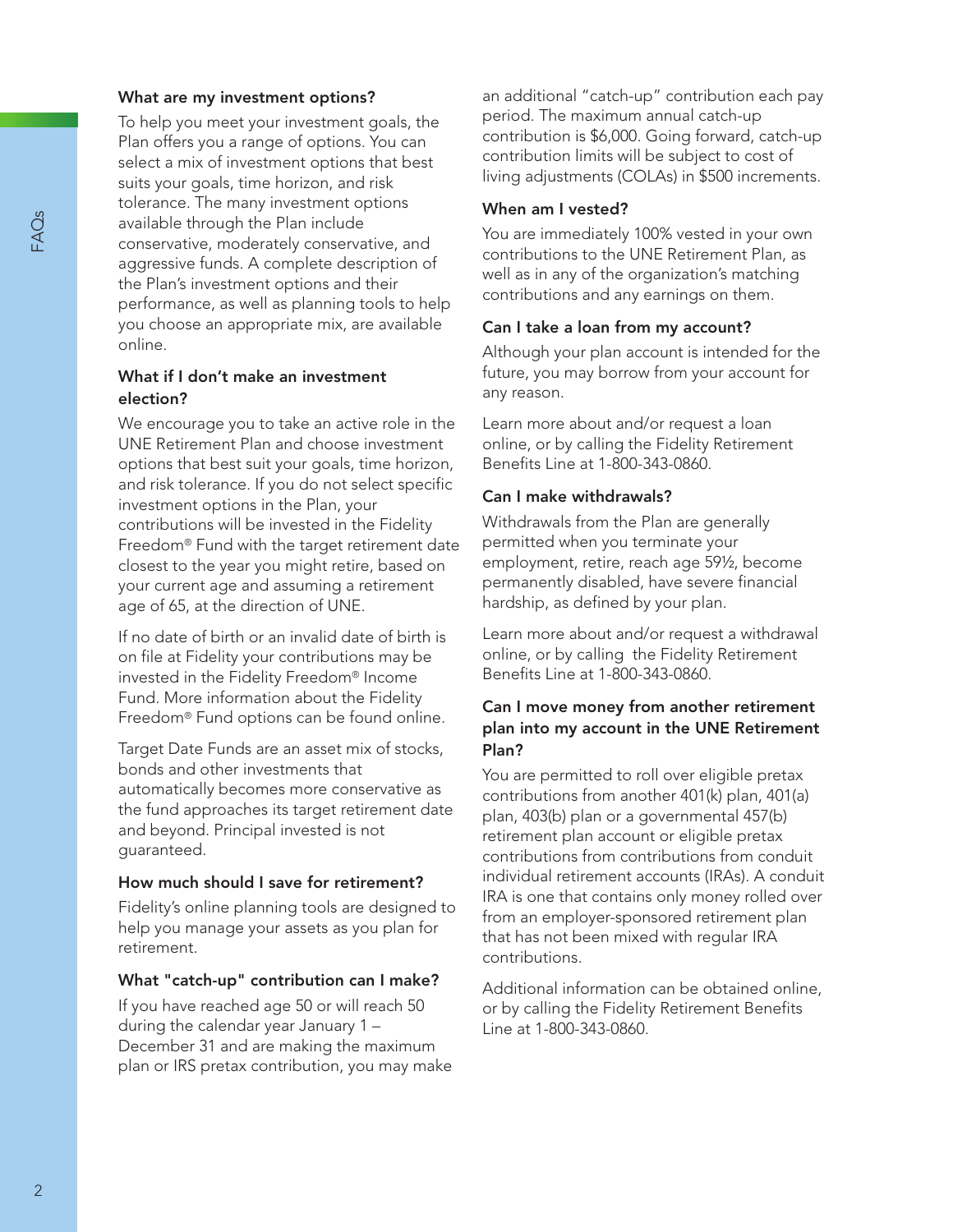### What are my investment options?

To help you meet your investment goals, the Plan offers you a range of options. You can select a mix of investment options that best suits your goals, time horizon, and risk tolerance. The many investment options available through the Plan include conservative, moderately conservative, and aggressive funds. A complete description of the Plan's investment options and their performance, as well as planning tools to help you choose an appropriate mix, are available online.

### What if I don't make an investment election?

We encourage you to take an active role in the UNE Retirement Plan and choose investment options that best suit your goals, time horizon, and risk tolerance. If you do not select specific investment options in the Plan, your contributions will be invested in the Fidelity Freedom® Fund with the target retirement date closest to the year you might retire, based on your current age and assuming a retirement age of 65, at the direction of UNE.

If no date of birth or an invalid date of birth is on file at Fidelity your contributions may be invested in the Fidelity Freedom® Income Fund. More information about the Fidelity Freedom® Fund options can be found online.

Target Date Funds are an asset mix of stocks, bonds and other investments that automatically becomes more conservative as the fund approaches its target retirement date and beyond. Principal invested is not guaranteed.

### How much should I save for retirement?

Fidelity's online planning tools are designed to help you manage your assets as you plan for retirement.

### What "catch-up" contribution can I make?

If you have reached age 50 or will reach 50 during the calendar year January 1 – December 31 and are making the maximum plan or IRS pretax contribution, you may make an additional "catch-up" contribution each pay period. The maximum annual catch-up contribution is $6,000. Going forward, catch-up contribution limits will be subject to cost of living adjustments (COLAs) in $500 increments.

### When am I vested?

You are immediately 100% vested in your own contributions to the UNE Retirement Plan, as well as in any of the organization's matching contributions and any earnings on them.

### Can I take a loan from my account?

Although your plan account is intended for the future, you may borrow from your account for any reason.

Learn more about and/or request a loan online, or by calling the Fidelity Retirement Benefits Line at 1-800-343-0860.

### Can I make withdrawals?

Withdrawals from the Plan are generally permitted when you terminate your employment, retire, reach age 59½, become permanently disabled, have severe financial hardship, as defined by your plan.

Learn more about and/or request a withdrawal online, or by calling the Fidelity Retirement Benefits Line at 1-800-343-0860.

### Can I move money from another retirement plan into my account in the UNE Retirement Plan?

You are permitted to roll over eligible pretax contributions from another 401(k) plan, 401(a) plan, 403(b) plan or a governmental 457(b) retirement plan account or eligible pretax contributions from contributions from conduit individual retirement accounts (IRAs). A conduit IRA is one that contains only money rolled over from an employer-sponsored retirement plan that has not been mixed with regular IRA contributions.

Additional information can be obtained online, or by calling the Fidelity Retirement Benefits Line at 1-800-343-0860.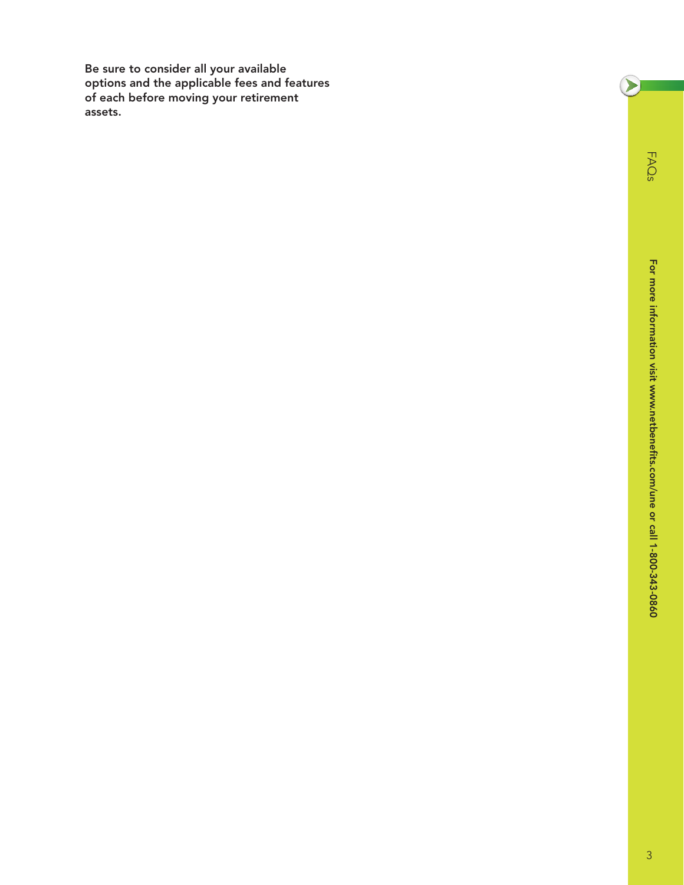**Be sure to consider all your available options and the applicable fees and features of each before moving your retirement assets.**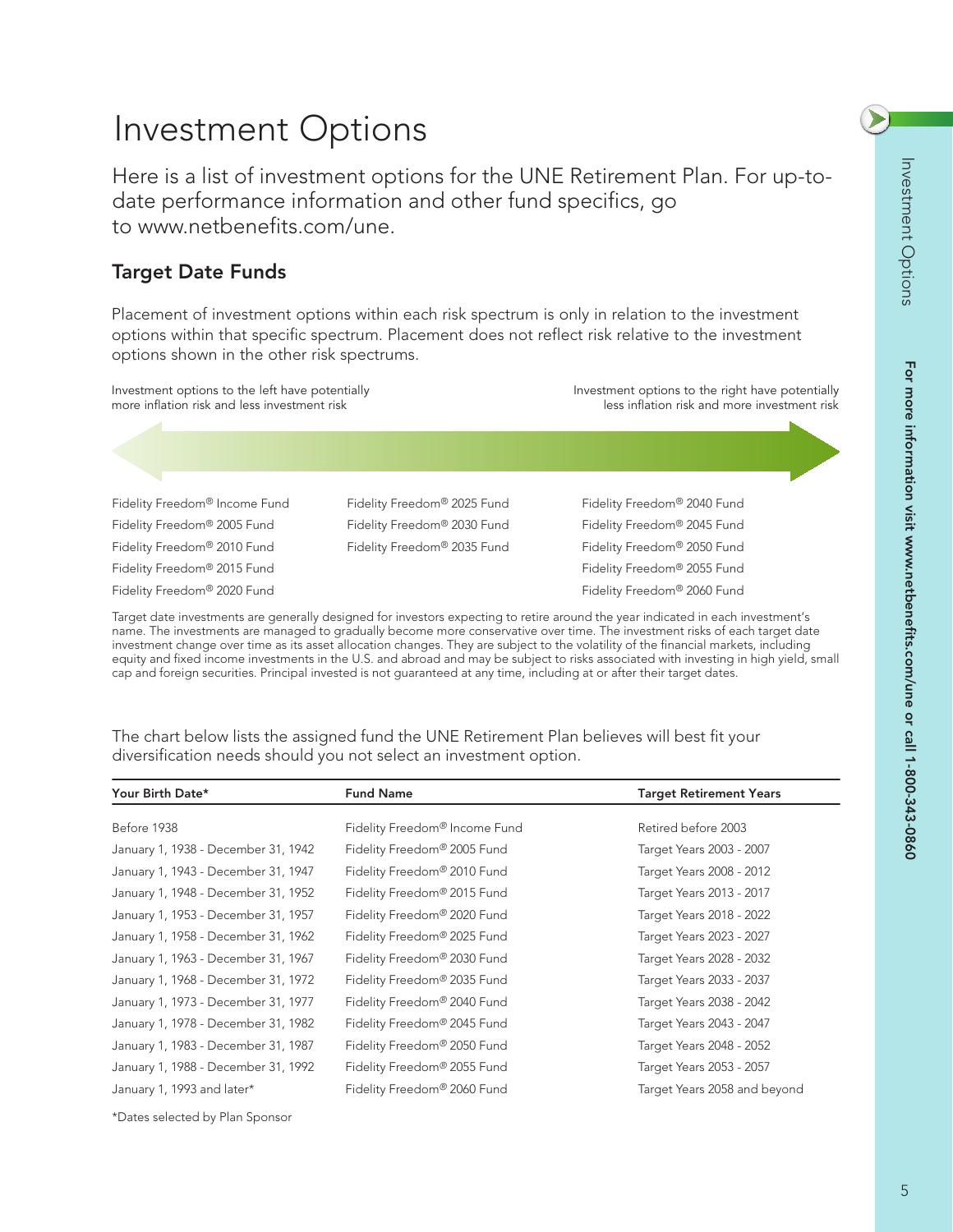# Investment Options

Here is a list of investment options for the UNE Retirement Plan. For up-to-date performance information and other fund specifics, go to www.netbenefits.com/une.

## Target Date Funds

Placement of investment options within each risk spectrum is only in relation to the investment options within that specific spectrum. Placement does not reflect risk relative to the investment options shown in the other risk spectrums.

Investment options to the left have potentially more inflation risk and less investment risk

Investment options to the right have potentially less inflation risk and more investment risk

| | | |
|---|---|---|
| Fidelity Freedom® Income Fund | Fidelity Freedom® 2025 Fund | Fidelity Freedom® 2040 Fund |
| Fidelity Freedom® 2005 Fund | Fidelity Freedom® 2030 Fund | Fidelity Freedom® 2045 Fund |
| Fidelity Freedom® 2010 Fund | Fidelity Freedom® 2035 Fund | Fidelity Freedom® 2050 Fund |
| Fidelity Freedom® 2015 Fund | | Fidelity Freedom® 2055 Fund |
| Fidelity Freedom® 2020 Fund | | Fidelity Freedom® 2060 Fund |

Target date investments are generally designed for investors expecting to retire around the year indicated in each investment's name. The investments are managed to gradually become more conservative over time. The investment risks of each target date investment change over time as its asset allocation changes. They are subject to the volatility of the financial markets, including equity and fixed income investments in the U.S. and abroad and may be subject to risks associated with investing in high yield, small cap and foreign securities. Principal invested is not guaranteed at any time, including at or after their target dates.

The chart below lists the assigned fund the UNE Retirement Plan believes will best fit your diversification needs should you not select an investment option.

| Your Birth Date* | Fund Name | Target Retirement Years |
|---|---|---|
| Before 1938 | Fidelity Freedom® Income Fund | Retired before 2003 |
| January 1, 1938 - December 31, 1942 | Fidelity Freedom® 2005 Fund | Target Years 2003 - 2007 |
| January 1, 1943 - December 31, 1947 | Fidelity Freedom® 2010 Fund | Target Years 2008 - 2012 |
| January 1, 1948 - December 31, 1952 | Fidelity Freedom® 2015 Fund | Target Years 2013 - 2017 |
| January 1, 1953 - December 31, 1957 | Fidelity Freedom® 2020 Fund | Target Years 2018 - 2022 |
| January 1, 1958 - December 31, 1962 | Fidelity Freedom® 2025 Fund | Target Years 2023 - 2027 |
| January 1, 1963 - December 31, 1967 | Fidelity Freedom® 2030 Fund | Target Years 2028 - 2032 |
| January 1, 1968 - December 31, 1972 | Fidelity Freedom® 2035 Fund | Target Years 2033 - 2037 |
| January 1, 1973 - December 31, 1977 | Fidelity Freedom® 2040 Fund | Target Years 2038 - 2042 |
| January 1, 1978 - December 31, 1982 | Fidelity Freedom® 2045 Fund | Target Years 2043 - 2047 |
| January 1, 1983 - December 31, 1987 | Fidelity Freedom® 2050 Fund | Target Years 2048 - 2052 |
| January 1, 1988 - December 31, 1992 | Fidelity Freedom® 2055 Fund | Target Years 2053 - 2057 |
| January 1, 1993 and later* | Fidelity Freedom® 2060 Fund | Target Years 2058 and beyond |

*Dates selected by Plan Sponsor

**For more information visit www.netbenefits.com/une or call 1-800-343-0860**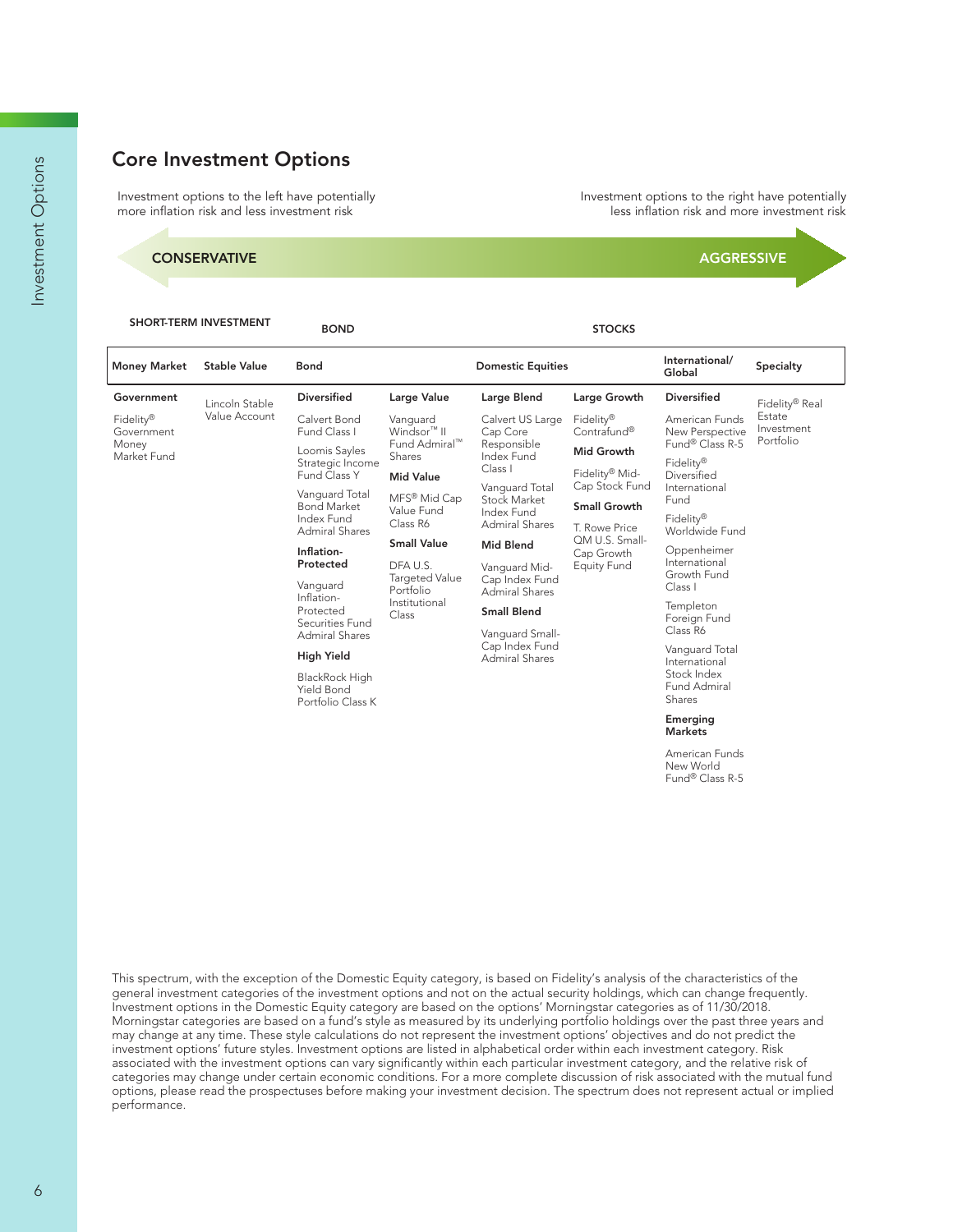## Core Investment Options

Investment options to the left have potentially more inflation risk and less investment risk

Investment options to the right have potentially less inflation risk and more investment risk

**CONSERVATIVE** → **AGGRESSIVE**

| SHORT-TERM INVESTMENT | | BOND | | STOCKS | | | |
|---|---|---|---|---|---|---|---|
| **Money Market** | **Stable Value** | **Bond** | | **Domestic Equities** | | **International/ Global** | **Specialty** |
| **Government**<br><br>Fidelity® Government Money Market Fund | Lincoln Stable Value Account | **Diversified**<br><br>Calvert Bond Fund Class I<br><br>Loomis Sayles Strategic Income Fund Class Y<br><br>Vanguard Total Bond Market Index Fund Admiral Shares<br><br>**Inflation-Protected**<br><br>Vanguard Inflation-Protected Securities Fund Admiral Shares<br><br>**High Yield**<br><br>BlackRock High Yield Bond Portfolio Class K | **Large Value**<br><br>Vanguard Windsor™ II Fund Admiral™ Shares<br><br>**Mid Value**<br><br>MFS® Mid Cap Value Fund Class R6<br><br>**Small Value**<br><br>DFA U.S. Targeted Value Portfolio Institutional Class | **Large Blend**<br><br>Calvert US Large Cap Core Responsible Index Fund Class I<br><br>Vanguard Total Stock Market Index Fund Admiral Shares<br><br>**Mid Blend**<br><br>Vanguard Mid-Cap Index Fund Admiral Shares<br><br>**Small Blend**<br><br>Vanguard Small-Cap Index Fund Admiral Shares | **Large Growth**<br><br>Fidelity® Contrafund®<br><br>**Mid Growth**<br><br>Fidelity® Mid-Cap Stock Fund<br><br>**Small Growth**<br><br>T. Rowe Price QM U.S. Small-Cap Growth Equity Fund | **Diversified**<br><br>American Funds New Perspective Fund® Class R-5<br><br>Fidelity® Diversified International Fund<br><br>Fidelity® Worldwide Fund<br><br>Oppenheimer International Growth Fund Class I<br><br>Templeton Foreign Fund Class R6<br><br>Vanguard Total International Stock Index Fund Admiral Shares<br><br>**Emerging Markets**<br><br>American Funds New World Fund® Class R-5 | Fidelity® Real Estate Investment Portfolio |

This spectrum, with the exception of the Domestic Equity category, is based on Fidelity's analysis of the characteristics of the general investment categories of the investment options and not on the actual security holdings, which can change frequently. Investment options in the Domestic Equity category are based on the options' Morningstar categories as of 11/30/2018. Morningstar categories are based on a fund's style as measured by its underlying portfolio holdings over the past three years and may change at any time. These style calculations do not represent the investment options' objectives and do not predict the investment options' future styles. Investment options are listed in alphabetical order within each investment category. Risk associated with the investment options can vary significantly within each particular investment category, and the relative risk of categories may change under certain economic conditions. For a more complete discussion of risk associated with the mutual fund options, please read the prospectuses before making your investment decision. The spectrum does not represent actual or implied performance.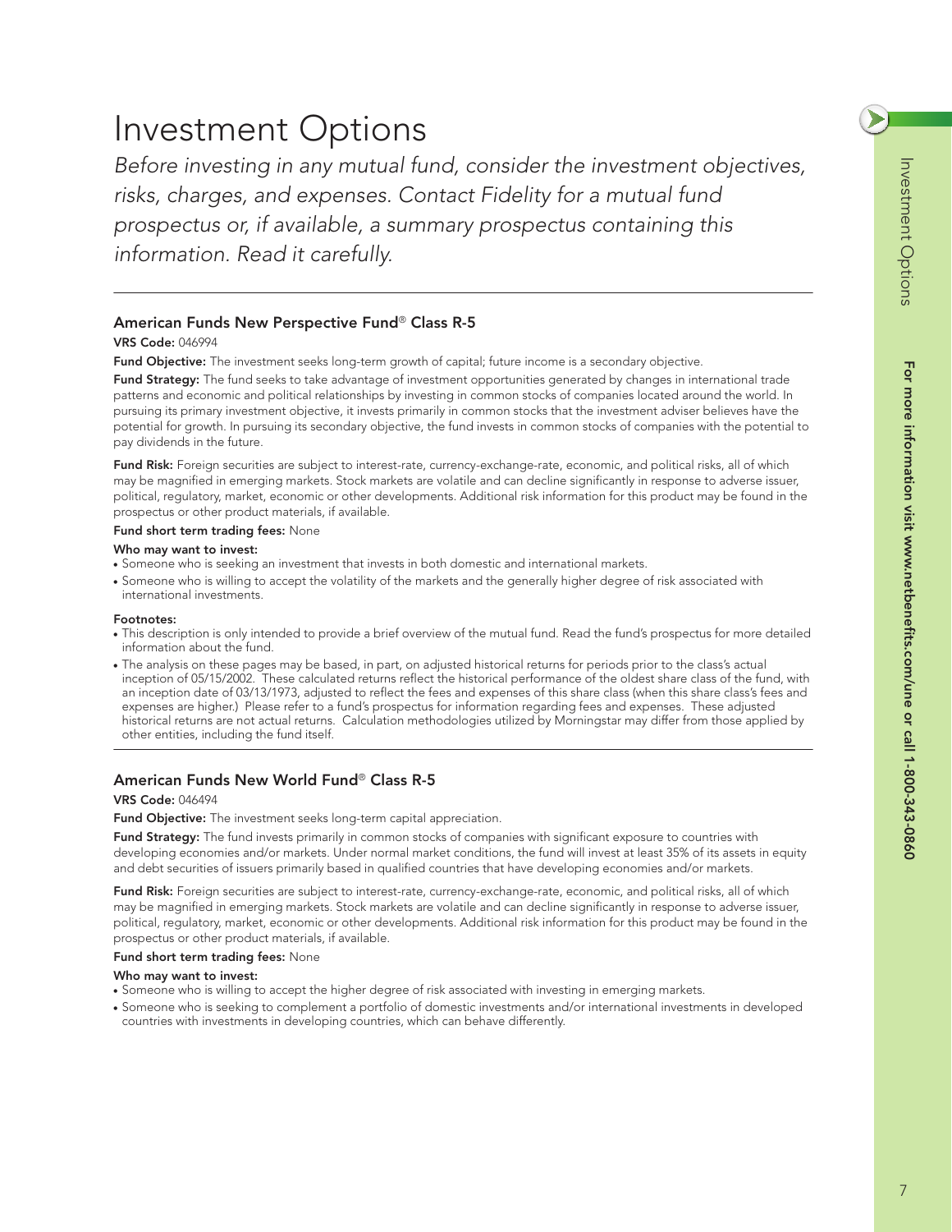# Investment Options

*Before investing in any mutual fund, consider the investment objectives, risks, charges, and expenses. Contact Fidelity for a mutual fund prospectus or, if available, a summary prospectus containing this information. Read it carefully.*

---

### American Funds New Perspective Fund® Class R-5

**VRS Code:** 046994

**Fund Objective:** The investment seeks long-term growth of capital; future income is a secondary objective.

**Fund Strategy:** The fund seeks to take advantage of investment opportunities generated by changes in international trade patterns and economic and political relationships by investing in common stocks of companies located around the world. In pursuing its primary investment objective, it invests primarily in common stocks that the investment adviser believes have the potential for growth. In pursuing its secondary objective, the fund invests in common stocks of companies with the potential to pay dividends in the future.

**Fund Risk:** Foreign securities are subject to interest-rate, currency-exchange-rate, economic, and political risks, all of which may be magnified in emerging markets. Stock markets are volatile and can decline significantly in response to adverse issuer, political, regulatory, market, economic or other developments. Additional risk information for this product may be found in the prospectus or other product materials, if available.

**Fund short term trading fees:** None

**Who may want to invest:**

- Someone who is seeking an investment that invests in both domestic and international markets.
- Someone who is willing to accept the volatility of the markets and the generally higher degree of risk associated with international investments.

**Footnotes:**

- This description is only intended to provide a brief overview of the mutual fund. Read the fund's prospectus for more detailed information about the fund.
- The analysis on these pages may be based, in part, on adjusted historical returns for periods prior to the class's actual inception of 05/15/2002. These calculated returns reflect the historical performance of the oldest share class of the fund, with an inception date of 03/13/1973, adjusted to reflect the fees and expenses of this share class (when this share class's fees and expenses are higher.) Please refer to a fund's prospectus for information regarding fees and expenses. These adjusted historical returns are not actual returns. Calculation methodologies utilized by Morningstar may differ from those applied by other entities, including the fund itself.

---

### American Funds New World Fund® Class R-5

**VRS Code:** 046494

**Fund Objective:** The investment seeks long-term capital appreciation.

**Fund Strategy:** The fund invests primarily in common stocks of companies with significant exposure to countries with developing economies and/or markets. Under normal market conditions, the fund will invest at least 35% of its assets in equity and debt securities of issuers primarily based in qualified countries that have developing economies and/or markets.

**Fund Risk:** Foreign securities are subject to interest-rate, currency-exchange-rate, economic, and political risks, all of which may be magnified in emerging markets. Stock markets are volatile and can decline significantly in response to adverse issuer, political, regulatory, market, economic or other developments. Additional risk information for this product may be found in the prospectus or other product materials, if available.

**Fund short term trading fees:** None

**Who may want to invest:**

- Someone who is willing to accept the higher degree of risk associated with investing in emerging markets.
- Someone who is seeking to complement a portfolio of domestic investments and/or international investments in developed countries with investments in developing countries, which can behave differently.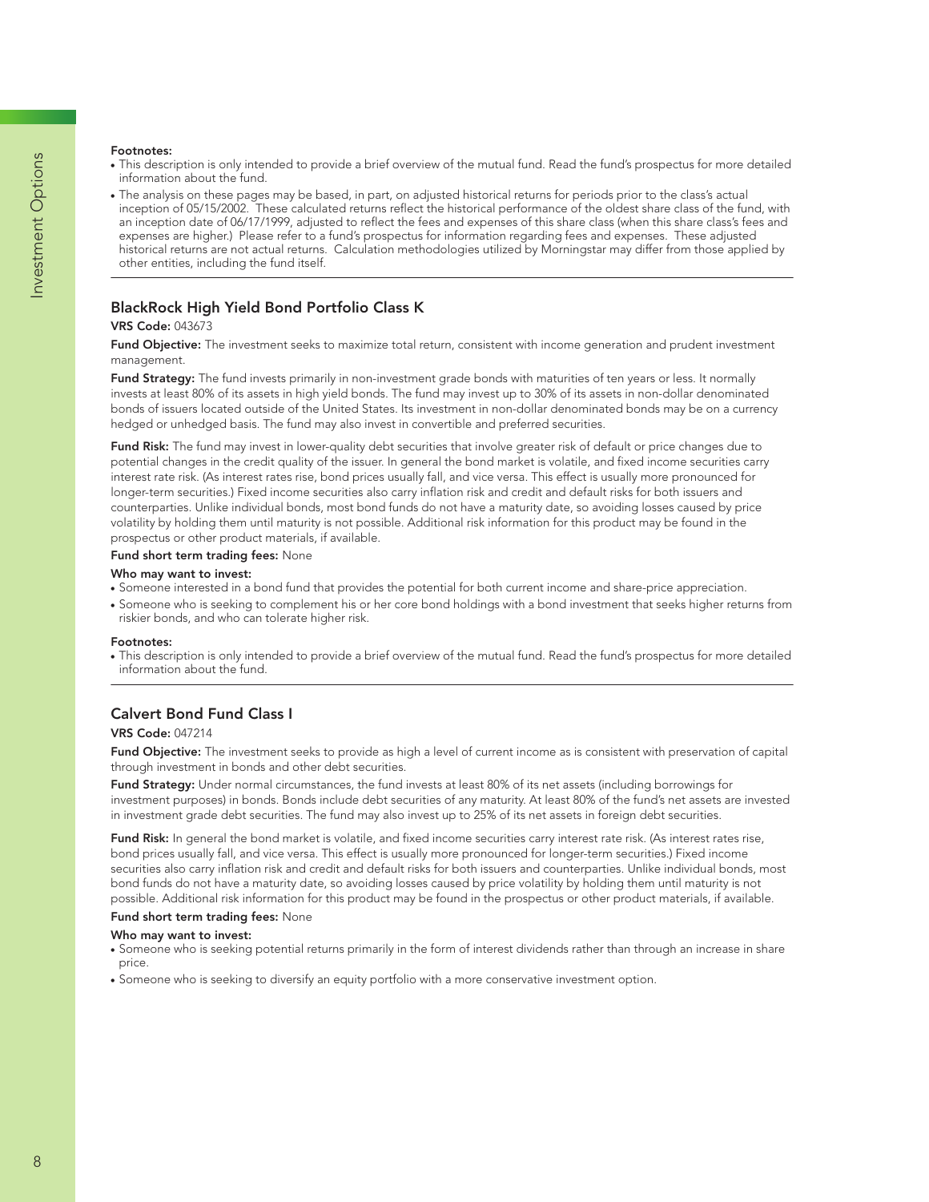**Footnotes:**

- This description is only intended to provide a brief overview of the mutual fund. Read the fund's prospectus for more detailed information about the fund.
- The analysis on these pages may be based, in part, on adjusted historical returns for periods prior to the class's actual inception of 05/15/2002. These calculated returns reflect the historical performance of the oldest share class of the fund, with an inception date of 06/17/1999, adjusted to reflect the fees and expenses of this share class (when this share class's fees and expenses are higher.) Please refer to a fund's prospectus for information regarding fees and expenses. These adjusted historical returns are not actual returns. Calculation methodologies utilized by Morningstar may differ from those applied by other entities, including the fund itself.

## BlackRock High Yield Bond Portfolio Class K

**VRS Code:** 043673

**Fund Objective:** The investment seeks to maximize total return, consistent with income generation and prudent investment management.

**Fund Strategy:** The fund invests primarily in non-investment grade bonds with maturities of ten years or less. It normally invests at least 80% of its assets in high yield bonds. The fund may invest up to 30% of its assets in non-dollar denominated bonds of issuers located outside of the United States. Its investment in non-dollar denominated bonds may be on a currency hedged or unhedged basis. The fund may also invest in convertible and preferred securities.

**Fund Risk:** The fund may invest in lower-quality debt securities that involve greater risk of default or price changes due to potential changes in the credit quality of the issuer. In general the bond market is volatile, and fixed income securities carry interest rate risk. (As interest rates rise, bond prices usually fall, and vice versa. This effect is usually more pronounced for longer-term securities.) Fixed income securities also carry inflation risk and credit and default risks for both issuers and counterparties. Unlike individual bonds, most bond funds do not have a maturity date, so avoiding losses caused by price volatility by holding them until maturity is not possible. Additional risk information for this product may be found in the prospectus or other product materials, if available.

**Fund short term trading fees:** None

**Who may want to invest:**

- Someone interested in a bond fund that provides the potential for both current income and share-price appreciation.
- Someone who is seeking to complement his or her core bond holdings with a bond investment that seeks higher returns from riskier bonds, and who can tolerate higher risk.

**Footnotes:**

- This description is only intended to provide a brief overview of the mutual fund. Read the fund's prospectus for more detailed information about the fund.

## Calvert Bond Fund Class I

**VRS Code:** 047214

**Fund Objective:** The investment seeks to provide as high a level of current income as is consistent with preservation of capital through investment in bonds and other debt securities.

**Fund Strategy:** Under normal circumstances, the fund invests at least 80% of its net assets (including borrowings for investment purposes) in bonds. Bonds include debt securities of any maturity. At least 80% of the fund's net assets are invested in investment grade debt securities. The fund may also invest up to 25% of its net assets in foreign debt securities.

**Fund Risk:** In general the bond market is volatile, and fixed income securities carry interest rate risk. (As interest rates rise, bond prices usually fall, and vice versa. This effect is usually more pronounced for longer-term securities.) Fixed income securities also carry inflation risk and credit and default risks for both issuers and counterparties. Unlike individual bonds, most bond funds do not have a maturity date, so avoiding losses caused by price volatility by holding them until maturity is not possible. Additional risk information for this product may be found in the prospectus or other product materials, if available.

**Fund short term trading fees:** None

**Who may want to invest:**

- Someone who is seeking potential returns primarily in the form of interest dividends rather than through an increase in share price.
- Someone who is seeking to diversify an equity portfolio with a more conservative investment option.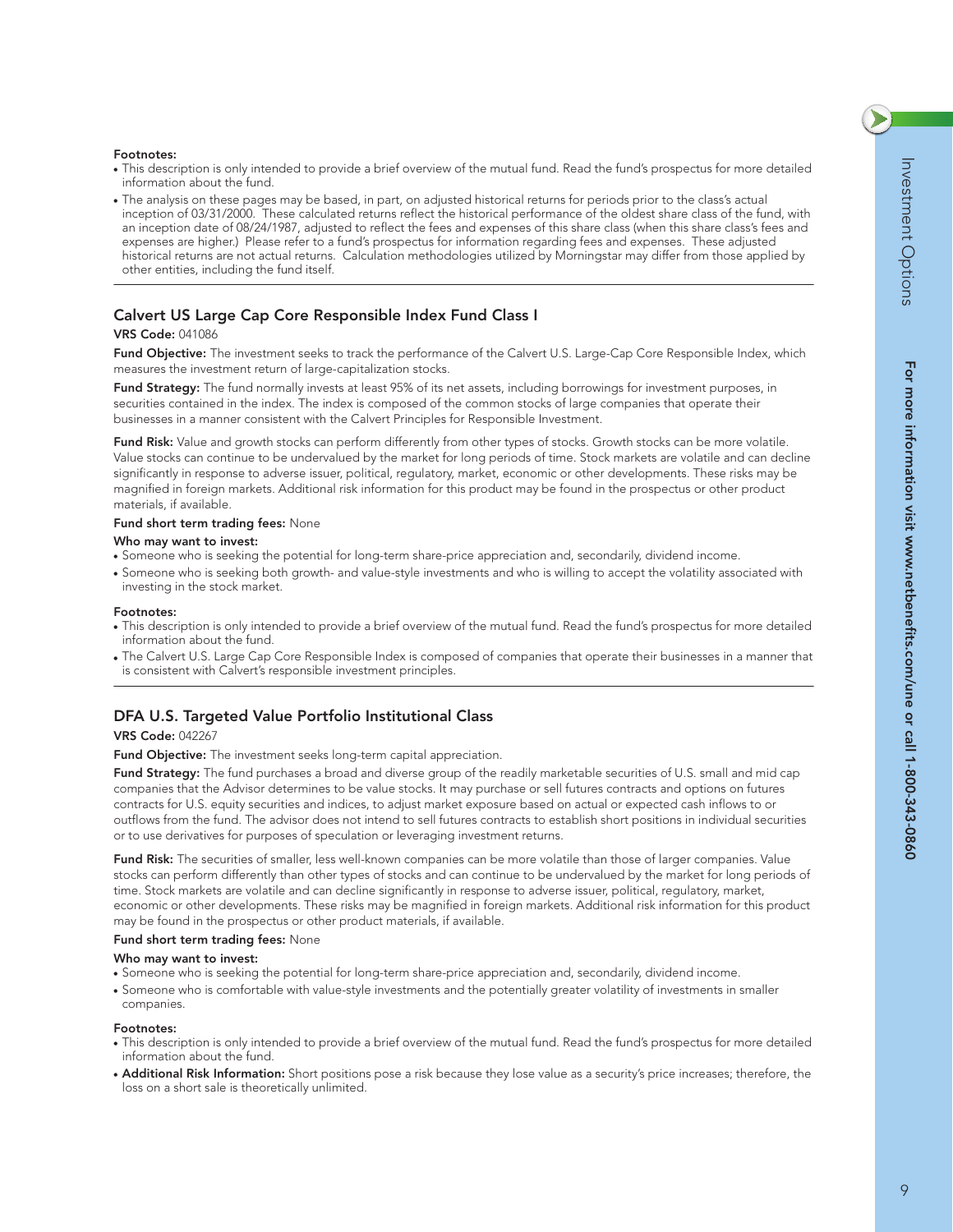**Footnotes:**

- This description is only intended to provide a brief overview of the mutual fund. Read the fund's prospectus for more detailed information about the fund.
- The analysis on these pages may be based, in part, on adjusted historical returns for periods prior to the class's actual inception of 03/31/2000. These calculated returns reflect the historical performance of the oldest share class of the fund, with an inception date of 08/24/1987, adjusted to reflect the fees and expenses of this share class (when this share class's fees and expenses are higher.) Please refer to a fund's prospectus for information regarding fees and expenses. These adjusted historical returns are not actual returns. Calculation methodologies utilized by Morningstar may differ from those applied by other entities, including the fund itself.

---

### Calvert US Large Cap Core Responsible Index Fund Class I

**VRS Code:** 041086

**Fund Objective:** The investment seeks to track the performance of the Calvert U.S. Large-Cap Core Responsible Index, which measures the investment return of large-capitalization stocks.

**Fund Strategy:** The fund normally invests at least 95% of its net assets, including borrowings for investment purposes, in securities contained in the index. The index is composed of the common stocks of large companies that operate their businesses in a manner consistent with the Calvert Principles for Responsible Investment.

**Fund Risk:** Value and growth stocks can perform differently from other types of stocks. Growth stocks can be more volatile. Value stocks can continue to be undervalued by the market for long periods of time. Stock markets are volatile and can decline significantly in response to adverse issuer, political, regulatory, market, economic or other developments. These risks may be magnified in foreign markets. Additional risk information for this product may be found in the prospectus or other product materials, if available.

**Fund short term trading fees:** None

**Who may want to invest:**

- Someone who is seeking the potential for long-term share-price appreciation and, secondarily, dividend income.
- Someone who is seeking both growth- and value-style investments and who is willing to accept the volatility associated with investing in the stock market.

**Footnotes:**

- This description is only intended to provide a brief overview of the mutual fund. Read the fund's prospectus for more detailed information about the fund.
- The Calvert U.S. Large Cap Core Responsible Index is composed of companies that operate their businesses in a manner that is consistent with Calvert's responsible investment principles.

---

### DFA U.S. Targeted Value Portfolio Institutional Class

**VRS Code:** 042267

**Fund Objective:** The investment seeks long-term capital appreciation.

**Fund Strategy:** The fund purchases a broad and diverse group of the readily marketable securities of U.S. small and mid cap companies that the Advisor determines to be value stocks. It may purchase or sell futures contracts and options on futures contracts for U.S. equity securities and indices, to adjust market exposure based on actual or expected cash inflows to or outflows from the fund. The advisor does not intend to sell futures contracts to establish short positions in individual securities or to use derivatives for purposes of speculation or leveraging investment returns.

**Fund Risk:** The securities of smaller, less well-known companies can be more volatile than those of larger companies. Value stocks can perform differently than other types of stocks and can continue to be undervalued by the market for long periods of time. Stock markets are volatile and can decline significantly in response to adverse issuer, political, regulatory, market, economic or other developments. These risks may be magnified in foreign markets. Additional risk information for this product may be found in the prospectus or other product materials, if available.

**Fund short term trading fees:** None

**Who may want to invest:**

- Someone who is seeking the potential for long-term share-price appreciation and, secondarily, dividend income.
- Someone who is comfortable with value-style investments and the potentially greater volatility of investments in smaller companies.

**Footnotes:**

- This description is only intended to provide a brief overview of the mutual fund. Read the fund's prospectus for more detailed information about the fund.
- **Additional Risk Information:** Short positions pose a risk because they lose value as a security's price increases; therefore, the loss on a short sale is theoretically unlimited.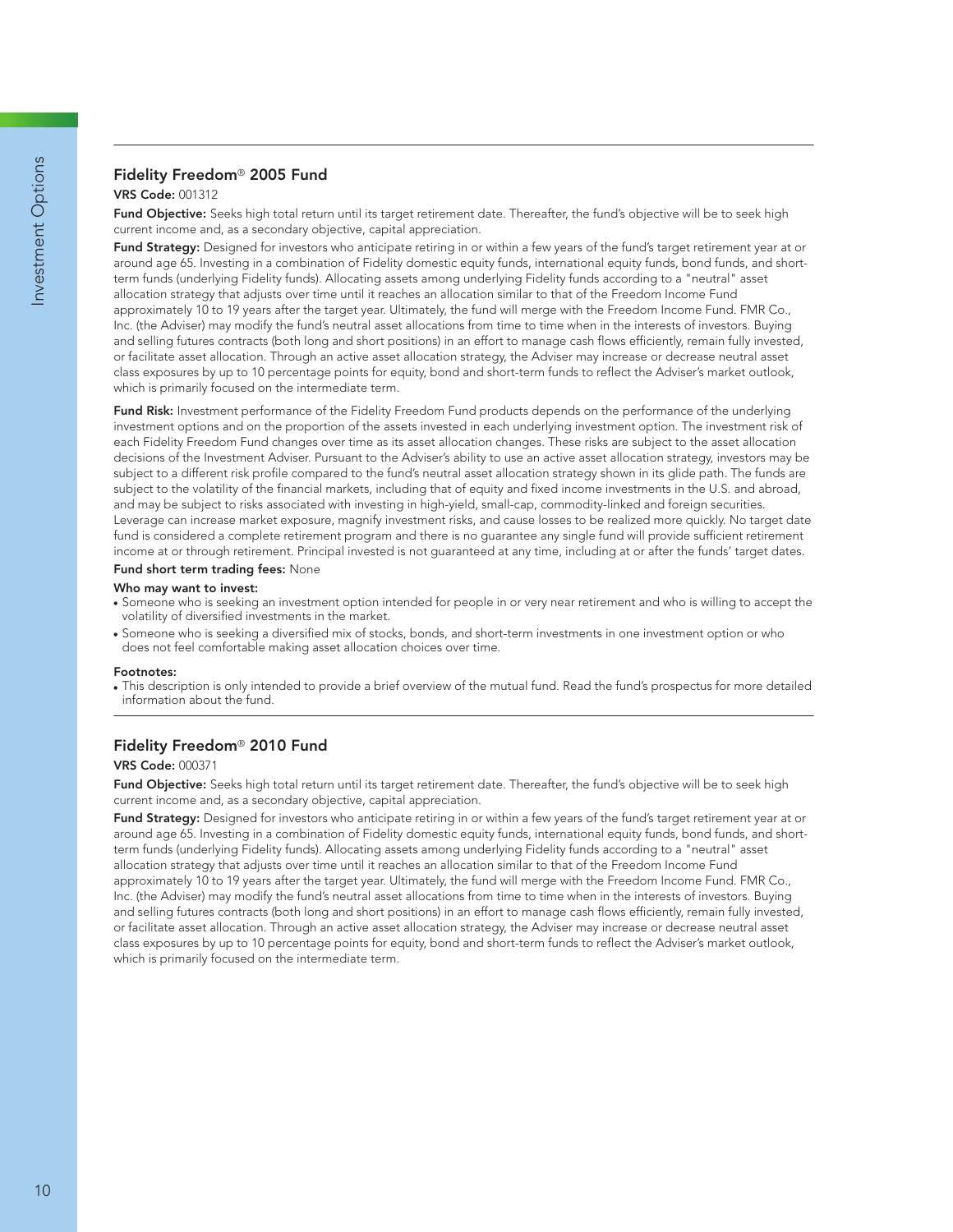## Fidelity Freedom® 2005 Fund

**VRS Code:** 001312

**Fund Objective:** Seeks high total return until its target retirement date. Thereafter, the fund's objective will be to seek high current income and, as a secondary objective, capital appreciation.

**Fund Strategy:** Designed for investors who anticipate retiring in or within a few years of the fund's target retirement year at or around age 65. Investing in a combination of Fidelity domestic equity funds, international equity funds, bond funds, and short-term funds (underlying Fidelity funds). Allocating assets among underlying Fidelity funds according to a "neutral" asset allocation strategy that adjusts over time until it reaches an allocation similar to that of the Freedom Income Fund approximately 10 to 19 years after the target year. Ultimately, the fund will merge with the Freedom Income Fund. FMR Co., Inc. (the Adviser) may modify the fund's neutral asset allocations from time to time when in the interests of investors. Buying and selling futures contracts (both long and short positions) in an effort to manage cash flows efficiently, remain fully invested, or facilitate asset allocation. Through an active asset allocation strategy, the Adviser may increase or decrease neutral asset class exposures by up to 10 percentage points for equity, bond and short-term funds to reflect the Adviser's market outlook, which is primarily focused on the intermediate term.

**Fund Risk:** Investment performance of the Fidelity Freedom Fund products depends on the performance of the underlying investment options and on the proportion of the assets invested in each underlying investment option. The investment risk of each Fidelity Freedom Fund changes over time as its asset allocation changes. These risks are subject to the asset allocation decisions of the Investment Adviser. Pursuant to the Adviser's ability to use an active asset allocation strategy, investors may be subject to a different risk profile compared to the fund's neutral asset allocation strategy shown in its glide path. The funds are subject to the volatility of the financial markets, including that of equity and fixed income investments in the U.S. and abroad, and may be subject to risks associated with investing in high-yield, small-cap, commodity-linked and foreign securities. Leverage can increase market exposure, magnify investment risks, and cause losses to be realized more quickly. No target date fund is considered a complete retirement program and there is no guarantee any single fund will provide sufficient retirement income at or through retirement. Principal invested is not guaranteed at any time, including at or after the funds' target dates.

**Fund short term trading fees:** None

**Who may want to invest:**

- Someone who is seeking an investment option intended for people in or very near retirement and who is willing to accept the volatility of diversified investments in the market.
- Someone who is seeking a diversified mix of stocks, bonds, and short-term investments in one investment option or who does not feel comfortable making asset allocation choices over time.

**Footnotes:**

- This description is only intended to provide a brief overview of the mutual fund. Read the fund's prospectus for more detailed information about the fund.

## Fidelity Freedom® 2010 Fund

**VRS Code:** 000371

**Fund Objective:** Seeks high total return until its target retirement date. Thereafter, the fund's objective will be to seek high current income and, as a secondary objective, capital appreciation.

**Fund Strategy:** Designed for investors who anticipate retiring in or within a few years of the fund's target retirement year at or around age 65. Investing in a combination of Fidelity domestic equity funds, international equity funds, bond funds, and short-term funds (underlying Fidelity funds). Allocating assets among underlying Fidelity funds according to a "neutral" asset allocation strategy that adjusts over time until it reaches an allocation similar to that of the Freedom Income Fund approximately 10 to 19 years after the target year. Ultimately, the fund will merge with the Freedom Income Fund. FMR Co., Inc. (the Adviser) may modify the fund's neutral asset allocations from time to time when in the interests of investors. Buying and selling futures contracts (both long and short positions) in an effort to manage cash flows efficiently, remain fully invested, or facilitate asset allocation. Through an active asset allocation strategy, the Adviser may increase or decrease neutral asset class exposures by up to 10 percentage points for equity, bond and short-term funds to reflect the Adviser's market outlook, which is primarily focused on the intermediate term.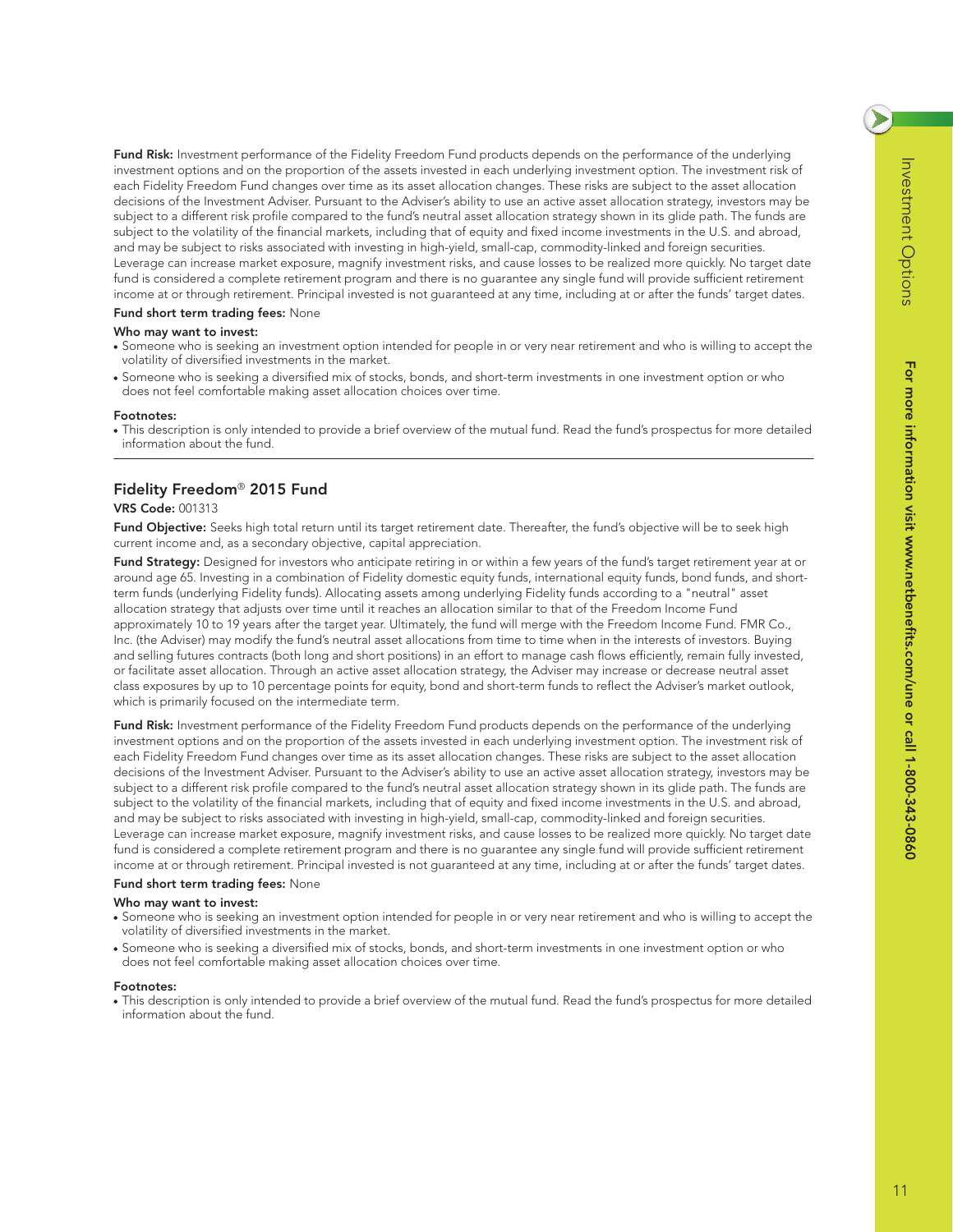**Fund Risk:** Investment performance of the Fidelity Freedom Fund products depends on the performance of the underlying investment options and on the proportion of the assets invested in each underlying investment option. The investment risk of each Fidelity Freedom Fund changes over time as its asset allocation changes. These risks are subject to the asset allocation decisions of the Investment Adviser. Pursuant to the Adviser's ability to use an active asset allocation strategy, investors may be subject to a different risk profile compared to the fund's neutral asset allocation strategy shown in its glide path. The funds are subject to the volatility of the financial markets, including that of equity and fixed income investments in the U.S. and abroad, and may be subject to risks associated with investing in high-yield, small-cap, commodity-linked and foreign securities. Leverage can increase market exposure, magnify investment risks, and cause losses to be realized more quickly. No target date fund is considered a complete retirement program and there is no guarantee any single fund will provide sufficient retirement income at or through retirement. Principal invested is not guaranteed at any time, including at or after the funds' target dates.

**Fund short term trading fees:** None

**Who may want to invest:**

- Someone who is seeking an investment option intended for people in or very near retirement and who is willing to accept the volatility of diversified investments in the market.
- Someone who is seeking a diversified mix of stocks, bonds, and short-term investments in one investment option or who does not feel comfortable making asset allocation choices over time.

**Footnotes:**

- This description is only intended to provide a brief overview of the mutual fund. Read the fund's prospectus for more detailed information about the fund.

---

## Fidelity Freedom® 2015 Fund

**VRS Code:** 001313

**Fund Objective:** Seeks high total return until its target retirement date. Thereafter, the fund's objective will be to seek high current income and, as a secondary objective, capital appreciation.

**Fund Strategy:** Designed for investors who anticipate retiring in or within a few years of the fund's target retirement year at or around age 65. Investing in a combination of Fidelity domestic equity funds, international equity funds, bond funds, and short-term funds (underlying Fidelity funds). Allocating assets among underlying Fidelity funds according to a "neutral" asset allocation strategy that adjusts over time until it reaches an allocation similar to that of the Freedom Income Fund approximately 10 to 19 years after the target year. Ultimately, the fund will merge with the Freedom Income Fund. FMR Co., Inc. (the Adviser) may modify the fund's neutral asset allocations from time to time when in the interests of investors. Buying and selling futures contracts (both long and short positions) in an effort to manage cash flows efficiently, remain fully invested, or facilitate asset allocation. Through an active asset allocation strategy, the Adviser may increase or decrease neutral asset class exposures by up to 10 percentage points for equity, bond and short-term funds to reflect the Adviser's market outlook, which is primarily focused on the intermediate term.

**Fund Risk:** Investment performance of the Fidelity Freedom Fund products depends on the performance of the underlying investment options and on the proportion of the assets invested in each underlying investment option. The investment risk of each Fidelity Freedom Fund changes over time as its asset allocation changes. These risks are subject to the asset allocation decisions of the Investment Adviser. Pursuant to the Adviser's ability to use an active asset allocation strategy, investors may be subject to a different risk profile compared to the fund's neutral asset allocation strategy shown in its glide path. The funds are subject to the volatility of the financial markets, including that of equity and fixed income investments in the U.S. and abroad, and may be subject to risks associated with investing in high-yield, small-cap, commodity-linked and foreign securities. Leverage can increase market exposure, magnify investment risks, and cause losses to be realized more quickly. No target date fund is considered a complete retirement program and there is no guarantee any single fund will provide sufficient retirement income at or through retirement. Principal invested is not guaranteed at any time, including at or after the funds' target dates.

**Fund short term trading fees:** None

**Who may want to invest:**

- Someone who is seeking an investment option intended for people in or very near retirement and who is willing to accept the volatility of diversified investments in the market.
- Someone who is seeking a diversified mix of stocks, bonds, and short-term investments in one investment option or who does not feel comfortable making asset allocation choices over time.

**Footnotes:**

- This description is only intended to provide a brief overview of the mutual fund. Read the fund's prospectus for more detailed information about the fund.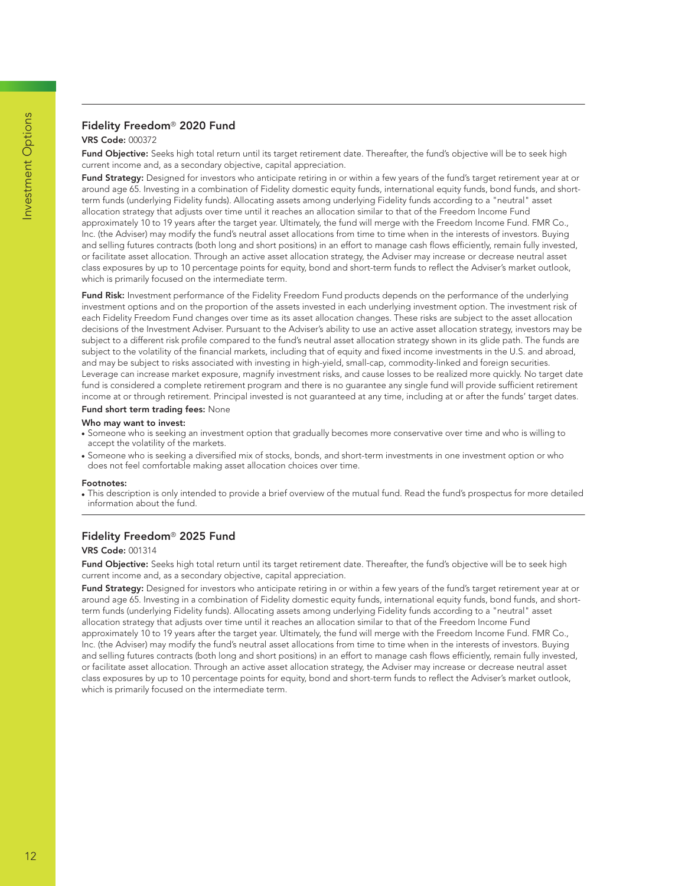## Fidelity Freedom® 2020 Fund

**VRS Code:** 000372

**Fund Objective:** Seeks high total return until its target retirement date. Thereafter, the fund's objective will be to seek high current income and, as a secondary objective, capital appreciation.

**Fund Strategy:** Designed for investors who anticipate retiring in or within a few years of the fund's target retirement year at or around age 65. Investing in a combination of Fidelity domestic equity funds, international equity funds, bond funds, and short-term funds (underlying Fidelity funds). Allocating assets among underlying Fidelity funds according to a "neutral" asset allocation strategy that adjusts over time until it reaches an allocation similar to that of the Freedom Income Fund approximately 10 to 19 years after the target year. Ultimately, the fund will merge with the Freedom Income Fund. FMR Co., Inc. (the Adviser) may modify the fund's neutral asset allocations from time to time when in the interests of investors. Buying and selling futures contracts (both long and short positions) in an effort to manage cash flows efficiently, remain fully invested, or facilitate asset allocation. Through an active asset allocation strategy, the Adviser may increase or decrease neutral asset class exposures by up to 10 percentage points for equity, bond and short-term funds to reflect the Adviser's market outlook, which is primarily focused on the intermediate term.

**Fund Risk:** Investment performance of the Fidelity Freedom Fund products depends on the performance of the underlying investment options and on the proportion of the assets invested in each underlying investment option. The investment risk of each Fidelity Freedom Fund changes over time as its asset allocation changes. These risks are subject to the asset allocation decisions of the Investment Adviser. Pursuant to the Adviser's ability to use an active asset allocation strategy, investors may be subject to a different risk profile compared to the fund's neutral asset allocation strategy shown in its glide path. The funds are subject to the volatility of the financial markets, including that of equity and fixed income investments in the U.S. and abroad, and may be subject to risks associated with investing in high-yield, small-cap, commodity-linked and foreign securities. Leverage can increase market exposure, magnify investment risks, and cause losses to be realized more quickly. No target date fund is considered a complete retirement program and there is no guarantee any single fund will provide sufficient retirement income at or through retirement. Principal invested is not guaranteed at any time, including at or after the funds' target dates.

**Fund short term trading fees:** None

**Who may want to invest:**

- Someone who is seeking an investment option that gradually becomes more conservative over time and who is willing to accept the volatility of the markets.
- Someone who is seeking a diversified mix of stocks, bonds, and short-term investments in one investment option or who does not feel comfortable making asset allocation choices over time.

**Footnotes:**

- This description is only intended to provide a brief overview of the mutual fund. Read the fund's prospectus for more detailed information about the fund.

## Fidelity Freedom® 2025 Fund

**VRS Code:** 001314

**Fund Objective:** Seeks high total return until its target retirement date. Thereafter, the fund's objective will be to seek high current income and, as a secondary objective, capital appreciation.

**Fund Strategy:** Designed for investors who anticipate retiring in or within a few years of the fund's target retirement year at or around age 65. Investing in a combination of Fidelity domestic equity funds, international equity funds, bond funds, and short-term funds (underlying Fidelity funds). Allocating assets among underlying Fidelity funds according to a "neutral" asset allocation strategy that adjusts over time until it reaches an allocation similar to that of the Freedom Income Fund approximately 10 to 19 years after the target year. Ultimately, the fund will merge with the Freedom Income Fund. FMR Co., Inc. (the Adviser) may modify the fund's neutral asset allocations from time to time when in the interests of investors. Buying and selling futures contracts (both long and short positions) in an effort to manage cash flows efficiently, remain fully invested, or facilitate asset allocation. Through an active asset allocation strategy, the Adviser may increase or decrease neutral asset class exposures by up to 10 percentage points for equity, bond and short-term funds to reflect the Adviser's market outlook, which is primarily focused on the intermediate term.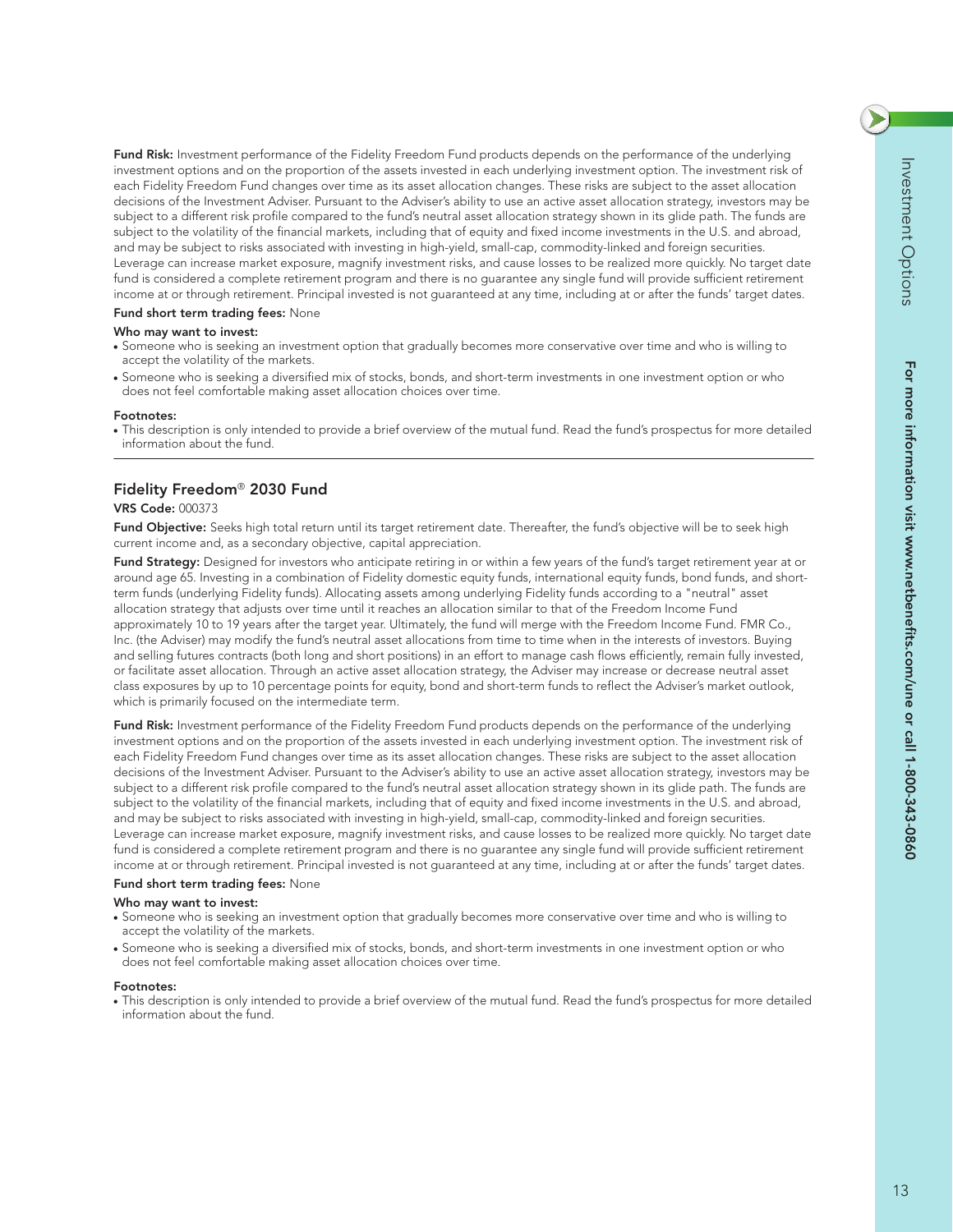**Fund Risk:** Investment performance of the Fidelity Freedom Fund products depends on the performance of the underlying investment options and on the proportion of the assets invested in each underlying investment option. The investment risk of each Fidelity Freedom Fund changes over time as its asset allocation changes. These risks are subject to the asset allocation decisions of the Investment Adviser. Pursuant to the Adviser's ability to use an active asset allocation strategy, investors may be subject to a different risk profile compared to the fund's neutral asset allocation strategy shown in its glide path. The funds are subject to the volatility of the financial markets, including that of equity and fixed income investments in the U.S. and abroad, and may be subject to risks associated with investing in high-yield, small-cap, commodity-linked and foreign securities. Leverage can increase market exposure, magnify investment risks, and cause losses to be realized more quickly. No target date fund is considered a complete retirement program and there is no guarantee any single fund will provide sufficient retirement income at or through retirement. Principal invested is not guaranteed at any time, including at or after the funds' target dates.

**Fund short term trading fees:** None

**Who may want to invest:**

- Someone who is seeking an investment option that gradually becomes more conservative over time and who is willing to accept the volatility of the markets.
- Someone who is seeking a diversified mix of stocks, bonds, and short-term investments in one investment option or who does not feel comfortable making asset allocation choices over time.

**Footnotes:**

- This description is only intended to provide a brief overview of the mutual fund. Read the fund's prospectus for more detailed information about the fund.

---

## Fidelity Freedom® 2030 Fund

**VRS Code:** 000373

**Fund Objective:** Seeks high total return until its target retirement date. Thereafter, the fund's objective will be to seek high current income and, as a secondary objective, capital appreciation.

**Fund Strategy:** Designed for investors who anticipate retiring in or within a few years of the fund's target retirement year at or around age 65. Investing in a combination of Fidelity domestic equity funds, international equity funds, bond funds, and short-term funds (underlying Fidelity funds). Allocating assets among underlying Fidelity funds according to a "neutral" asset allocation strategy that adjusts over time until it reaches an allocation similar to that of the Freedom Income Fund approximately 10 to 19 years after the target year. Ultimately, the fund will merge with the Freedom Income Fund. FMR Co., Inc. (the Adviser) may modify the fund's neutral asset allocations from time to time when in the interests of investors. Buying and selling futures contracts (both long and short positions) in an effort to manage cash flows efficiently, remain fully invested, or facilitate asset allocation. Through an active asset allocation strategy, the Adviser may increase or decrease neutral asset class exposures by up to 10 percentage points for equity, bond and short-term funds to reflect the Adviser's market outlook, which is primarily focused on the intermediate term.

**Fund Risk:** Investment performance of the Fidelity Freedom Fund products depends on the performance of the underlying investment options and on the proportion of the assets invested in each underlying investment option. The investment risk of each Fidelity Freedom Fund changes over time as its asset allocation changes. These risks are subject to the asset allocation decisions of the Investment Adviser. Pursuant to the Adviser's ability to use an active asset allocation strategy, investors may be subject to a different risk profile compared to the fund's neutral asset allocation strategy shown in its glide path. The funds are subject to the volatility of the financial markets, including that of equity and fixed income investments in the U.S. and abroad, and may be subject to risks associated with investing in high-yield, small-cap, commodity-linked and foreign securities. Leverage can increase market exposure, magnify investment risks, and cause losses to be realized more quickly. No target date fund is considered a complete retirement program and there is no guarantee any single fund will provide sufficient retirement income at or through retirement. Principal invested is not guaranteed at any time, including at or after the funds' target dates.

**Fund short term trading fees:** None

**Who may want to invest:**

- Someone who is seeking an investment option that gradually becomes more conservative over time and who is willing to accept the volatility of the markets.
- Someone who is seeking a diversified mix of stocks, bonds, and short-term investments in one investment option or who does not feel comfortable making asset allocation choices over time.

**Footnotes:**

- This description is only intended to provide a brief overview of the mutual fund. Read the fund's prospectus for more detailed information about the fund.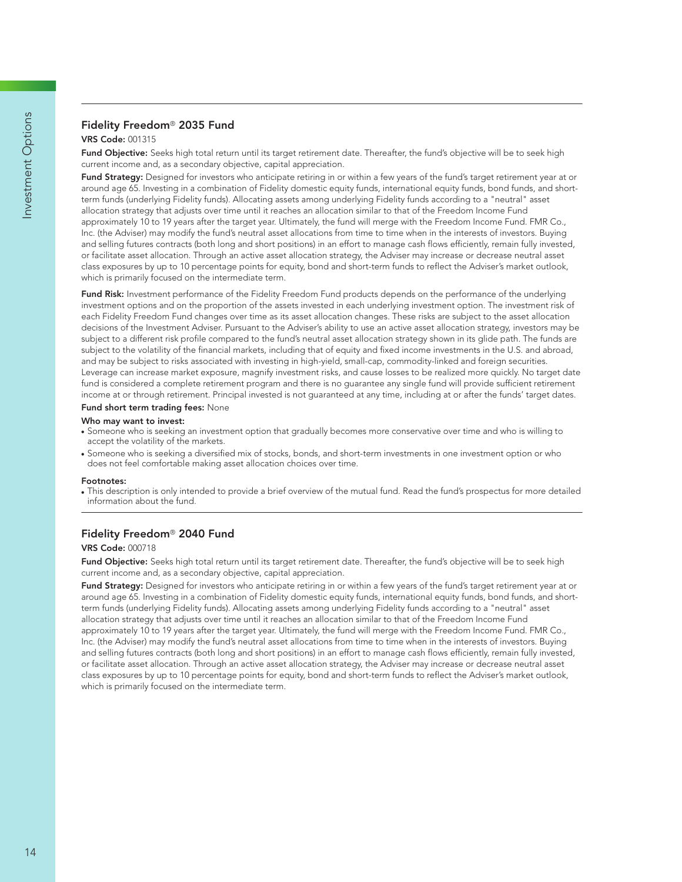## Fidelity Freedom® 2035 Fund

**VRS Code:** 001315

**Fund Objective:** Seeks high total return until its target retirement date. Thereafter, the fund's objective will be to seek high current income and, as a secondary objective, capital appreciation.

**Fund Strategy:** Designed for investors who anticipate retiring in or within a few years of the fund's target retirement year at or around age 65. Investing in a combination of Fidelity domestic equity funds, international equity funds, bond funds, and short-term funds (underlying Fidelity funds). Allocating assets among underlying Fidelity funds according to a "neutral" asset allocation strategy that adjusts over time until it reaches an allocation similar to that of the Freedom Income Fund approximately 10 to 19 years after the target year. Ultimately, the fund will merge with the Freedom Income Fund. FMR Co., Inc. (the Adviser) may modify the fund's neutral asset allocations from time to time when in the interests of investors. Buying and selling futures contracts (both long and short positions) in an effort to manage cash flows efficiently, remain fully invested, or facilitate asset allocation. Through an active asset allocation strategy, the Adviser may increase or decrease neutral asset class exposures by up to 10 percentage points for equity, bond and short-term funds to reflect the Adviser's market outlook, which is primarily focused on the intermediate term.

**Fund Risk:** Investment performance of the Fidelity Freedom Fund products depends on the performance of the underlying investment options and on the proportion of the assets invested in each underlying investment option. The investment risk of each Fidelity Freedom Fund changes over time as its asset allocation changes. These risks are subject to the asset allocation decisions of the Investment Adviser. Pursuant to the Adviser's ability to use an active asset allocation strategy, investors may be subject to a different risk profile compared to the fund's neutral asset allocation strategy shown in its glide path. The funds are subject to the volatility of the financial markets, including that of equity and fixed income investments in the U.S. and abroad, and may be subject to risks associated with investing in high-yield, small-cap, commodity-linked and foreign securities. Leverage can increase market exposure, magnify investment risks, and cause losses to be realized more quickly. No target date fund is considered a complete retirement program and there is no guarantee any single fund will provide sufficient retirement income at or through retirement. Principal invested is not guaranteed at any time, including at or after the funds' target dates.

**Fund short term trading fees:** None

**Who may want to invest:**

- Someone who is seeking an investment option that gradually becomes more conservative over time and who is willing to accept the volatility of the markets.
- Someone who is seeking a diversified mix of stocks, bonds, and short-term investments in one investment option or who does not feel comfortable making asset allocation choices over time.

**Footnotes:**

- This description is only intended to provide a brief overview of the mutual fund. Read the fund's prospectus for more detailed information about the fund.

## Fidelity Freedom® 2040 Fund

**VRS Code:** 000718

**Fund Objective:** Seeks high total return until its target retirement date. Thereafter, the fund's objective will be to seek high current income and, as a secondary objective, capital appreciation.

**Fund Strategy:** Designed for investors who anticipate retiring in or within a few years of the fund's target retirement year at or around age 65. Investing in a combination of Fidelity domestic equity funds, international equity funds, bond funds, and short-term funds (underlying Fidelity funds). Allocating assets among underlying Fidelity funds according to a "neutral" asset allocation strategy that adjusts over time until it reaches an allocation similar to that of the Freedom Income Fund approximately 10 to 19 years after the target year. Ultimately, the fund will merge with the Freedom Income Fund. FMR Co., Inc. (the Adviser) may modify the fund's neutral asset allocations from time to time when in the interests of investors. Buying and selling futures contracts (both long and short positions) in an effort to manage cash flows efficiently, remain fully invested, or facilitate asset allocation. Through an active asset allocation strategy, the Adviser may increase or decrease neutral asset class exposures by up to 10 percentage points for equity, bond and short-term funds to reflect the Adviser's market outlook, which is primarily focused on the intermediate term.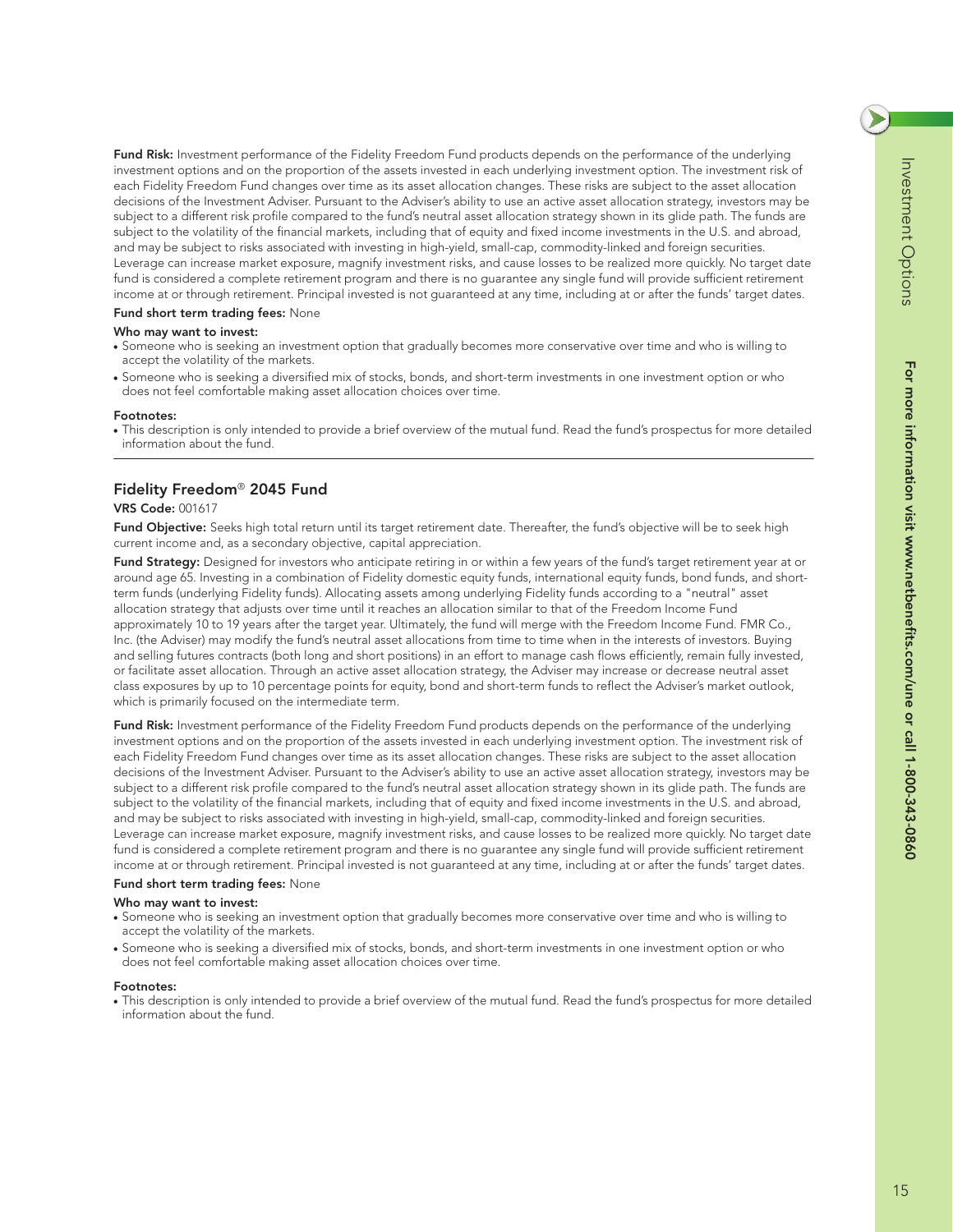**Fund Risk:** Investment performance of the Fidelity Freedom Fund products depends on the performance of the underlying investment options and on the proportion of the assets invested in each underlying investment option. The investment risk of each Fidelity Freedom Fund changes over time as its asset allocation changes. These risks are subject to the asset allocation decisions of the Investment Adviser. Pursuant to the Adviser's ability to use an active asset allocation strategy, investors may be subject to a different risk profile compared to the fund's neutral asset allocation strategy shown in its glide path. The funds are subject to the volatility of the financial markets, including that of equity and fixed income investments in the U.S. and abroad, and may be subject to risks associated with investing in high-yield, small-cap, commodity-linked and foreign securities. Leverage can increase market exposure, magnify investment risks, and cause losses to be realized more quickly. No target date fund is considered a complete retirement program and there is no guarantee any single fund will provide sufficient retirement income at or through retirement. Principal invested is not guaranteed at any time, including at or after the funds' target dates.

**Fund short term trading fees:** None

**Who may want to invest:**

- Someone who is seeking an investment option that gradually becomes more conservative over time and who is willing to accept the volatility of the markets.
- Someone who is seeking a diversified mix of stocks, bonds, and short-term investments in one investment option or who does not feel comfortable making asset allocation choices over time.

**Footnotes:**

- This description is only intended to provide a brief overview of the mutual fund. Read the fund's prospectus for more detailed information about the fund.

---

## Fidelity Freedom® 2045 Fund

**VRS Code:** 001617

**Fund Objective:** Seeks high total return until its target retirement date. Thereafter, the fund's objective will be to seek high current income and, as a secondary objective, capital appreciation.

**Fund Strategy:** Designed for investors who anticipate retiring in or within a few years of the fund's target retirement year at or around age 65. Investing in a combination of Fidelity domestic equity funds, international equity funds, bond funds, and short-term funds (underlying Fidelity funds). Allocating assets among underlying Fidelity funds according to a "neutral" asset allocation strategy that adjusts over time until it reaches an allocation similar to that of the Freedom Income Fund approximately 10 to 19 years after the target year. Ultimately, the fund will merge with the Freedom Income Fund. FMR Co., Inc. (the Adviser) may modify the fund's neutral asset allocations from time to time when in the interests of investors. Buying and selling futures contracts (both long and short positions) in an effort to manage cash flows efficiently, remain fully invested, or facilitate asset allocation. Through an active asset allocation strategy, the Adviser may increase or decrease neutral asset class exposures by up to 10 percentage points for equity, bond and short-term funds to reflect the Adviser's market outlook, which is primarily focused on the intermediate term.

**Fund Risk:** Investment performance of the Fidelity Freedom Fund products depends on the performance of the underlying investment options and on the proportion of the assets invested in each underlying investment option. The investment risk of each Fidelity Freedom Fund changes over time as its asset allocation changes. These risks are subject to the asset allocation decisions of the Investment Adviser. Pursuant to the Adviser's ability to use an active asset allocation strategy, investors may be subject to a different risk profile compared to the fund's neutral asset allocation strategy shown in its glide path. The funds are subject to the volatility of the financial markets, including that of equity and fixed income investments in the U.S. and abroad, and may be subject to risks associated with investing in high-yield, small-cap, commodity-linked and foreign securities. Leverage can increase market exposure, magnify investment risks, and cause losses to be realized more quickly. No target date fund is considered a complete retirement program and there is no guarantee any single fund will provide sufficient retirement income at or through retirement. Principal invested is not guaranteed at any time, including at or after the funds' target dates.

**Fund short term trading fees:** None

**Who may want to invest:**

- Someone who is seeking an investment option that gradually becomes more conservative over time and who is willing to accept the volatility of the markets.
- Someone who is seeking a diversified mix of stocks, bonds, and short-term investments in one investment option or who does not feel comfortable making asset allocation choices over time.

**Footnotes:**

- This description is only intended to provide a brief overview of the mutual fund. Read the fund's prospectus for more detailed information about the fund.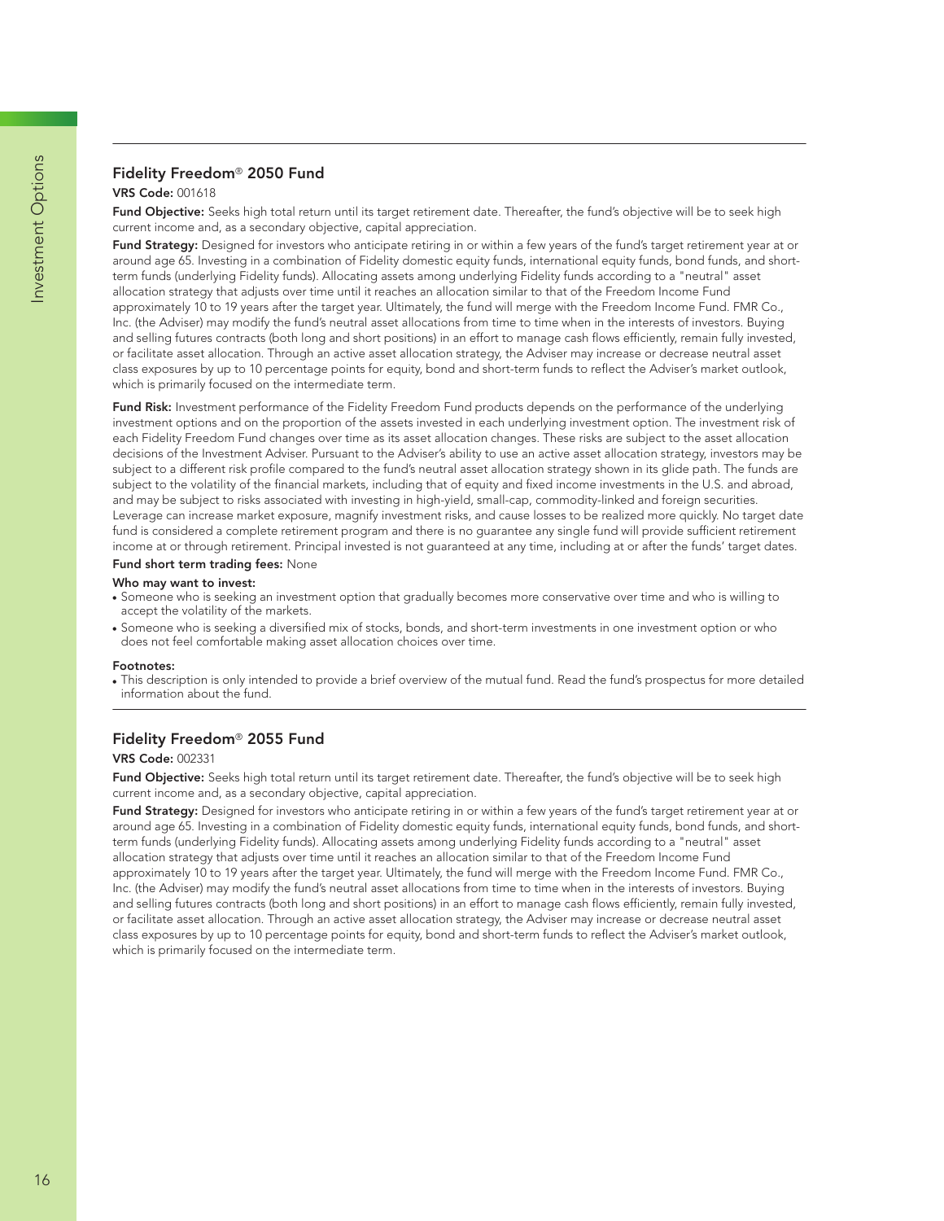## Fidelity Freedom® 2050 Fund

**VRS Code:** 001618

**Fund Objective:** Seeks high total return until its target retirement date. Thereafter, the fund's objective will be to seek high current income and, as a secondary objective, capital appreciation.

**Fund Strategy:** Designed for investors who anticipate retiring in or within a few years of the fund's target retirement year at or around age 65. Investing in a combination of Fidelity domestic equity funds, international equity funds, bond funds, and short-term funds (underlying Fidelity funds). Allocating assets among underlying Fidelity funds according to a "neutral" asset allocation strategy that adjusts over time until it reaches an allocation similar to that of the Freedom Income Fund approximately 10 to 19 years after the target year. Ultimately, the fund will merge with the Freedom Income Fund. FMR Co., Inc. (the Adviser) may modify the fund's neutral asset allocations from time to time when in the interests of investors. Buying and selling futures contracts (both long and short positions) in an effort to manage cash flows efficiently, remain fully invested, or facilitate asset allocation. Through an active asset allocation strategy, the Adviser may increase or decrease neutral asset class exposures by up to 10 percentage points for equity, bond and short-term funds to reflect the Adviser's market outlook, which is primarily focused on the intermediate term.

**Fund Risk:** Investment performance of the Fidelity Freedom Fund products depends on the performance of the underlying investment options and on the proportion of the assets invested in each underlying investment option. The investment risk of each Fidelity Freedom Fund changes over time as its asset allocation changes. These risks are subject to the asset allocation decisions of the Investment Adviser. Pursuant to the Adviser's ability to use an active asset allocation strategy, investors may be subject to a different risk profile compared to the fund's neutral asset allocation strategy shown in its glide path. The funds are subject to the volatility of the financial markets, including that of equity and fixed income investments in the U.S. and abroad, and may be subject to risks associated with investing in high-yield, small-cap, commodity-linked and foreign securities. Leverage can increase market exposure, magnify investment risks, and cause losses to be realized more quickly. No target date fund is considered a complete retirement program and there is no guarantee any single fund will provide sufficient retirement income at or through retirement. Principal invested is not guaranteed at any time, including at or after the funds' target dates.

**Fund short term trading fees:** None

**Who may want to invest:**

- Someone who is seeking an investment option that gradually becomes more conservative over time and who is willing to accept the volatility of the markets.
- Someone who is seeking a diversified mix of stocks, bonds, and short-term investments in one investment option or who does not feel comfortable making asset allocation choices over time.

**Footnotes:**

- This description is only intended to provide a brief overview of the mutual fund. Read the fund's prospectus for more detailed information about the fund.

## Fidelity Freedom® 2055 Fund

**VRS Code:** 002331

**Fund Objective:** Seeks high total return until its target retirement date. Thereafter, the fund's objective will be to seek high current income and, as a secondary objective, capital appreciation.

**Fund Strategy:** Designed for investors who anticipate retiring in or within a few years of the fund's target retirement year at or around age 65. Investing in a combination of Fidelity domestic equity funds, international equity funds, bond funds, and short-term funds (underlying Fidelity funds). Allocating assets among underlying Fidelity funds according to a "neutral" asset allocation strategy that adjusts over time until it reaches an allocation similar to that of the Freedom Income Fund approximately 10 to 19 years after the target year. Ultimately, the fund will merge with the Freedom Income Fund. FMR Co., Inc. (the Adviser) may modify the fund's neutral asset allocations from time to time when in the interests of investors. Buying and selling futures contracts (both long and short positions) in an effort to manage cash flows efficiently, remain fully invested, or facilitate asset allocation. Through an active asset allocation strategy, the Adviser may increase or decrease neutral asset class exposures by up to 10 percentage points for equity, bond and short-term funds to reflect the Adviser's market outlook, which is primarily focused on the intermediate term.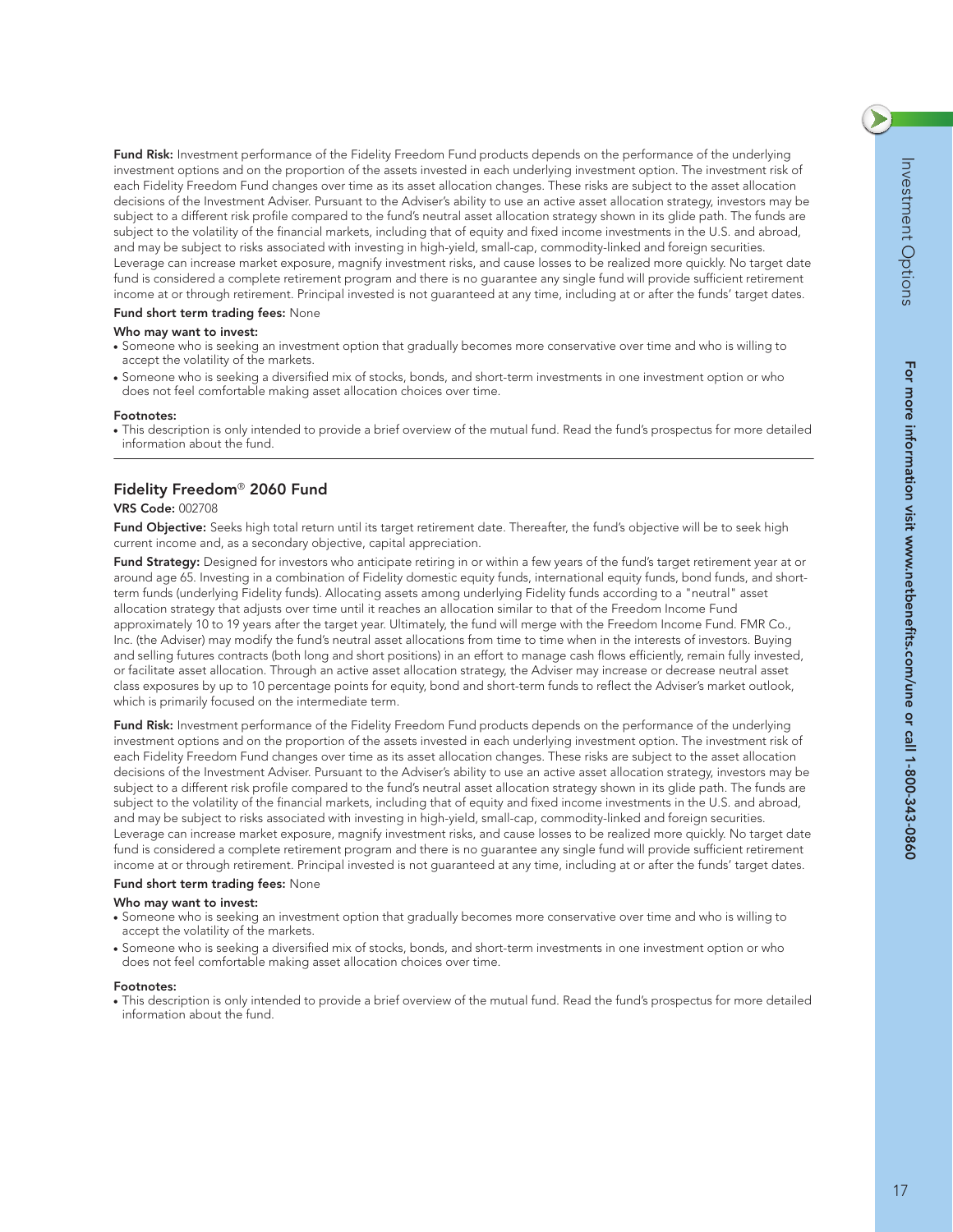**Fund Risk:** Investment performance of the Fidelity Freedom Fund products depends on the performance of the underlying investment options and on the proportion of the assets invested in each underlying investment option. The investment risk of each Fidelity Freedom Fund changes over time as its asset allocation changes. These risks are subject to the asset allocation decisions of the Investment Adviser. Pursuant to the Adviser's ability to use an active asset allocation strategy, investors may be subject to a different risk profile compared to the fund's neutral asset allocation strategy shown in its glide path. The funds are subject to the volatility of the financial markets, including that of equity and fixed income investments in the U.S. and abroad, and may be subject to risks associated with investing in high-yield, small-cap, commodity-linked and foreign securities. Leverage can increase market exposure, magnify investment risks, and cause losses to be realized more quickly. No target date fund is considered a complete retirement program and there is no guarantee any single fund will provide sufficient retirement income at or through retirement. Principal invested is not guaranteed at any time, including at or after the funds' target dates.

**Fund short term trading fees:** None

**Who may want to invest:**

- Someone who is seeking an investment option that gradually becomes more conservative over time and who is willing to accept the volatility of the markets.
- Someone who is seeking a diversified mix of stocks, bonds, and short-term investments in one investment option or who does not feel comfortable making asset allocation choices over time.

**Footnotes:**

- This description is only intended to provide a brief overview of the mutual fund. Read the fund's prospectus for more detailed information about the fund.

---

## Fidelity Freedom® 2060 Fund

**VRS Code:** 002708

**Fund Objective:** Seeks high total return until its target retirement date. Thereafter, the fund's objective will be to seek high current income and, as a secondary objective, capital appreciation.

**Fund Strategy:** Designed for investors who anticipate retiring in or within a few years of the fund's target retirement year at or around age 65. Investing in a combination of Fidelity domestic equity funds, international equity funds, bond funds, and short-term funds (underlying Fidelity funds). Allocating assets among underlying Fidelity funds according to a "neutral" asset allocation strategy that adjusts over time until it reaches an allocation similar to that of the Freedom Income Fund approximately 10 to 19 years after the target year. Ultimately, the fund will merge with the Freedom Income Fund. FMR Co., Inc. (the Adviser) may modify the fund's neutral asset allocations from time to time when in the interests of investors. Buying and selling futures contracts (both long and short positions) in an effort to manage cash flows efficiently, remain fully invested, or facilitate asset allocation. Through an active asset allocation strategy, the Adviser may increase or decrease neutral asset class exposures by up to 10 percentage points for equity, bond and short-term funds to reflect the Adviser's market outlook, which is primarily focused on the intermediate term.

**Fund Risk:** Investment performance of the Fidelity Freedom Fund products depends on the performance of the underlying investment options and on the proportion of the assets invested in each underlying investment option. The investment risk of each Fidelity Freedom Fund changes over time as its asset allocation changes. These risks are subject to the asset allocation decisions of the Investment Adviser. Pursuant to the Adviser's ability to use an active asset allocation strategy, investors may be subject to a different risk profile compared to the fund's neutral asset allocation strategy shown in its glide path. The funds are subject to the volatility of the financial markets, including that of equity and fixed income investments in the U.S. and abroad, and may be subject to risks associated with investing in high-yield, small-cap, commodity-linked and foreign securities. Leverage can increase market exposure, magnify investment risks, and cause losses to be realized more quickly. No target date fund is considered a complete retirement program and there is no guarantee any single fund will provide sufficient retirement income at or through retirement. Principal invested is not guaranteed at any time, including at or after the funds' target dates.

**Fund short term trading fees:** None

**Who may want to invest:**

- Someone who is seeking an investment option that gradually becomes more conservative over time and who is willing to accept the volatility of the markets.
- Someone who is seeking a diversified mix of stocks, bonds, and short-term investments in one investment option or who does not feel comfortable making asset allocation choices over time.

**Footnotes:**

- This description is only intended to provide a brief overview of the mutual fund. Read the fund's prospectus for more detailed information about the fund.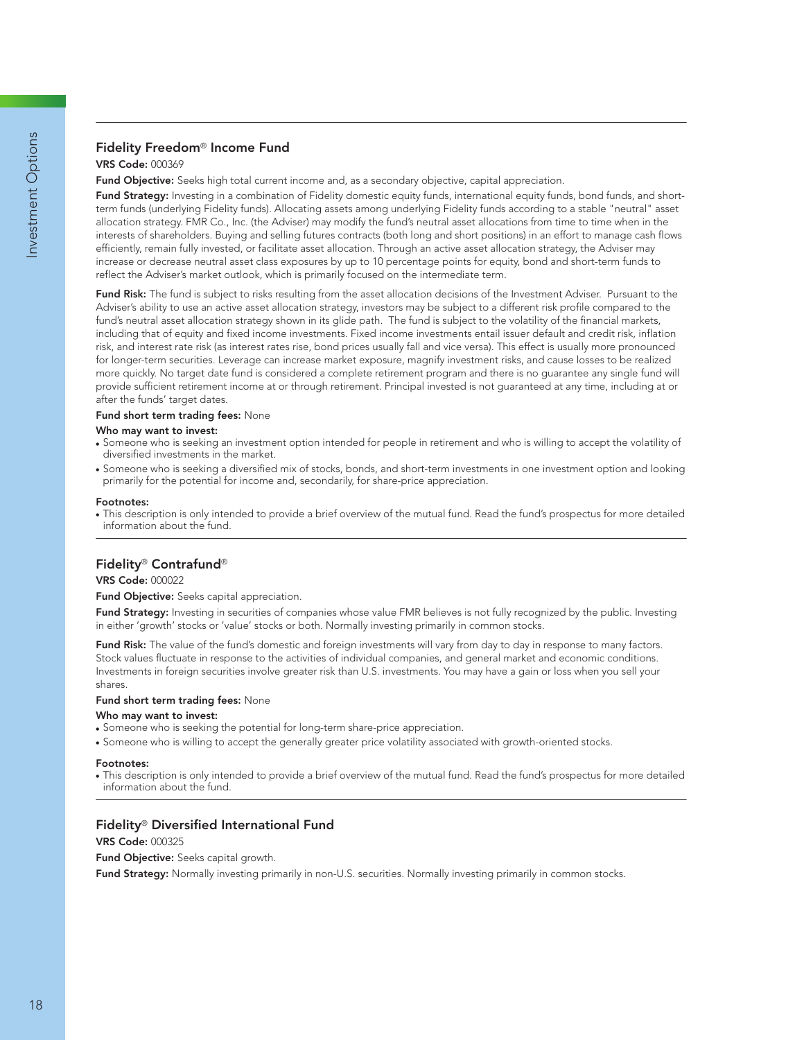## Fidelity Freedom® Income Fund

**VRS Code:** 000369

**Fund Objective:** Seeks high total current income and, as a secondary objective, capital appreciation.

**Fund Strategy:** Investing in a combination of Fidelity domestic equity funds, international equity funds, bond funds, and short-term funds (underlying Fidelity funds). Allocating assets among underlying Fidelity funds according to a stable "neutral" asset allocation strategy. FMR Co., Inc. (the Adviser) may modify the fund's neutral asset allocations from time to time when in the interests of shareholders. Buying and selling futures contracts (both long and short positions) in an effort to manage cash flows efficiently, remain fully invested, or facilitate asset allocation. Through an active asset allocation strategy, the Adviser may increase or decrease neutral asset class exposures by up to 10 percentage points for equity, bond and short-term funds to reflect the Adviser's market outlook, which is primarily focused on the intermediate term.

**Fund Risk:** The fund is subject to risks resulting from the asset allocation decisions of the Investment Adviser. Pursuant to the Adviser's ability to use an active asset allocation strategy, investors may be subject to a different risk profile compared to the fund's neutral asset allocation strategy shown in its glide path. The fund is subject to the volatility of the financial markets, including that of equity and fixed income investments. Fixed income investments entail issuer default and credit risk, inflation risk, and interest rate risk (as interest rates rise, bond prices usually fall and vice versa). This effect is usually more pronounced for longer-term securities. Leverage can increase market exposure, magnify investment risks, and cause losses to be realized more quickly. No target date fund is considered a complete retirement program and there is no guarantee any single fund will provide sufficient retirement income at or through retirement. Principal invested is not guaranteed at any time, including at or after the funds' target dates.

**Fund short term trading fees:** None

**Who may want to invest:**

- Someone who is seeking an investment option intended for people in retirement and who is willing to accept the volatility of diversified investments in the market.
- Someone who is seeking a diversified mix of stocks, bonds, and short-term investments in one investment option and looking primarily for the potential for income and, secondarily, for share-price appreciation.

**Footnotes:**

- This description is only intended to provide a brief overview of the mutual fund. Read the fund's prospectus for more detailed information about the fund.

## Fidelity® Contrafund®

**VRS Code:** 000022

**Fund Objective:** Seeks capital appreciation.

**Fund Strategy:** Investing in securities of companies whose value FMR believes is not fully recognized by the public. Investing in either 'growth' stocks or 'value' stocks or both. Normally investing primarily in common stocks.

**Fund Risk:** The value of the fund's domestic and foreign investments will vary from day to day in response to many factors. Stock values fluctuate in response to the activities of individual companies, and general market and economic conditions. Investments in foreign securities involve greater risk than U.S. investments. You may have a gain or loss when you sell your shares.

**Fund short term trading fees:** None

**Who may want to invest:**

- Someone who is seeking the potential for long-term share-price appreciation.
- Someone who is willing to accept the generally greater price volatility associated with growth-oriented stocks.

**Footnotes:**

- This description is only intended to provide a brief overview of the mutual fund. Read the fund's prospectus for more detailed information about the fund.

## Fidelity® Diversified International Fund

**VRS Code:** 000325

**Fund Objective:** Seeks capital growth.

**Fund Strategy:** Normally investing primarily in non-U.S. securities. Normally investing primarily in common stocks.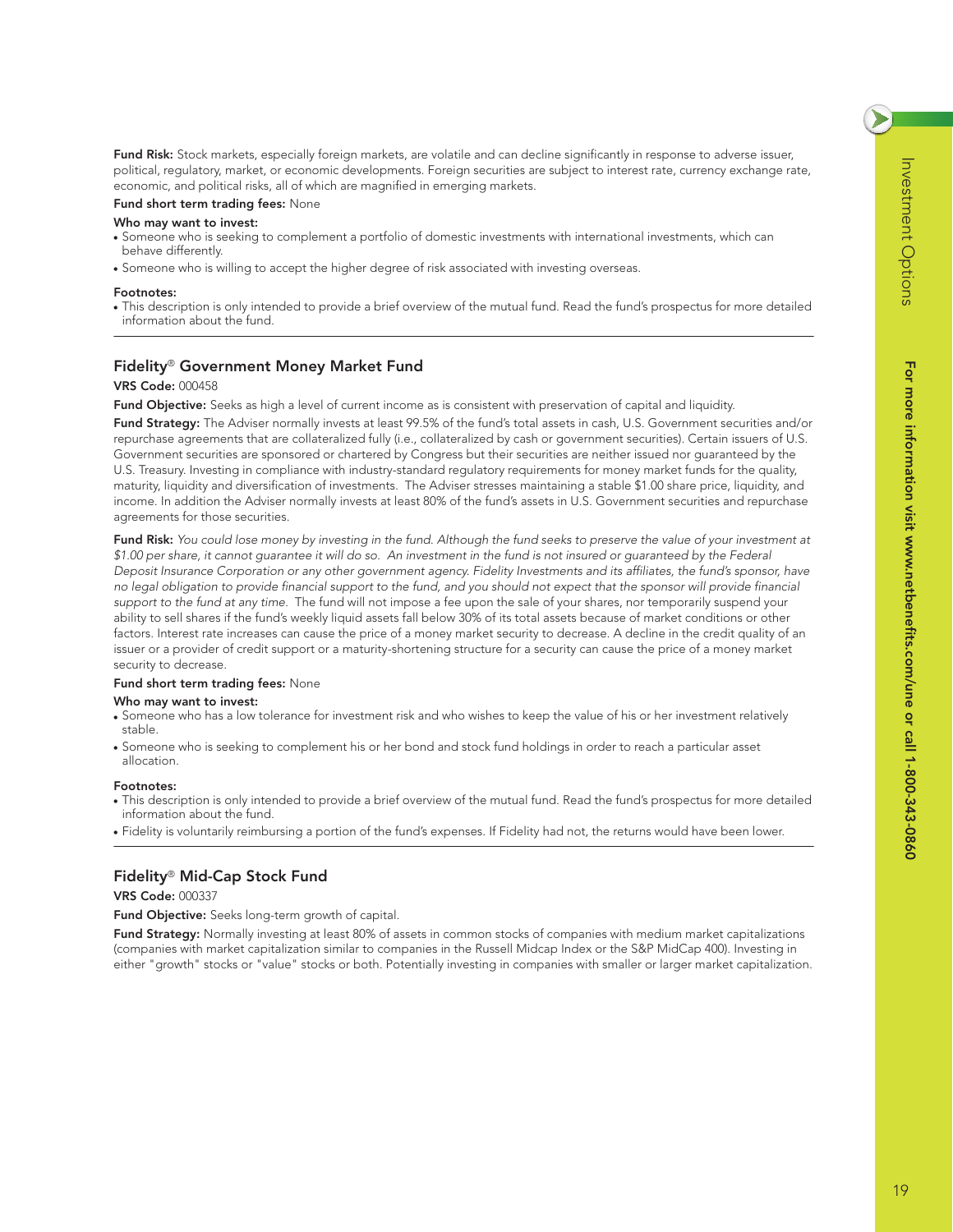**Fund Risk:** Stock markets, especially foreign markets, are volatile and can decline significantly in response to adverse issuer, political, regulatory, market, or economic developments. Foreign securities are subject to interest rate, currency exchange rate, economic, and political risks, all of which are magnified in emerging markets.

**Fund short term trading fees:** None

**Who may want to invest:**

- Someone who is seeking to complement a portfolio of domestic investments with international investments, which can behave differently.
- Someone who is willing to accept the higher degree of risk associated with investing overseas.

**Footnotes:**

- This description is only intended to provide a brief overview of the mutual fund. Read the fund's prospectus for more detailed information about the fund.

---

## Fidelity® Government Money Market Fund

**VRS Code:** 000458

**Fund Objective:** Seeks as high a level of current income as is consistent with preservation of capital and liquidity.

**Fund Strategy:** The Adviser normally invests at least 99.5% of the fund's total assets in cash, U.S. Government securities and/or repurchase agreements that are collateralized fully (i.e., collateralized by cash or government securities). Certain issuers of U.S. Government securities are sponsored or chartered by Congress but their securities are neither issued nor guaranteed by the U.S. Treasury. Investing in compliance with industry-standard regulatory requirements for money market funds for the quality, maturity, liquidity and diversification of investments. The Adviser stresses maintaining a stable $1.00 share price, liquidity, and income. In addition the Adviser normally invests at least 80% of the fund's assets in U.S. Government securities and repurchase agreements for those securities.

**Fund Risk:** *You could lose money by investing in the fund. Although the fund seeks to preserve the value of your investment at $1.00 per share, it cannot guarantee it will do so. An investment in the fund is not insured or guaranteed by the Federal Deposit Insurance Corporation or any other government agency. Fidelity Investments and its affiliates, the fund's sponsor, have no legal obligation to provide financial support to the fund, and you should not expect that the sponsor will provide financial support to the fund at any time.* The fund will not impose a fee upon the sale of your shares, nor temporarily suspend your ability to sell shares if the fund's weekly liquid assets fall below 30% of its total assets because of market conditions or other factors. Interest rate increases can cause the price of a money market security to decrease. A decline in the credit quality of an issuer or a provider of credit support or a maturity-shortening structure for a security can cause the price of a money market security to decrease.

**Fund short term trading fees:** None

**Who may want to invest:**

- Someone who has a low tolerance for investment risk and who wishes to keep the value of his or her investment relatively stable.
- Someone who is seeking to complement his or her bond and stock fund holdings in order to reach a particular asset allocation.

**Footnotes:**

- This description is only intended to provide a brief overview of the mutual fund. Read the fund's prospectus for more detailed information about the fund.
- Fidelity is voluntarily reimbursing a portion of the fund's expenses. If Fidelity had not, the returns would have been lower.

---

## Fidelity® Mid-Cap Stock Fund

**VRS Code:** 000337

**Fund Objective:** Seeks long-term growth of capital.

**Fund Strategy:** Normally investing at least 80% of assets in common stocks of companies with medium market capitalizations (companies with market capitalization similar to companies in the Russell Midcap Index or the S&P MidCap 400). Investing in either "growth" stocks or "value" stocks or both. Potentially investing in companies with smaller or larger market capitalization.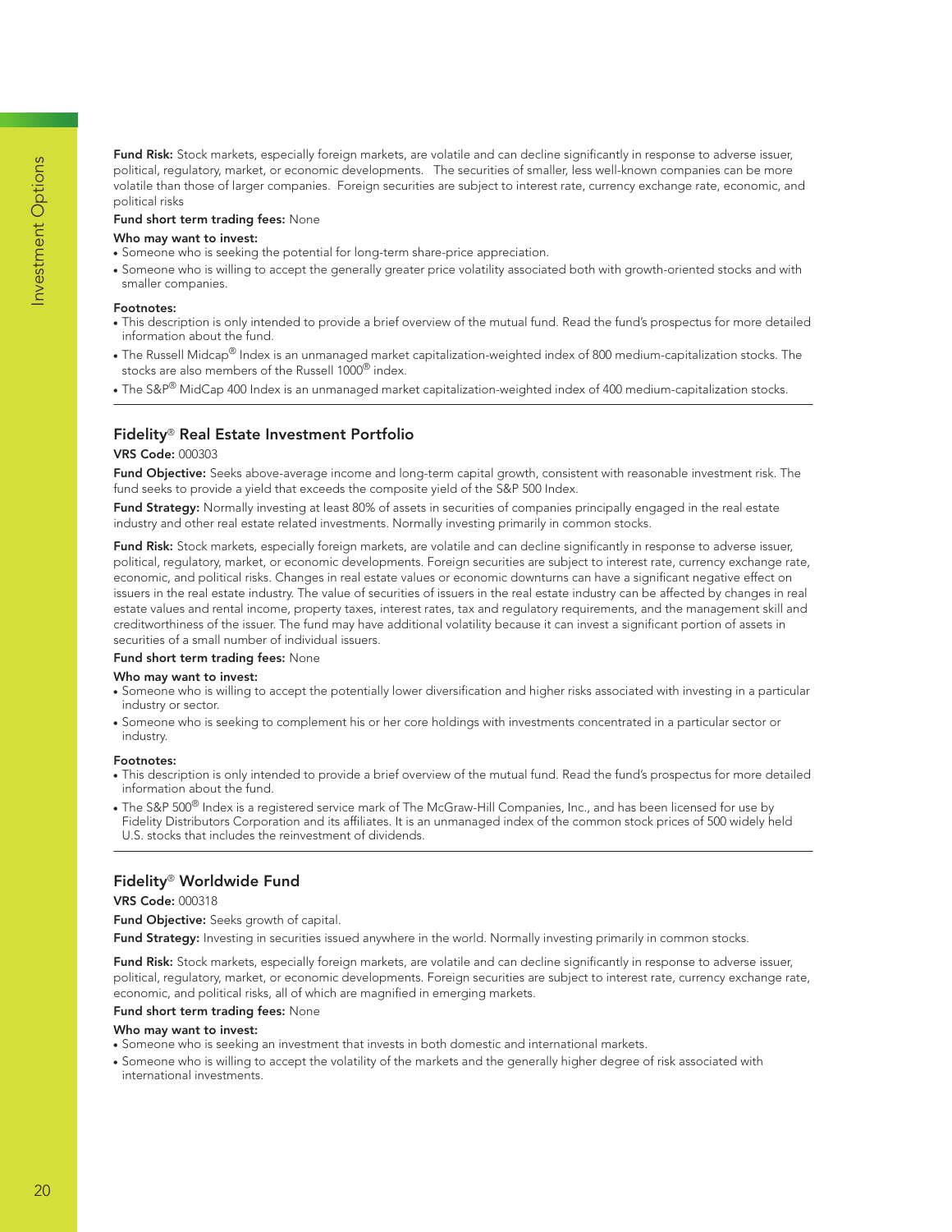**Fund Risk:** Stock markets, especially foreign markets, are volatile and can decline significantly in response to adverse issuer, political, regulatory, market, or economic developments. The securities of smaller, less well-known companies can be more volatile than those of larger companies. Foreign securities are subject to interest rate, currency exchange rate, economic, and political risks

**Fund short term trading fees:** None

**Who may want to invest:**

- Someone who is seeking the potential for long-term share-price appreciation.
- Someone who is willing to accept the generally greater price volatility associated both with growth-oriented stocks and with smaller companies.

**Footnotes:**

- This description is only intended to provide a brief overview of the mutual fund. Read the fund's prospectus for more detailed information about the fund.
- The Russell Midcap® Index is an unmanaged market capitalization-weighted index of 800 medium-capitalization stocks. The stocks are also members of the Russell 1000® index.
- The S&P® MidCap 400 Index is an unmanaged market capitalization-weighted index of 400 medium-capitalization stocks.

---

## Fidelity® Real Estate Investment Portfolio

**VRS Code:** 000303

**Fund Objective:** Seeks above-average income and long-term capital growth, consistent with reasonable investment risk. The fund seeks to provide a yield that exceeds the composite yield of the S&P 500 Index.

**Fund Strategy:** Normally investing at least 80% of assets in securities of companies principally engaged in the real estate industry and other real estate related investments. Normally investing primarily in common stocks.

**Fund Risk:** Stock markets, especially foreign markets, are volatile and can decline significantly in response to adverse issuer, political, regulatory, market, or economic developments. Foreign securities are subject to interest rate, currency exchange rate, economic, and political risks. Changes in real estate values or economic downturns can have a significant negative effect on issuers in the real estate industry. The value of securities of issuers in the real estate industry can be affected by changes in real estate values and rental income, property taxes, interest rates, tax and regulatory requirements, and the management skill and creditworthiness of the issuer. The fund may have additional volatility because it can invest a significant portion of assets in securities of a small number of individual issuers.

**Fund short term trading fees:** None

**Who may want to invest:**

- Someone who is willing to accept the potentially lower diversification and higher risks associated with investing in a particular industry or sector.
- Someone who is seeking to complement his or her core holdings with investments concentrated in a particular sector or industry.

**Footnotes:**

- This description is only intended to provide a brief overview of the mutual fund. Read the fund's prospectus for more detailed information about the fund.
- The S&P 500® Index is a registered service mark of The McGraw-Hill Companies, Inc., and has been licensed for use by Fidelity Distributors Corporation and its affiliates. It is an unmanaged index of the common stock prices of 500 widely held U.S. stocks that includes the reinvestment of dividends.

---

## Fidelity® Worldwide Fund

**VRS Code:** 000318

**Fund Objective:** Seeks growth of capital.

**Fund Strategy:** Investing in securities issued anywhere in the world. Normally investing primarily in common stocks.

**Fund Risk:** Stock markets, especially foreign markets, are volatile and can decline significantly in response to adverse issuer, political, regulatory, market, or economic developments. Foreign securities are subject to interest rate, currency exchange rate, economic, and political risks, all of which are magnified in emerging markets.

**Fund short term trading fees:** None

**Who may want to invest:**

- Someone who is seeking an investment that invests in both domestic and international markets.
- Someone who is willing to accept the volatility of the markets and the generally higher degree of risk associated with international investments.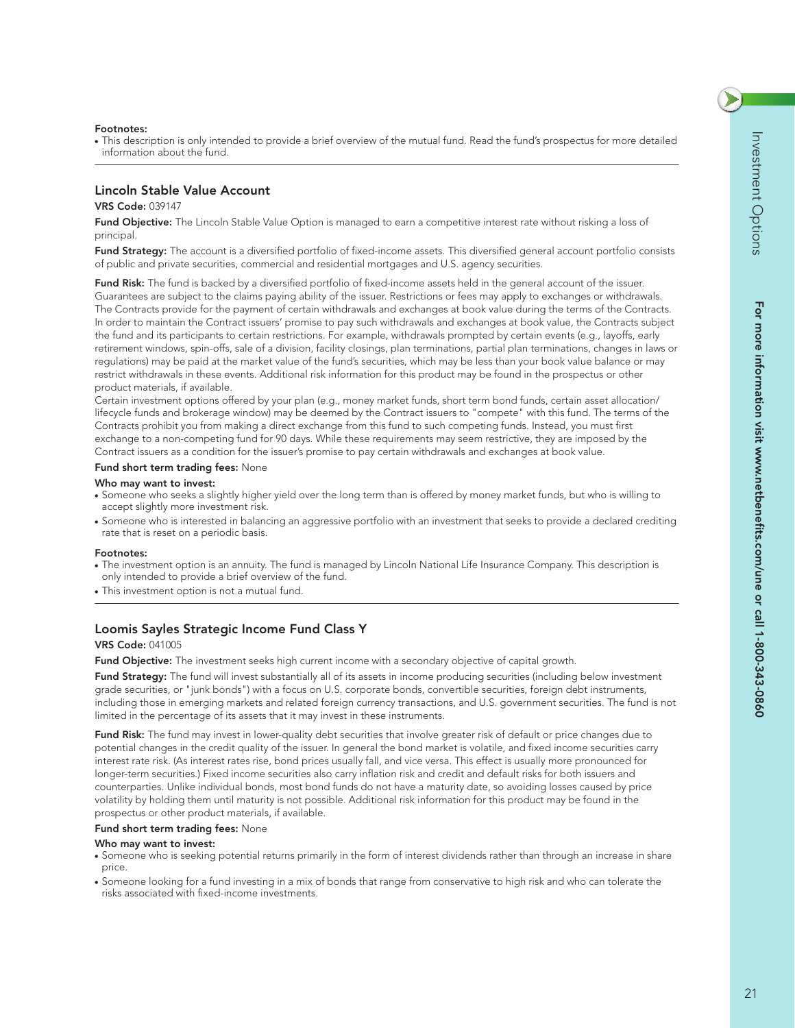**Footnotes:**

- This description is only intended to provide a brief overview of the mutual fund. Read the fund's prospectus for more detailed information about the fund.

---

### Lincoln Stable Value Account

**VRS Code:** 039147

**Fund Objective:** The Lincoln Stable Value Option is managed to earn a competitive interest rate without risking a loss of principal.

**Fund Strategy:** The account is a diversified portfolio of fixed-income assets. This diversified general account portfolio consists of public and private securities, commercial and residential mortgages and U.S. agency securities.

**Fund Risk:** The fund is backed by a diversified portfolio of fixed-income assets held in the general account of the issuer. Guarantees are subject to the claims paying ability of the issuer. Restrictions or fees may apply to exchanges or withdrawals. The Contracts provide for the payment of certain withdrawals and exchanges at book value during the terms of the Contracts. In order to maintain the Contract issuers' promise to pay such withdrawals and exchanges at book value, the Contracts subject the fund and its participants to certain restrictions. For example, withdrawals prompted by certain events (e.g., layoffs, early retirement windows, spin-offs, sale of a division, facility closings, plan terminations, partial plan terminations, changes in laws or regulations) may be paid at the market value of the fund's securities, which may be less than your book value balance or may restrict withdrawals in these events. Additional risk information for this product may be found in the prospectus or other product materials, if available.

Certain investment options offered by your plan (e.g., money market funds, short term bond funds, certain asset allocation/lifecycle funds and brokerage window) may be deemed by the Contract issuers to "compete" with this fund. The terms of the Contracts prohibit you from making a direct exchange from this fund to such competing funds. Instead, you must first exchange to a non-competing fund for 90 days. While these requirements may seem restrictive, they are imposed by the Contract issuers as a condition for the issuer's promise to pay certain withdrawals and exchanges at book value.

**Fund short term trading fees:** None

**Who may want to invest:**

- Someone who seeks a slightly higher yield over the long term than is offered by money market funds, but who is willing to accept slightly more investment risk.
- Someone who is interested in balancing an aggressive portfolio with an investment that seeks to provide a declared crediting rate that is reset on a periodic basis.

**Footnotes:**

- The investment option is an annuity. The fund is managed by Lincoln National Life Insurance Company. This description is only intended to provide a brief overview of the fund.
- This investment option is not a mutual fund.

---

### Loomis Sayles Strategic Income Fund Class Y

**VRS Code:** 041005

**Fund Objective:** The investment seeks high current income with a secondary objective of capital growth.

**Fund Strategy:** The fund will invest substantially all of its assets in income producing securities (including below investment grade securities, or "junk bonds") with a focus on U.S. corporate bonds, convertible securities, foreign debt instruments, including those in emerging markets and related foreign currency transactions, and U.S. government securities. The fund is not limited in the percentage of its assets that it may invest in these instruments.

**Fund Risk:** The fund may invest in lower-quality debt securities that involve greater risk of default or price changes due to potential changes in the credit quality of the issuer. In general the bond market is volatile, and fixed income securities carry interest rate risk. (As interest rates rise, bond prices usually fall, and vice versa. This effect is usually more pronounced for longer-term securities.) Fixed income securities also carry inflation risk and credit and default risks for both issuers and counterparties. Unlike individual bonds, most bond funds do not have a maturity date, so avoiding losses caused by price volatility by holding them until maturity is not possible. Additional risk information for this product may be found in the prospectus or other product materials, if available.

**Fund short term trading fees:** None

**Who may want to invest:**

- Someone who is seeking potential returns primarily in the form of interest dividends rather than through an increase in share price.
- Someone looking for a fund investing in a mix of bonds that range from conservative to high risk and who can tolerate the risks associated with fixed-income investments.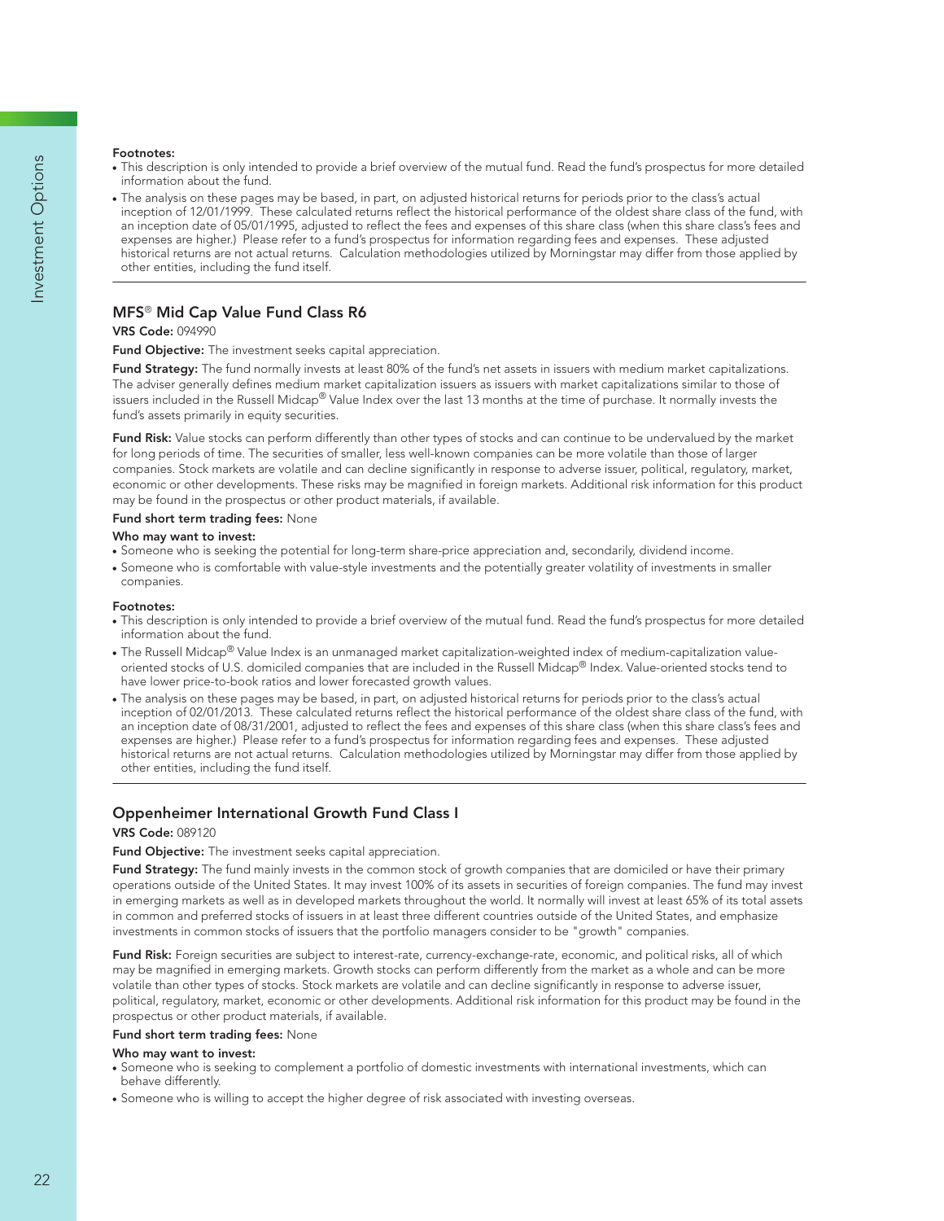**Footnotes:**

- This description is only intended to provide a brief overview of the mutual fund. Read the fund's prospectus for more detailed information about the fund.
- The analysis on these pages may be based, in part, on adjusted historical returns for periods prior to the class's actual inception of 12/01/1999. These calculated returns reflect the historical performance of the oldest share class of the fund, with an inception date of 05/01/1995, adjusted to reflect the fees and expenses of this share class (when this share class's fees and expenses are higher.) Please refer to a fund's prospectus for information regarding fees and expenses. These adjusted historical returns are not actual returns. Calculation methodologies utilized by Morningstar may differ from those applied by other entities, including the fund itself.

## MFS® Mid Cap Value Fund Class R6

**VRS Code:** 094990

**Fund Objective:** The investment seeks capital appreciation.

**Fund Strategy:** The fund normally invests at least 80% of the fund's net assets in issuers with medium market capitalizations. The adviser generally defines medium market capitalization issuers as issuers with market capitalizations similar to those of issuers included in the Russell Midcap® Value Index over the last 13 months at the time of purchase. It normally invests the fund's assets primarily in equity securities.

**Fund Risk:** Value stocks can perform differently than other types of stocks and can continue to be undervalued by the market for long periods of time. The securities of smaller, less well-known companies can be more volatile than those of larger companies. Stock markets are volatile and can decline significantly in response to adverse issuer, political, regulatory, market, economic or other developments. These risks may be magnified in foreign markets. Additional risk information for this product may be found in the prospectus or other product materials, if available.

**Fund short term trading fees:** None

**Who may want to invest:**

- Someone who is seeking the potential for long-term share-price appreciation and, secondarily, dividend income.
- Someone who is comfortable with value-style investments and the potentially greater volatility of investments in smaller companies.

**Footnotes:**

- This description is only intended to provide a brief overview of the mutual fund. Read the fund's prospectus for more detailed information about the fund.
- The Russell Midcap® Value Index is an unmanaged market capitalization-weighted index of medium-capitalization value-oriented stocks of U.S. domiciled companies that are included in the Russell Midcap® Index. Value-oriented stocks tend to have lower price-to-book ratios and lower forecasted growth values.
- The analysis on these pages may be based, in part, on adjusted historical returns for periods prior to the class's actual inception of 02/01/2013. These calculated returns reflect the historical performance of the oldest share class of the fund, with an inception date of 08/31/2001, adjusted to reflect the fees and expenses of this share class (when this share class's fees and expenses are higher.) Please refer to a fund's prospectus for information regarding fees and expenses. These adjusted historical returns are not actual returns. Calculation methodologies utilized by Morningstar may differ from those applied by other entities, including the fund itself.

## Oppenheimer International Growth Fund Class I

**VRS Code:** 089120

**Fund Objective:** The investment seeks capital appreciation.

**Fund Strategy:** The fund mainly invests in the common stock of growth companies that are domiciled or have their primary operations outside of the United States. It may invest 100% of its assets in securities of foreign companies. The fund may invest in emerging markets as well as in developed markets throughout the world. It normally will invest at least 65% of its total assets in common and preferred stocks of issuers in at least three different countries outside of the United States, and emphasize investments in common stocks of issuers that the portfolio managers consider to be "growth" companies.

**Fund Risk:** Foreign securities are subject to interest-rate, currency-exchange-rate, economic, and political risks, all of which may be magnified in emerging markets. Growth stocks can perform differently from the market as a whole and can be more volatile than other types of stocks. Stock markets are volatile and can decline significantly in response to adverse issuer, political, regulatory, market, economic or other developments. Additional risk information for this product may be found in the prospectus or other product materials, if available.

**Fund short term trading fees:** None

**Who may want to invest:**

- Someone who is seeking to complement a portfolio of domestic investments with international investments, which can behave differently.
- Someone who is willing to accept the higher degree of risk associated with investing overseas.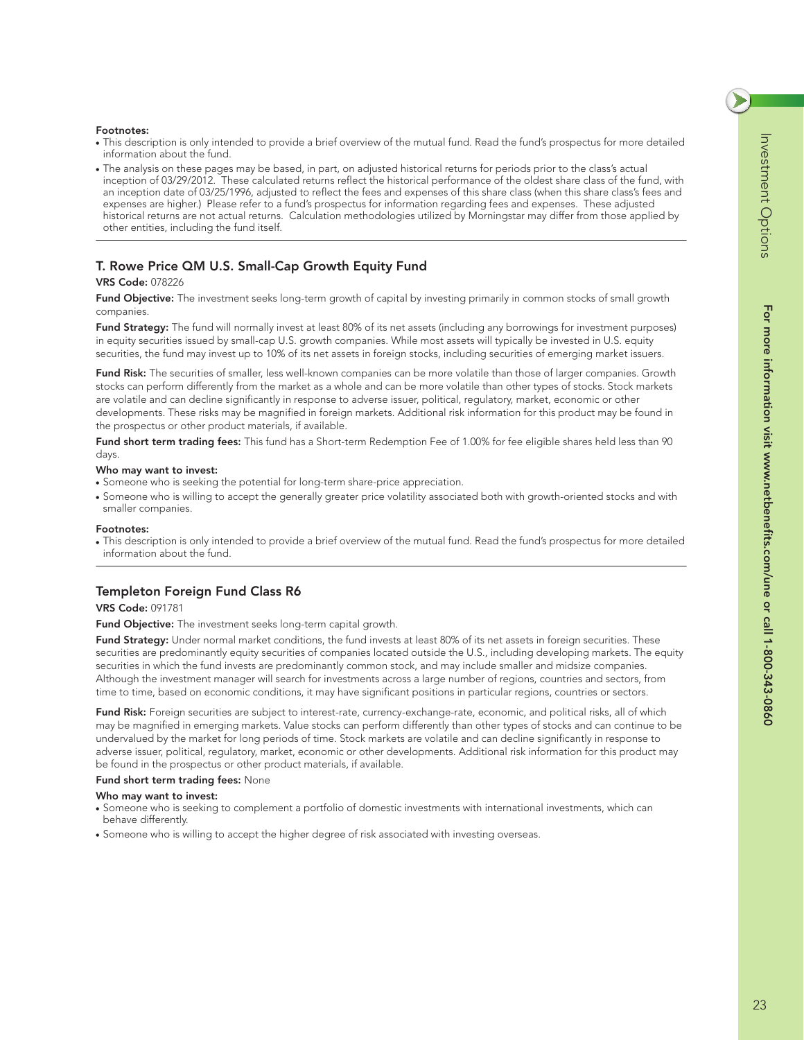**Footnotes:**

- This description is only intended to provide a brief overview of the mutual fund. Read the fund's prospectus for more detailed information about the fund.
- The analysis on these pages may be based, in part, on adjusted historical returns for periods prior to the class's actual inception of 03/29/2012. These calculated returns reflect the historical performance of the oldest share class of the fund, with an inception date of 03/25/1996, adjusted to reflect the fees and expenses of this share class (when this share class's fees and expenses are higher.) Please refer to a fund's prospectus for information regarding fees and expenses. These adjusted historical returns are not actual returns. Calculation methodologies utilized by Morningstar may differ from those applied by other entities, including the fund itself.

## T. Rowe Price QM U.S. Small-Cap Growth Equity Fund

**VRS Code:** 078226

**Fund Objective:** The investment seeks long-term growth of capital by investing primarily in common stocks of small growth companies.

**Fund Strategy:** The fund will normally invest at least 80% of its net assets (including any borrowings for investment purposes) in equity securities issued by small-cap U.S. growth companies. While most assets will typically be invested in U.S. equity securities, the fund may invest up to 10% of its net assets in foreign stocks, including securities of emerging market issuers.

**Fund Risk:** The securities of smaller, less well-known companies can be more volatile than those of larger companies. Growth stocks can perform differently from the market as a whole and can be more volatile than other types of stocks. Stock markets are volatile and can decline significantly in response to adverse issuer, political, regulatory, market, economic or other developments. These risks may be magnified in foreign markets. Additional risk information for this product may be found in the prospectus or other product materials, if available.

**Fund short term trading fees:** This fund has a Short-term Redemption Fee of 1.00% for fee eligible shares held less than 90 days.

**Who may want to invest:**

- Someone who is seeking the potential for long-term share-price appreciation.
- Someone who is willing to accept the generally greater price volatility associated both with growth-oriented stocks and with smaller companies.

**Footnotes:**

- This description is only intended to provide a brief overview of the mutual fund. Read the fund's prospectus for more detailed information about the fund.

## Templeton Foreign Fund Class R6

**VRS Code:** 091781

**Fund Objective:** The investment seeks long-term capital growth.

**Fund Strategy:** Under normal market conditions, the fund invests at least 80% of its net assets in foreign securities. These securities are predominantly equity securities of companies located outside the U.S., including developing markets. The equity securities in which the fund invests are predominantly common stock, and may include smaller and midsize companies. Although the investment manager will search for investments across a large number of regions, countries and sectors, from time to time, based on economic conditions, it may have significant positions in particular regions, countries or sectors.

**Fund Risk:** Foreign securities are subject to interest-rate, currency-exchange-rate, economic, and political risks, all of which may be magnified in emerging markets. Value stocks can perform differently than other types of stocks and can continue to be undervalued by the market for long periods of time. Stock markets are volatile and can decline significantly in response to adverse issuer, political, regulatory, market, economic or other developments. Additional risk information for this product may be found in the prospectus or other product materials, if available.

**Fund short term trading fees:** None

**Who may want to invest:**

- Someone who is seeking to complement a portfolio of domestic investments with international investments, which can behave differently.
- Someone who is willing to accept the higher degree of risk associated with investing overseas.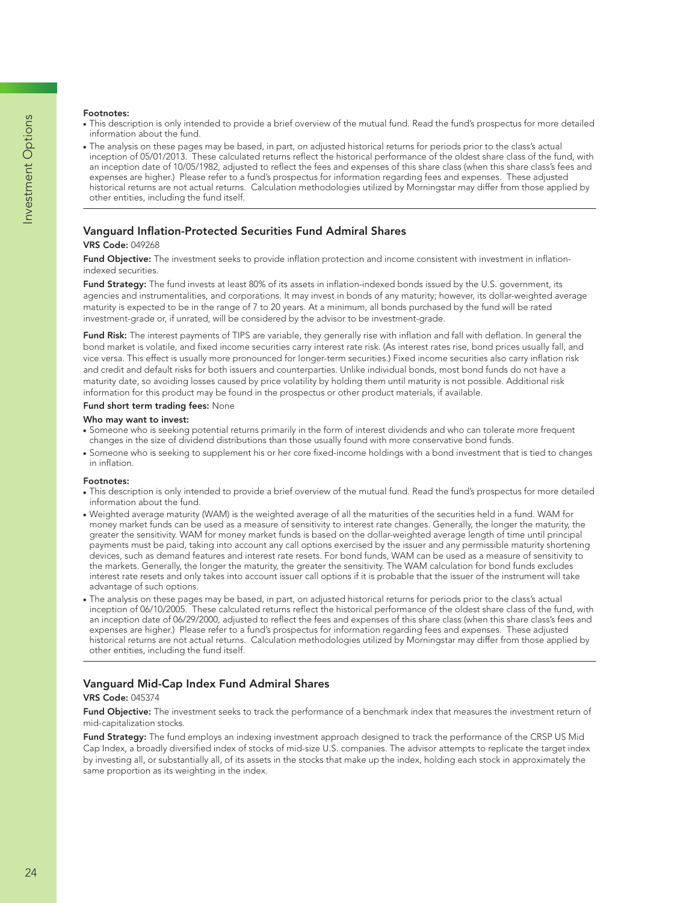**Footnotes:**

- This description is only intended to provide a brief overview of the mutual fund. Read the fund's prospectus for more detailed information about the fund.
- The analysis on these pages may be based, in part, on adjusted historical returns for periods prior to the class's actual inception of 05/01/2013. These calculated returns reflect the historical performance of the oldest share class of the fund, with an inception date of 10/05/1982, adjusted to reflect the fees and expenses of this share class (when this share class's fees and expenses are higher.) Please refer to a fund's prospectus for information regarding fees and expenses. These adjusted historical returns are not actual returns. Calculation methodologies utilized by Morningstar may differ from those applied by other entities, including the fund itself.

---

## Vanguard Inflation-Protected Securities Fund Admiral Shares

**VRS Code:** 049268

**Fund Objective:** The investment seeks to provide inflation protection and income consistent with investment in inflation-indexed securities.

**Fund Strategy:** The fund invests at least 80% of its assets in inflation-indexed bonds issued by the U.S. government, its agencies and instrumentalities, and corporations. It may invest in bonds of any maturity; however, its dollar-weighted average maturity is expected to be in the range of 7 to 20 years. At a minimum, all bonds purchased by the fund will be rated investment-grade or, if unrated, will be considered by the advisor to be investment-grade.

**Fund Risk:** The interest payments of TIPS are variable, they generally rise with inflation and fall with deflation. In general the bond market is volatile, and fixed income securities carry interest rate risk. (As interest rates rise, bond prices usually fall, and vice versa. This effect is usually more pronounced for longer-term securities.) Fixed income securities also carry inflation risk and credit and default risks for both issuers and counterparties. Unlike individual bonds, most bond funds do not have a maturity date, so avoiding losses caused by price volatility by holding them until maturity is not possible. Additional risk information for this product may be found in the prospectus or other product materials, if available.

**Fund short term trading fees:** None

**Who may want to invest:**

- Someone who is seeking potential returns primarily in the form of interest dividends and who can tolerate more frequent changes in the size of dividend distributions than those usually found with more conservative bond funds.
- Someone who is seeking to supplement his or her core fixed-income holdings with a bond investment that is tied to changes in inflation.

**Footnotes:**

- This description is only intended to provide a brief overview of the mutual fund. Read the fund's prospectus for more detailed information about the fund.
- Weighted average maturity (WAM) is the weighted average of all the maturities of the securities held in a fund. WAM for money market funds can be used as a measure of sensitivity to interest rate changes. Generally, the longer the maturity, the greater the sensitivity. WAM for money market funds is based on the dollar-weighted average length of time until principal payments must be paid, taking into account any call options exercised by the issuer and any permissible maturity shortening devices, such as demand features and interest rate resets. For bond funds, WAM can be used as a measure of sensitivity to the markets. Generally, the longer the maturity, the greater the sensitivity. The WAM calculation for bond funds excludes interest rate resets and only takes into account issuer call options if it is probable that the issuer of the instrument will take advantage of such options.
- The analysis on these pages may be based, in part, on adjusted historical returns for periods prior to the class's actual inception of 06/10/2005. These calculated returns reflect the historical performance of the oldest share class of the fund, with an inception date of 06/29/2000, adjusted to reflect the fees and expenses of this share class (when this share class's fees and expenses are higher.) Please refer to a fund's prospectus for information regarding fees and expenses. These adjusted historical returns are not actual returns. Calculation methodologies utilized by Morningstar may differ from those applied by other entities, including the fund itself.

---

## Vanguard Mid-Cap Index Fund Admiral Shares

**VRS Code:** 045374

**Fund Objective:** The investment seeks to track the performance of a benchmark index that measures the investment return of mid-capitalization stocks.

**Fund Strategy:** The fund employs an indexing investment approach designed to track the performance of the CRSP US Mid Cap Index, a broadly diversified index of stocks of mid-size U.S. companies. The advisor attempts to replicate the target index by investing all, or substantially all, of its assets in the stocks that make up the index, holding each stock in approximately the same proportion as its weighting in the index.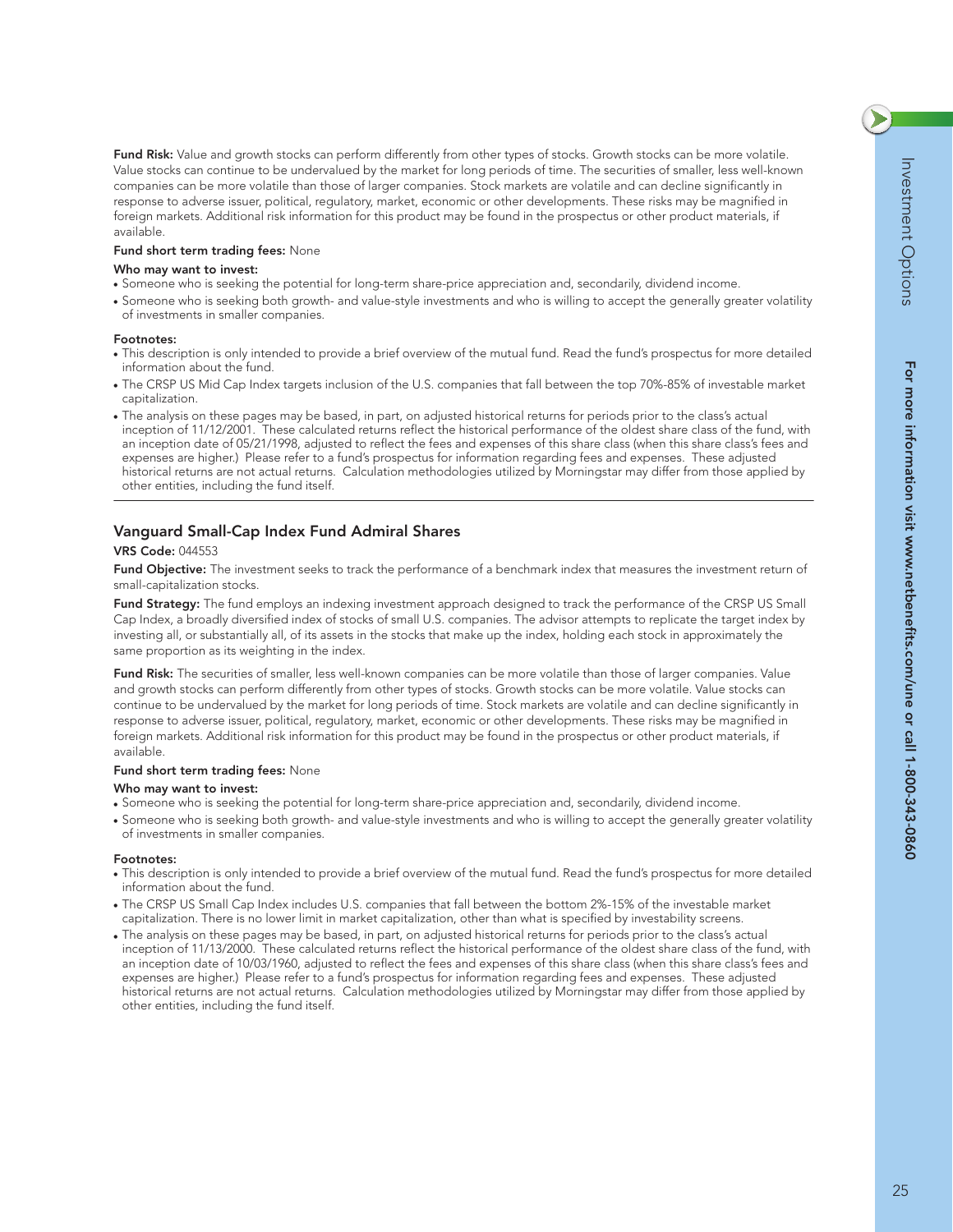**Fund Risk:** Value and growth stocks can perform differently from other types of stocks. Growth stocks can be more volatile. Value stocks can continue to be undervalued by the market for long periods of time. The securities of smaller, less well-known companies can be more volatile than those of larger companies. Stock markets are volatile and can decline significantly in response to adverse issuer, political, regulatory, market, economic or other developments. These risks may be magnified in foreign markets. Additional risk information for this product may be found in the prospectus or other product materials, if available.

**Fund short term trading fees:** None

**Who may want to invest:**

- Someone who is seeking the potential for long-term share-price appreciation and, secondarily, dividend income.
- Someone who is seeking both growth- and value-style investments and who is willing to accept the generally greater volatility of investments in smaller companies.

**Footnotes:**

- This description is only intended to provide a brief overview of the mutual fund. Read the fund's prospectus for more detailed information about the fund.
- The CRSP US Mid Cap Index targets inclusion of the U.S. companies that fall between the top 70%-85% of investable market capitalization.
- The analysis on these pages may be based, in part, on adjusted historical returns for periods prior to the class's actual inception of 11/12/2001. These calculated returns reflect the historical performance of the oldest share class of the fund, with an inception date of 05/21/1998, adjusted to reflect the fees and expenses of this share class (when this share class's fees and expenses are higher.) Please refer to a fund's prospectus for information regarding fees and expenses. These adjusted historical returns are not actual returns. Calculation methodologies utilized by Morningstar may differ from those applied by other entities, including the fund itself.

---

## Vanguard Small-Cap Index Fund Admiral Shares

**VRS Code:** 044553

**Fund Objective:** The investment seeks to track the performance of a benchmark index that measures the investment return of small-capitalization stocks.

**Fund Strategy:** The fund employs an indexing investment approach designed to track the performance of the CRSP US Small Cap Index, a broadly diversified index of stocks of small U.S. companies. The advisor attempts to replicate the target index by investing all, or substantially all, of its assets in the stocks that make up the index, holding each stock in approximately the same proportion as its weighting in the index.

**Fund Risk:** The securities of smaller, less well-known companies can be more volatile than those of larger companies. Value and growth stocks can perform differently from other types of stocks. Growth stocks can be more volatile. Value stocks can continue to be undervalued by the market for long periods of time. Stock markets are volatile and can decline significantly in response to adverse issuer, political, regulatory, market, economic or other developments. These risks may be magnified in foreign markets. Additional risk information for this product may be found in the prospectus or other product materials, if available.

**Fund short term trading fees:** None

**Who may want to invest:**

- Someone who is seeking the potential for long-term share-price appreciation and, secondarily, dividend income.
- Someone who is seeking both growth- and value-style investments and who is willing to accept the generally greater volatility of investments in smaller companies.

**Footnotes:**

- This description is only intended to provide a brief overview of the mutual fund. Read the fund's prospectus for more detailed information about the fund.
- The CRSP US Small Cap Index includes U.S. companies that fall between the bottom 2%-15% of the investable market capitalization. There is no lower limit in market capitalization, other than what is specified by investability screens.
- The analysis on these pages may be based, in part, on adjusted historical returns for periods prior to the class's actual inception of 11/13/2000. These calculated returns reflect the historical performance of the oldest share class of the fund, with an inception date of 10/03/1960, adjusted to reflect the fees and expenses of this share class (when this share class's fees and expenses are higher.) Please refer to a fund's prospectus for information regarding fees and expenses. These adjusted historical returns are not actual returns. Calculation methodologies utilized by Morningstar may differ from those applied by other entities, including the fund itself.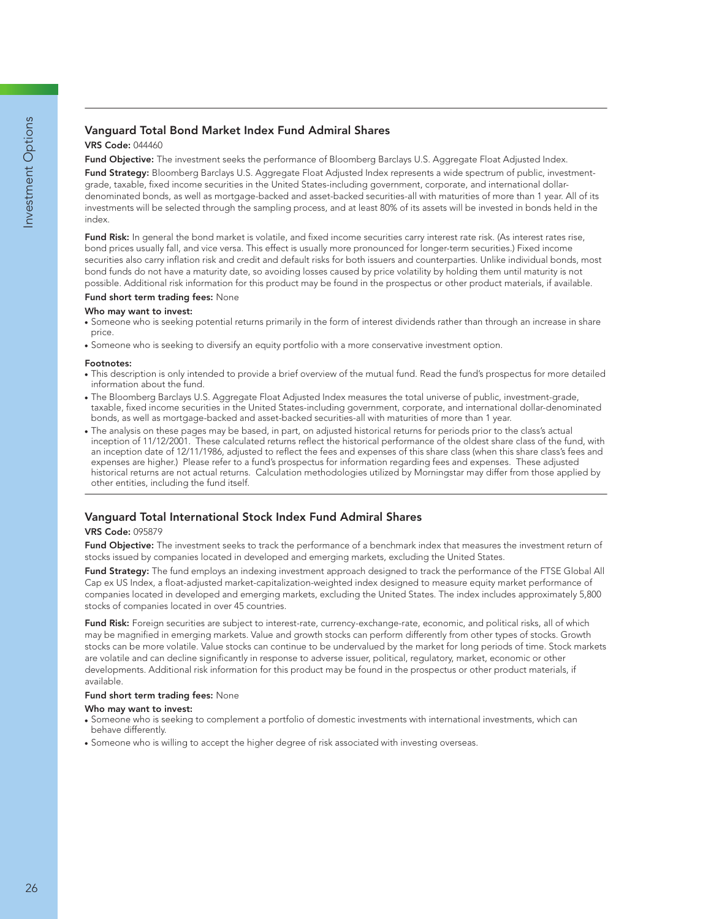## Vanguard Total Bond Market Index Fund Admiral Shares

**VRS Code:** 044460

**Fund Objective:** The investment seeks the performance of Bloomberg Barclays U.S. Aggregate Float Adjusted Index.

**Fund Strategy:** Bloomberg Barclays U.S. Aggregate Float Adjusted Index represents a wide spectrum of public, investment-grade, taxable, fixed income securities in the United States-including government, corporate, and international dollar-denominated bonds, as well as mortgage-backed and asset-backed securities-all with maturities of more than 1 year. All of its investments will be selected through the sampling process, and at least 80% of its assets will be invested in bonds held in the index.

**Fund Risk:** In general the bond market is volatile, and fixed income securities carry interest rate risk. (As interest rates rise, bond prices usually fall, and vice versa. This effect is usually more pronounced for longer-term securities.) Fixed income securities also carry inflation risk and credit and default risks for both issuers and counterparties. Unlike individual bonds, most bond funds do not have a maturity date, so avoiding losses caused by price volatility by holding them until maturity is not possible. Additional risk information for this product may be found in the prospectus or other product materials, if available.

**Fund short term trading fees:** None

**Who may want to invest:**

- Someone who is seeking potential returns primarily in the form of interest dividends rather than through an increase in share price.
- Someone who is seeking to diversify an equity portfolio with a more conservative investment option.

**Footnotes:**

- This description is only intended to provide a brief overview of the mutual fund. Read the fund's prospectus for more detailed information about the fund.
- The Bloomberg Barclays U.S. Aggregate Float Adjusted Index measures the total universe of public, investment-grade, taxable, fixed income securities in the United States-including government, corporate, and international dollar-denominated bonds, as well as mortgage-backed and asset-backed securities-all with maturities of more than 1 year.
- The analysis on these pages may be based, in part, on adjusted historical returns for periods prior to the class's actual inception of 11/12/2001. These calculated returns reflect the historical performance of the oldest share class of the fund, with an inception date of 12/11/1986, adjusted to reflect the fees and expenses of this share class (when this share class's fees and expenses are higher.) Please refer to a fund's prospectus for information regarding fees and expenses. These adjusted historical returns are not actual returns. Calculation methodologies utilized by Morningstar may differ from those applied by other entities, including the fund itself.

## Vanguard Total International Stock Index Fund Admiral Shares

**VRS Code:** 095879

**Fund Objective:** The investment seeks to track the performance of a benchmark index that measures the investment return of stocks issued by companies located in developed and emerging markets, excluding the United States.

**Fund Strategy:** The fund employs an indexing investment approach designed to track the performance of the FTSE Global All Cap ex US Index, a float-adjusted market-capitalization-weighted index designed to measure equity market performance of companies located in developed and emerging markets, excluding the United States. The index includes approximately 5,800 stocks of companies located in over 45 countries.

**Fund Risk:** Foreign securities are subject to interest-rate, currency-exchange-rate, economic, and political risks, all of which may be magnified in emerging markets. Value and growth stocks can perform differently from other types of stocks. Growth stocks can be more volatile. Value stocks can continue to be undervalued by the market for long periods of time. Stock markets are volatile and can decline significantly in response to adverse issuer, political, regulatory, market, economic or other developments. Additional risk information for this product may be found in the prospectus or other product materials, if available.

**Fund short term trading fees:** None

**Who may want to invest:**

- Someone who is seeking to complement a portfolio of domestic investments with international investments, which can behave differently.
- Someone who is willing to accept the higher degree of risk associated with investing overseas.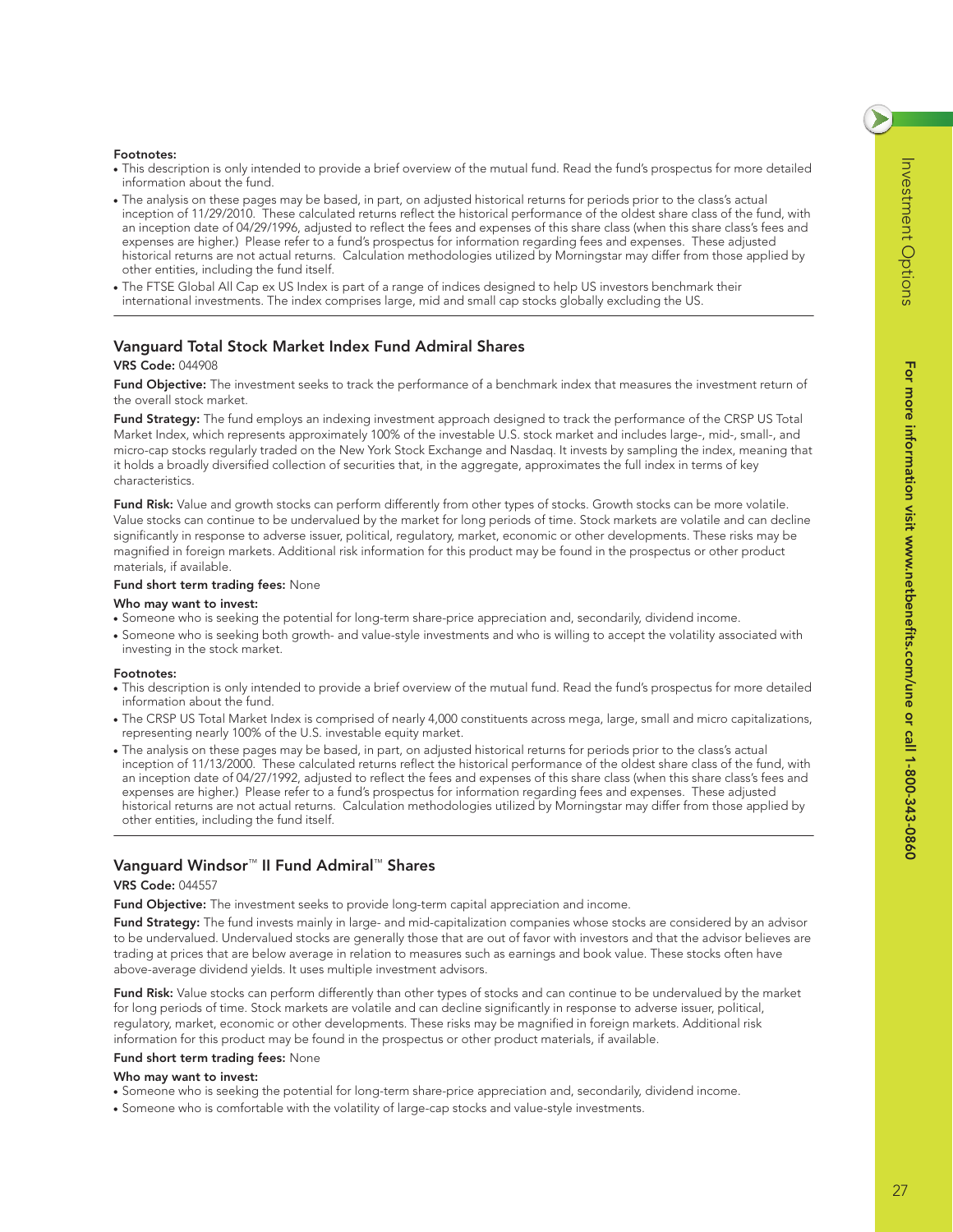**Footnotes:**

- This description is only intended to provide a brief overview of the mutual fund. Read the fund's prospectus for more detailed information about the fund.
- The analysis on these pages may be based, in part, on adjusted historical returns for periods prior to the class's actual inception of 11/29/2010. These calculated returns reflect the historical performance of the oldest share class of the fund, with an inception date of 04/29/1996, adjusted to reflect the fees and expenses of this share class (when this share class's fees and expenses are higher.) Please refer to a fund's prospectus for information regarding fees and expenses. These adjusted historical returns are not actual returns. Calculation methodologies utilized by Morningstar may differ from those applied by other entities, including the fund itself.
- The FTSE Global All Cap ex US Index is part of a range of indices designed to help US investors benchmark their international investments. The index comprises large, mid and small cap stocks globally excluding the US.

## Vanguard Total Stock Market Index Fund Admiral Shares

**VRS Code:** 044908

**Fund Objective:** The investment seeks to track the performance of a benchmark index that measures the investment return of the overall stock market.

**Fund Strategy:** The fund employs an indexing investment approach designed to track the performance of the CRSP US Total Market Index, which represents approximately 100% of the investable U.S. stock market and includes large-, mid-, small-, and micro-cap stocks regularly traded on the New York Stock Exchange and Nasdaq. It invests by sampling the index, meaning that it holds a broadly diversified collection of securities that, in the aggregate, approximates the full index in terms of key characteristics.

**Fund Risk:** Value and growth stocks can perform differently from other types of stocks. Growth stocks can be more volatile. Value stocks can continue to be undervalued by the market for long periods of time. Stock markets are volatile and can decline significantly in response to adverse issuer, political, regulatory, market, economic or other developments. These risks may be magnified in foreign markets. Additional risk information for this product may be found in the prospectus or other product materials, if available.

**Fund short term trading fees:** None

**Who may want to invest:**

- Someone who is seeking the potential for long-term share-price appreciation and, secondarily, dividend income.
- Someone who is seeking both growth- and value-style investments and who is willing to accept the volatility associated with investing in the stock market.

**Footnotes:**

- This description is only intended to provide a brief overview of the mutual fund. Read the fund's prospectus for more detailed information about the fund.
- The CRSP US Total Market Index is comprised of nearly 4,000 constituents across mega, large, small and micro capitalizations, representing nearly 100% of the U.S. investable equity market.
- The analysis on these pages may be based, in part, on adjusted historical returns for periods prior to the class's actual inception of 11/13/2000. These calculated returns reflect the historical performance of the oldest share class of the fund, with an inception date of 04/27/1992, adjusted to reflect the fees and expenses of this share class (when this share class's fees and expenses are higher.) Please refer to a fund's prospectus for information regarding fees and expenses. These adjusted historical returns are not actual returns. Calculation methodologies utilized by Morningstar may differ from those applied by other entities, including the fund itself.

## Vanguard Windsor™ II Fund Admiral™ Shares

**VRS Code:** 044557

**Fund Objective:** The investment seeks to provide long-term capital appreciation and income.

**Fund Strategy:** The fund invests mainly in large- and mid-capitalization companies whose stocks are considered by an advisor to be undervalued. Undervalued stocks are generally those that are out of favor with investors and that the advisor believes are trading at prices that are below average in relation to measures such as earnings and book value. These stocks often have above-average dividend yields. It uses multiple investment advisors.

**Fund Risk:** Value stocks can perform differently than other types of stocks and can continue to be undervalued by the market for long periods of time. Stock markets are volatile and can decline significantly in response to adverse issuer, political, regulatory, market, economic or other developments. These risks may be magnified in foreign markets. Additional risk information for this product may be found in the prospectus or other product materials, if available.

**Fund short term trading fees:** None

**Who may want to invest:**

- Someone who is seeking the potential for long-term share-price appreciation and, secondarily, dividend income.
- Someone who is comfortable with the volatility of large-cap stocks and value-style investments.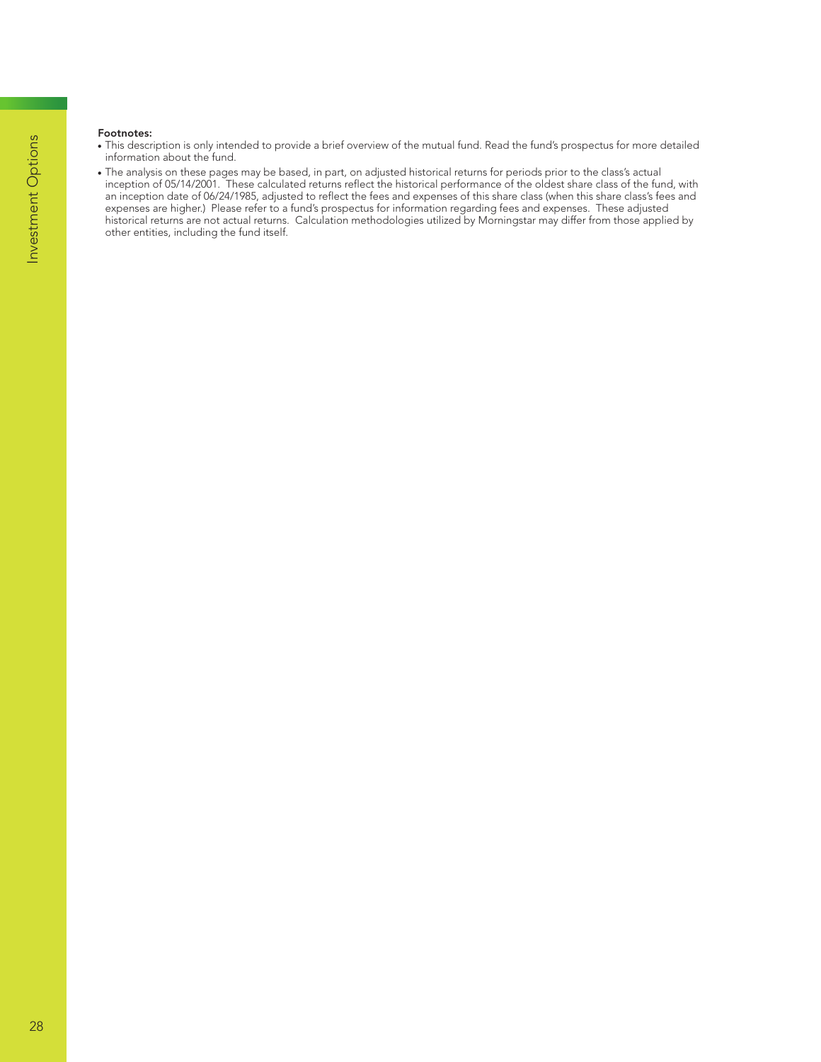**Footnotes:**

- This description is only intended to provide a brief overview of the mutual fund. Read the fund's prospectus for more detailed information about the fund.
- The analysis on these pages may be based, in part, on adjusted historical returns for periods prior to the class's actual inception of 05/14/2001. These calculated returns reflect the historical performance of the oldest share class of the fund, with an inception date of 06/24/1985, adjusted to reflect the fees and expenses of this share class (when this share class's fees and expenses are higher.) Please refer to a fund's prospectus for information regarding fees and expenses. These adjusted historical returns are not actual returns. Calculation methodologies utilized by Morningstar may differ from those applied by other entities, including the fund itself.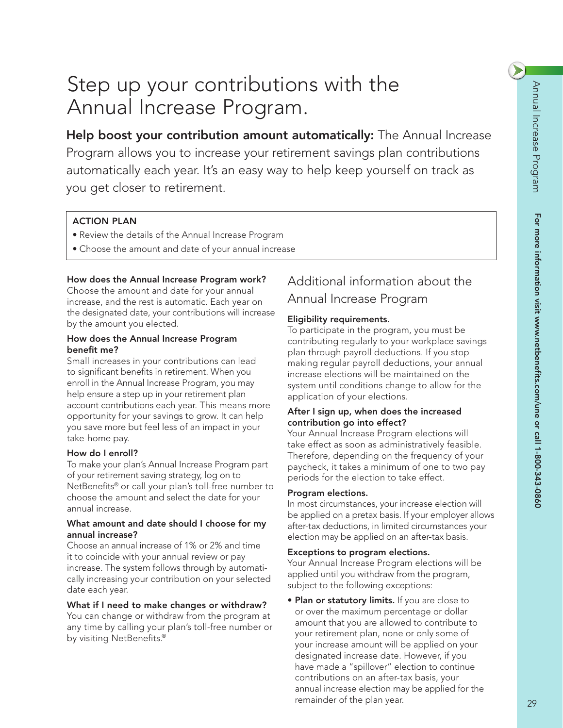# Step up your contributions with the Annual Increase Program.

**Help boost your contribution amount automatically:** The Annual Increase Program allows you to increase your retirement savings plan contributions automatically each year. It's an easy way to help keep yourself on track as you get closer to retirement.

**ACTION PLAN**

- Review the details of the Annual Increase Program
- Choose the amount and date of your annual increase

**How does the Annual Increase Program work?**
Choose the amount and date for your annual increase, and the rest is automatic. Each year on the designated date, your contributions will increase by the amount you elected.

**How does the Annual Increase Program benefit me?**
Small increases in your contributions can lead to significant benefits in retirement. When you enroll in the Annual Increase Program, you may help ensure a step up in your retirement plan account contributions each year. This means more opportunity for your savings to grow. It can help you save more but feel less of an impact in your take-home pay.

**How do I enroll?**
To make your plan's Annual Increase Program part of your retirement saving strategy, log on to NetBenefits® or call your plan's toll-free number to choose the amount and select the date for your annual increase.

**What amount and date should I choose for my annual increase?**
Choose an annual increase of 1% or 2% and time it to coincide with your annual review or pay increase. The system follows through by automatically increasing your contribution on your selected date each year.

**What if I need to make changes or withdraw?**
You can change or withdraw from the program at any time by calling your plan's toll-free number or by visiting NetBenefits.®

## Additional information about the Annual Increase Program

**Eligibility requirements.**
To participate in the program, you must be contributing regularly to your workplace savings plan through payroll deductions. If you stop making regular payroll deductions, your annual increase elections will be maintained on the system until conditions change to allow for the application of your elections.

**After I sign up, when does the increased contribution go into effect?**
Your Annual Increase Program elections will take effect as soon as administratively feasible. Therefore, depending on the frequency of your paycheck, it takes a minimum of one to two pay periods for the election to take effect.

**Program elections.**
In most circumstances, your increase election will be applied on a pretax basis. If your employer allows after-tax deductions, in limited circumstances your election may be applied on an after-tax basis.

**Exceptions to program elections.**
Your Annual Increase Program elections will be applied until you withdraw from the program, subject to the following exceptions:

- **Plan or statutory limits.** If you are close to or over the maximum percentage or dollar amount that you are allowed to contribute to your retirement plan, none or only some of your increase amount will be applied on your designated increase date. However, if you have made a "spillover" election to continue contributions on an after-tax basis, your annual increase election may be applied for the remainder of the plan year.

For more information visit www.netbenefits.com/une or call 1-800-343-0860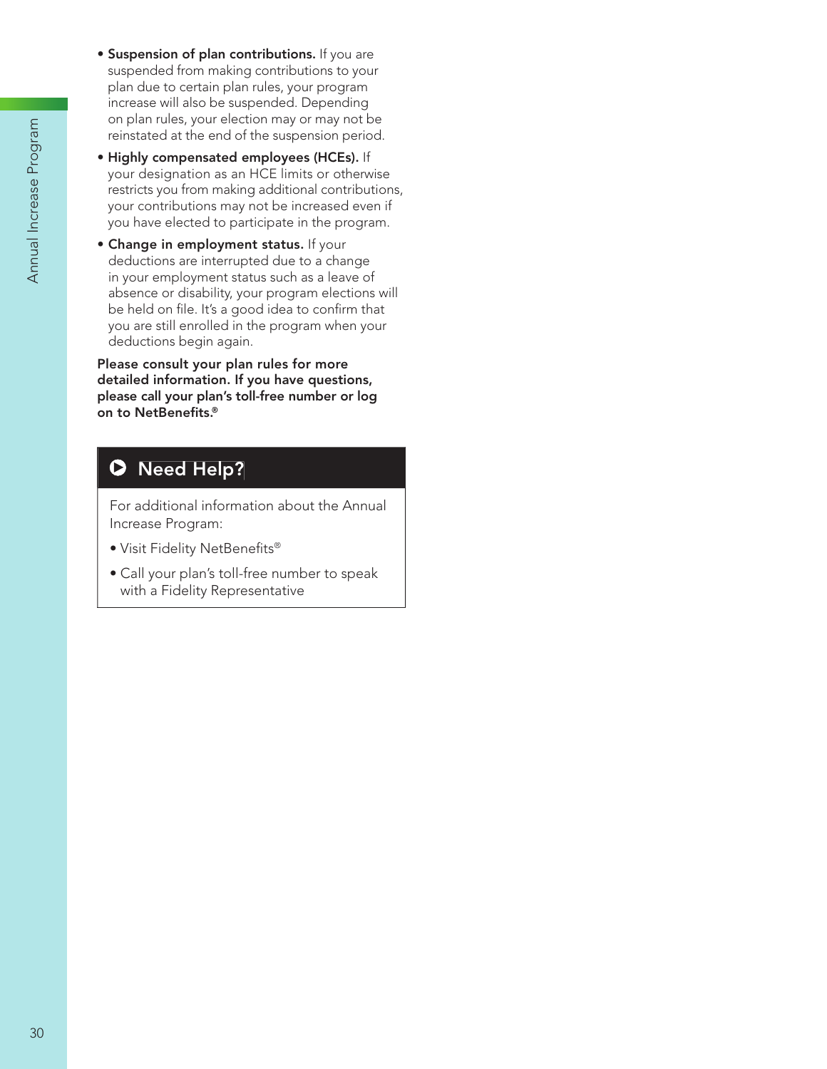- **Suspension of plan contributions.** If you are suspended from making contributions to your plan due to certain plan rules, your program increase will also be suspended. Depending on plan rules, your election may or may not be reinstated at the end of the suspension period.
- **Highly compensated employees (HCEs).** If your designation as an HCE limits or otherwise restricts you from making additional contributions, your contributions may not be increased even if you have elected to participate in the program.
- **Change in employment status.** If your deductions are interrupted due to a change in your employment status such as a leave of absence or disability, your program elections will be held on file. It's a good idea to confirm that you are still enrolled in the program when your deductions begin again.

**Please consult your plan rules for more detailed information. If you have questions, please call your plan's toll-free number or log on to NetBenefits.®**

## Need Help?

For additional information about the Annual Increase Program:

- Visit Fidelity NetBenefits®
- Call your plan's toll-free number to speak with a Fidelity Representative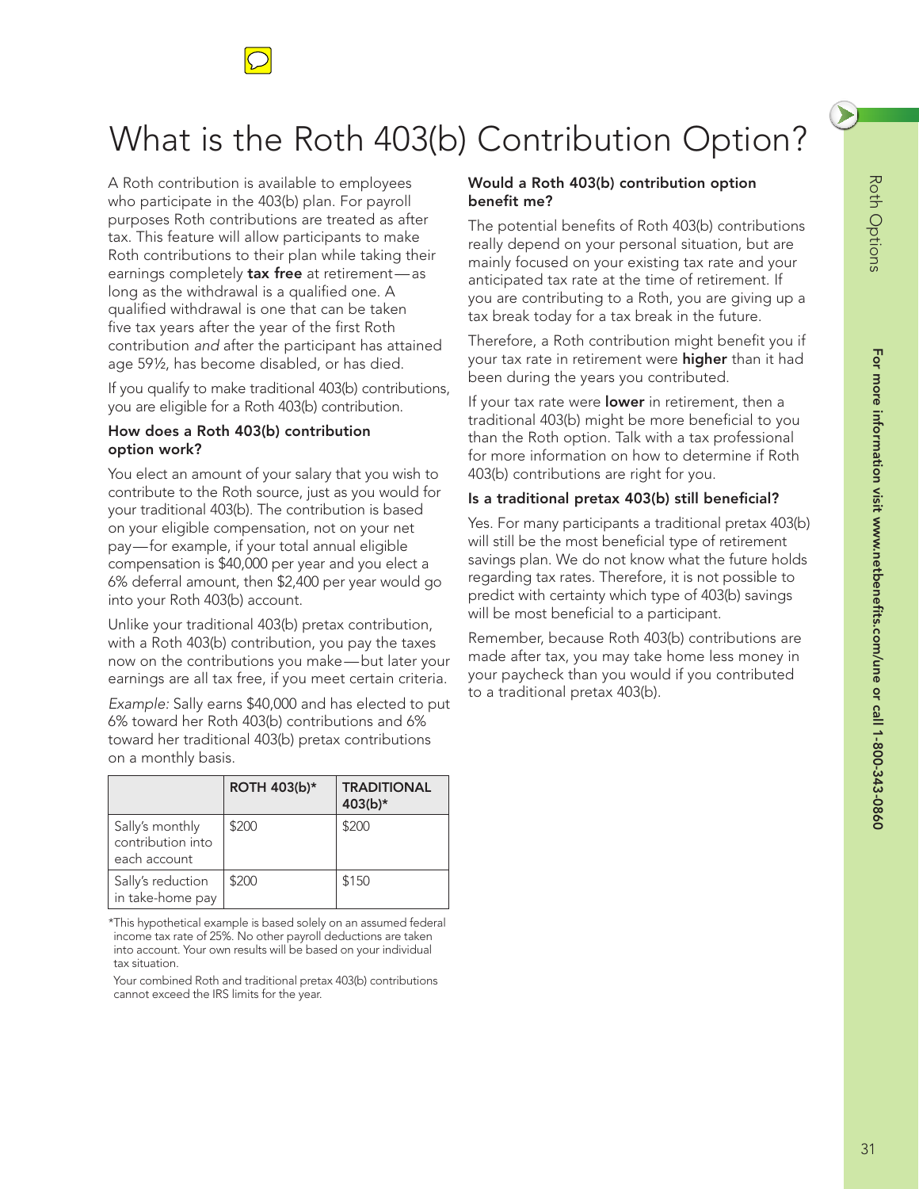# What is the Roth 403(b) Contribution Option?

A Roth contribution is available to employees who participate in the 403(b) plan. For payroll purposes Roth contributions are treated as after tax. This feature will allow participants to make Roth contributions to their plan while taking their earnings completely **tax free** at retirement—as long as the withdrawal is a qualified one. A qualified withdrawal is one that can be taken five tax years after the year of the first Roth contribution *and* after the participant has attained age 59½, has become disabled, or has died.

If you qualify to make traditional 403(b) contributions, you are eligible for a Roth 403(b) contribution.

### How does a Roth 403(b) contribution option work?

You elect an amount of your salary that you wish to contribute to the Roth source, just as you would for your traditional 403(b). The contribution is based on your eligible compensation, not on your net pay—for example, if your total annual eligible compensation is $40,000 per year and you elect a 6% deferral amount, then $2,400 per year would go into your Roth 403(b) account.

Unlike your traditional 403(b) pretax contribution, with a Roth 403(b) contribution, you pay the taxes now on the contributions you make—but later your earnings are all tax free, if you meet certain criteria.

*Example:* Sally earns $40,000 and has elected to put 6% toward her Roth 403(b) contributions and 6% toward her traditional 403(b) pretax contributions on a monthly basis.

| | ROTH 403(b)* | TRADITIONAL 403(b)* |
|---|---|---|
| Sally's monthly contribution into each account | $200 | $200 |
| Sally's reduction in take-home pay | $200 | $150 |

*This hypothetical example is based solely on an assumed federal income tax rate of 25%. No other payroll deductions are taken into account. Your own results will be based on your individual tax situation.

Your combined Roth and traditional pretax 403(b) contributions cannot exceed the IRS limits for the year.

### Would a Roth 403(b) contribution option benefit me?

The potential benefits of Roth 403(b) contributions really depend on your personal situation, but are mainly focused on your existing tax rate and your anticipated tax rate at the time of retirement. If you are contributing to a Roth, you are giving up a tax break today for a tax break in the future.

Therefore, a Roth contribution might benefit you if your tax rate in retirement were **higher** than it had been during the years you contributed.

If your tax rate were **lower** in retirement, then a traditional 403(b) might be more beneficial to you than the Roth option. Talk with a tax professional for more information on how to determine if Roth 403(b) contributions are right for you.

### Is a traditional pretax 403(b) still beneficial?

Yes. For many participants a traditional pretax 403(b) will still be the most beneficial type of retirement savings plan. We do not know what the future holds regarding tax rates. Therefore, it is not possible to predict with certainty which type of 403(b) savings will be most beneficial to a participant.

Remember, because Roth 403(b) contributions are made after tax, you may take home less money in your paycheck than you would if you contributed to a traditional pretax 403(b).

For more information visit www.netbenefits.com/une or call 1-800-343-0860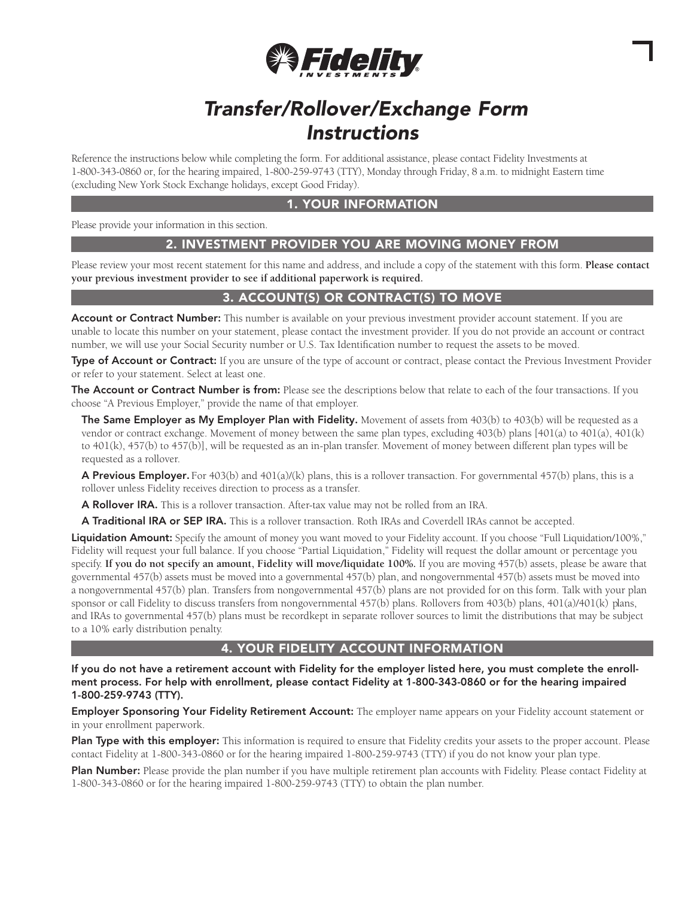# *Transfer/Rollover/Exchange Form Instructions*

Reference the instructions below while completing the form. For additional assistance, please contact Fidelity Investments at 1-800-343-0860 or, for the hearing impaired, 1-800-259-9743 (TTY), Monday through Friday, 8 a.m. to midnight Eastern time (excluding New York Stock Exchange holidays, except Good Friday).

## 1. YOUR INFORMATION

Please provide your information in this section.

## 2. INVESTMENT PROVIDER YOU ARE MOVING MONEY FROM

Please review your most recent statement for this name and address, and include a copy of the statement with this form. **Please contact your previous investment provider to see if additional paperwork is required.**

## 3. ACCOUNT(S) OR CONTRACT(S) TO MOVE

**Account or Contract Number:** This number is available on your previous investment provider account statement. If you are unable to locate this number on your statement, please contact the investment provider. If you do not provide an account or contract number, we will use your Social Security number or U.S. Tax Identification number to request the assets to be moved.

**Type of Account or Contract:** If you are unsure of the type of account or contract, please contact the Previous Investment Provider or refer to your statement. Select at least one.

**The Account or Contract Number is from:** Please see the descriptions below that relate to each of the four transactions. If you choose "A Previous Employer," provide the name of that employer.

**The Same Employer as My Employer Plan with Fidelity.** Movement of assets from 403(b) to 403(b) will be requested as a vendor or contract exchange. Movement of money between the same plan types, excluding 403(b) plans [401(a) to 401(a), 401(k) to 401(k), 457(b) to 457(b)], will be requested as an in-plan transfer. Movement of money between different plan types will be requested as a rollover.

**A Previous Employer.** For 403(b) and 401(a)/(k) plans, this is a rollover transaction. For governmental 457(b) plans, this is a rollover unless Fidelity receives direction to process as a transfer.

**A Rollover IRA.** This is a rollover transaction. After-tax value may not be rolled from an IRA.

**A Traditional IRA or SEP IRA.** This is a rollover transaction. Roth IRAs and Coverdell IRAs cannot be accepted.

**Liquidation Amount:** Specify the amount of money you want moved to your Fidelity account. If you choose "Full Liquidation/100%," Fidelity will request your full balance. If you choose "Partial Liquidation," Fidelity will request the dollar amount or percentage you specify. **If you do not specify an amount, Fidelity will move/liquidate 100%.** If you are moving 457(b) assets, please be aware that governmental 457(b) assets must be moved into a governmental 457(b) plan, and nongovernmental 457(b) assets must be moved into a nongovernmental 457(b) plan. Transfers from nongovernmental 457(b) plans are not provided for on this form. Talk with your plan sponsor or call Fidelity to discuss transfers from nongovernmental 457(b) plans. Rollovers from 403(b) plans, 401(a)/401(k) plans, and IRAs to governmental 457(b) plans must be recordkept in separate rollover sources to limit the distributions that may be subject to a 10% early distribution penalty.

## 4. YOUR FIDELITY ACCOUNT INFORMATION

**If you do not have a retirement account with Fidelity for the employer listed here, you must complete the enrollment process. For help with enrollment, please contact Fidelity at 1-800-343-0860 or for the hearing impaired 1-800-259-9743 (TTY).**

**Employer Sponsoring Your Fidelity Retirement Account:** The employer name appears on your Fidelity account statement or in your enrollment paperwork.

**Plan Type with this employer:** This information is required to ensure that Fidelity credits your assets to the proper account. Please contact Fidelity at 1-800-343-0860 or for the hearing impaired 1-800-259-9743 (TTY) if you do not know your plan type.

**Plan Number:** Please provide the plan number if you have multiple retirement plan accounts with Fidelity. Please contact Fidelity at 1-800-343-0860 or for the hearing impaired 1-800-259-9743 (TTY) to obtain the plan number.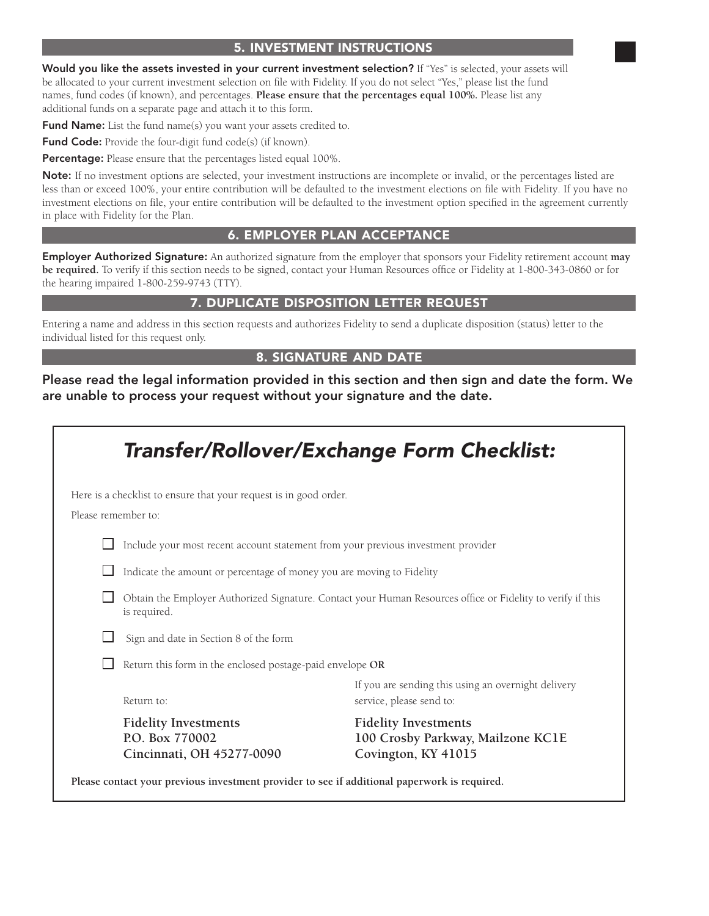## 5. INVESTMENT INSTRUCTIONS

**Would you like the assets invested in your current investment selection?** If "Yes" is selected, your assets will be allocated to your current investment selection on file with Fidelity. If you do not select "Yes," please list the fund names, fund codes (if known), and percentages. **Please ensure that the percentages equal 100%.** Please list any additional funds on a separate page and attach it to this form.

**Fund Name:** List the fund name(s) you want your assets credited to.

**Fund Code:** Provide the four-digit fund code(s) (if known).

**Percentage:** Please ensure that the percentages listed equal 100%.

**Note:** If no investment options are selected, your investment instructions are incomplete or invalid, or the percentages listed are less than or exceed 100%, your entire contribution will be defaulted to the investment elections on file with Fidelity. If you have no investment elections on file, your entire contribution will be defaulted to the investment option specified in the agreement currently in place with Fidelity for the Plan.

## 6. EMPLOYER PLAN ACCEPTANCE

**Employer Authorized Signature:** An authorized signature from the employer that sponsors your Fidelity retirement account **may be required.** To verify if this section needs to be signed, contact your Human Resources office or Fidelity at 1-800-343-0860 or for the hearing impaired 1-800-259-9743 (TTY).

## 7. DUPLICATE DISPOSITION LETTER REQUEST

Entering a name and address in this section requests and authorizes Fidelity to send a duplicate disposition (status) letter to the individual listed for this request only.

## 8. SIGNATURE AND DATE

**Please read the legal information provided in this section and then sign and date the form. We are unable to process your request without your signature and the date.**

# *Transfer/Rollover/Exchange Form Checklist:*

Here is a checklist to ensure that your request is in good order.

Please remember to:

- ☐ Include your most recent account statement from your previous investment provider
- ☐ Indicate the amount or percentage of money you are moving to Fidelity
- ☐ Obtain the Employer Authorized Signature. Contact your Human Resources office or Fidelity to verify if this is required.
- ☐ Sign and date in Section 8 of the form
- ☐ Return this form in the enclosed postage-paid envelope **OR**

Return to:

**Fidelity Investments**
**P.O. Box 770002**
**Cincinnati, OH 45277-0090**

If you are sending this using an overnight delivery service, please send to:

**Fidelity Investments**
**100 Crosby Parkway, Mailzone KC1E**
**Covington, KY 41015**

**Please contact your previous investment provider to see if additional paperwork is required.**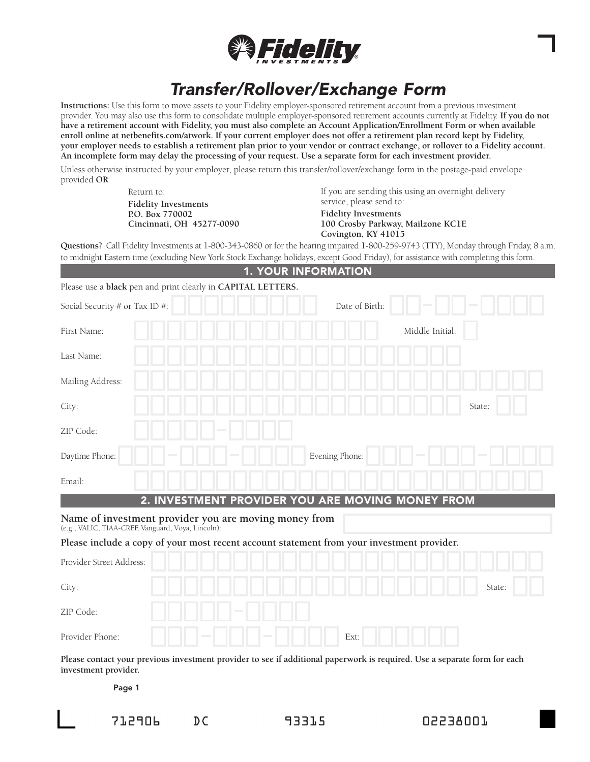# Fidelity INVESTMENTS

## *Transfer/Rollover/Exchange Form*

**Instructions:** Use this form to move assets to your Fidelity employer-sponsored retirement account from a previous investment provider. You may also use this form to consolidate multiple employer-sponsored retirement accounts currently at Fidelity. **If you do not have a retirement account with Fidelity, you must also complete an Account Application/Enrollment Form or when available enroll online at netbenefits.com/atwork. If your current employer does not offer a retirement plan record kept by Fidelity, your employer needs to establish a retirement plan prior to your vendor or contract exchange, or rollover to a Fidelity account. An incomplete form may delay the processing of your request. Use a separate form for each investment provider.**

Unless otherwise instructed by your employer, please return this transfer/rollover/exchange form in the postage-paid envelope provided **OR**

Return to:
**Fidelity Investments**
**P.O. Box 770002**
**Cincinnati, OH 45277-0090**

If you are sending this using an overnight delivery service, please send to:
**Fidelity Investments**
**100 Crosby Parkway, Mailzone KC1E**
**Covington, KY 41015**

**Questions?** Call Fidelity Investments at 1-800-343-0860 or for the hearing impaired 1-800-259-9743 (TTY), Monday through Friday, 8 a.m. to midnight Eastern time (excluding New York Stock Exchange holidays, except Good Friday), for assistance with completing this form.

## 1. YOUR INFORMATION

Please use a **black** pen and print clearly in **CAPITAL LETTERS.**

Social Security # or Tax ID #: ____________ Date of Birth: __ - __ - ____

First Name: ____________ Middle Initial: __

Last Name: ____________

Mailing Address: ____________

City: ____________ State: __

ZIP Code: _____ - ____

Daytime Phone: ___ - ___ - ____ Evening Phone: ___ - ___ - ____

Email: ____________

## 2. INVESTMENT PROVIDER YOU ARE MOVING MONEY FROM

**Name of investment provider you are moving money from** ____________
(e.g., VALIC, TIAA-CREF, Vanguard, Voya, Lincoln):

**Please include a copy of your most recent account statement from your investment provider.**

Provider Street Address: ____________

City: ____________ State: __

ZIP Code: _____ - ____

Provider Phone: ___ - ___ - ____ Ext: ______

**Please contact your previous investment provider to see if additional paperwork is required. Use a separate form for each investment provider.**

712906 DC 93315 02238001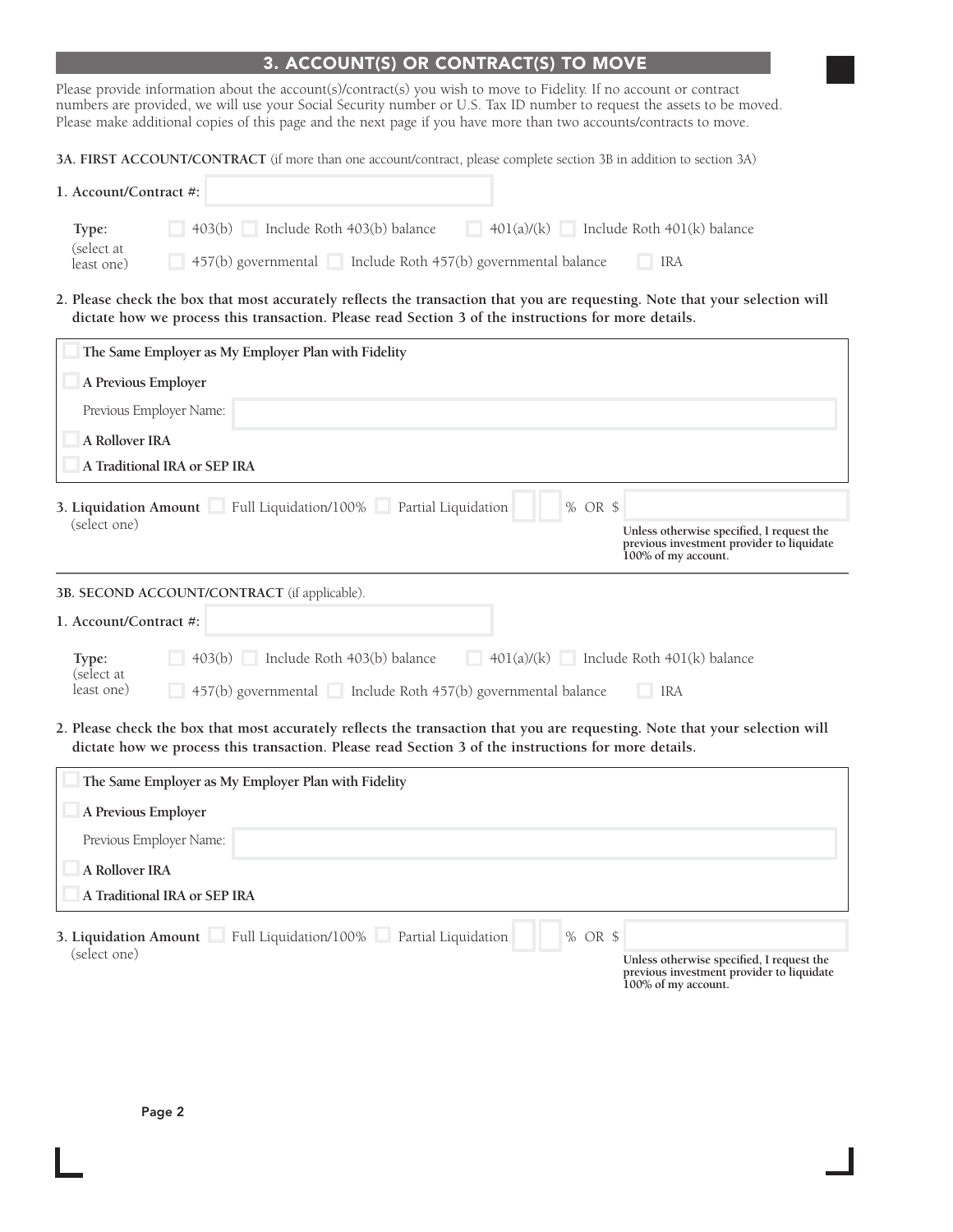## 3. ACCOUNT(S) OR CONTRACT(S) TO MOVE

Please provide information about the account(s)/contract(s) you wish to move to Fidelity. If no account or contract numbers are provided, we will use your Social Security number or U.S. Tax ID number to request the assets to be moved. Please make additional copies of this page and the next page if you have more than two accounts/contracts to move.

**3A. FIRST ACCOUNT/CONTRACT** (if more than one account/contract, please complete section 3B in addition to section 3A)

**1. Account/Contract #:** ____________________

**Type:** (select at least one)

- ☐ 403(b) ☐ Include Roth 403(b) balance ☐ 401(a)/(k) ☐ Include Roth 401(k) balance
- ☐ 457(b) governmental ☐ Include Roth 457(b) governmental balance ☐ IRA

**2. Please check the box that most accurately reflects the transaction that you are requesting. Note that your selection will dictate how we process this transaction. Please read Section 3 of the instructions for more details.**

- ☐ **The Same Employer as My Employer Plan with Fidelity**
- ☐ **A Previous Employer**
  - Previous Employer Name: ____________________
- ☐ **A Rollover IRA**
- ☐ **A Traditional IRA or SEP IRA**

**3. Liquidation Amount** (select one) ☐ Full Liquidation/100% ☐ Partial Liquidation ____ % OR $ ____________

**Unless otherwise specified, I request the previous investment provider to liquidate 100% of my account.**

---

**3B. SECOND ACCOUNT/CONTRACT** (if applicable).

**1. Account/Contract #:** ____________________

**Type:** (select at least one)

- ☐ 403(b) ☐ Include Roth 403(b) balance ☐ 401(a)/(k) ☐ Include Roth 401(k) balance
- ☐ 457(b) governmental ☐ Include Roth 457(b) governmental balance ☐ IRA

**2. Please check the box that most accurately reflects the transaction that you are requesting. Note that your selection will dictate how we process this transaction. Please read Section 3 of the instructions for more details.**

- ☐ **The Same Employer as My Employer Plan with Fidelity**
- ☐ **A Previous Employer**
  - Previous Employer Name: ____________________
- ☐ **A Rollover IRA**
- ☐ **A Traditional IRA or SEP IRA**

**3. Liquidation Amount** (select one) ☐ Full Liquidation/100% ☐ Partial Liquidation ____ % OR $ ____________

**Unless otherwise specified, I request the previous investment provider to liquidate 100% of my account.**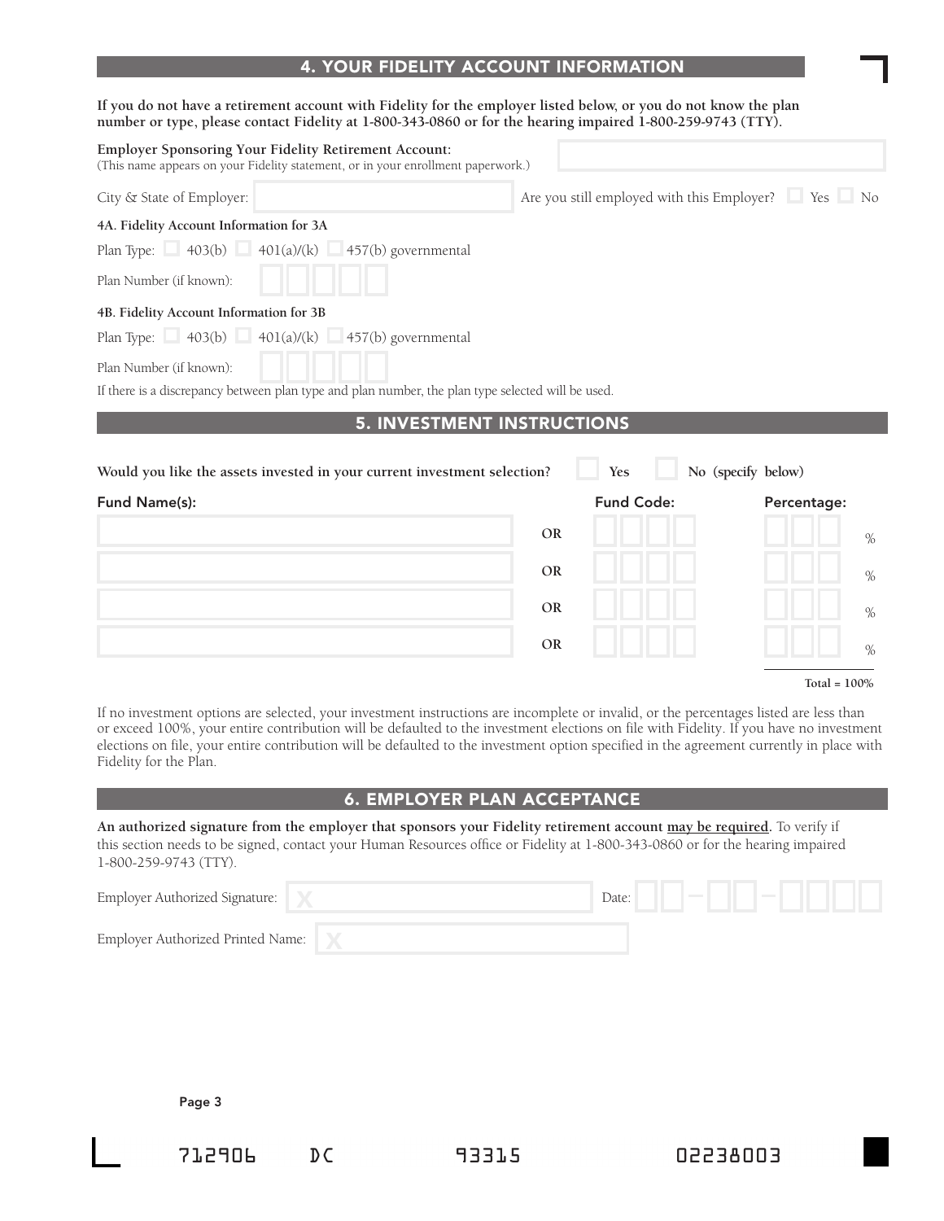## 4. YOUR FIDELITY ACCOUNT INFORMATION

**If you do not have a retirement account with Fidelity for the employer listed below, or you do not know the plan number or type, please contact Fidelity at 1-800-343-0860 or for the hearing impaired 1-800-259-9743 (TTY).**

**Employer Sponsoring Your Fidelity Retirement Account:**
(This name appears on your Fidelity statement, or in your enrollment paperwork.)

City & State of Employer: ____________________ Are you still employed with this Employer? ☐ Yes ☐ No

**4A. Fidelity Account Information for 3A**

Plan Type: ☐ 403(b) ☐ 401(a)/(k) ☐ 457(b) governmental

Plan Number (if known): ☐☐☐☐☐

**4B. Fidelity Account Information for 3B**

Plan Type: ☐ 403(b) ☐ 401(a)/(k) ☐ 457(b) governmental

Plan Number (if known): ☐☐☐☐☐

If there is a discrepancy between plan type and plan number, the plan type selected will be used.

## 5. INVESTMENT INSTRUCTIONS

**Would you like the assets invested in your current investment selection?** ☐ **Yes** ☐ **No (specify below)**

| Fund Name(s): | | Fund Code: | Percentage: |
|---|---|---|---|
| | OR | | % |
| | OR | | % |
| | OR | | % |
| | OR | | % |
| | | | **Total = 100%** |

If no investment options are selected, your investment instructions are incomplete or invalid, or the percentages listed are less than or exceed 100%, your entire contribution will be defaulted to the investment elections on file with Fidelity. If you have no investment elections on file, your entire contribution will be defaulted to the investment option specified in the agreement currently in place with Fidelity for the Plan.

## 6. EMPLOYER PLAN ACCEPTANCE

**An authorized signature from the employer that sponsors your Fidelity retirement account may be required.** To verify if this section needs to be signed, contact your Human Resources office or Fidelity at 1-800-343-0860 or for the hearing impaired 1-800-259-9743 (TTY).

Employer Authorized Signature: X ____________________ Date: ☐☐-☐☐-☐☐☐☐

Employer Authorized Printed Name: X ____________________

712906 DC 93315 02238003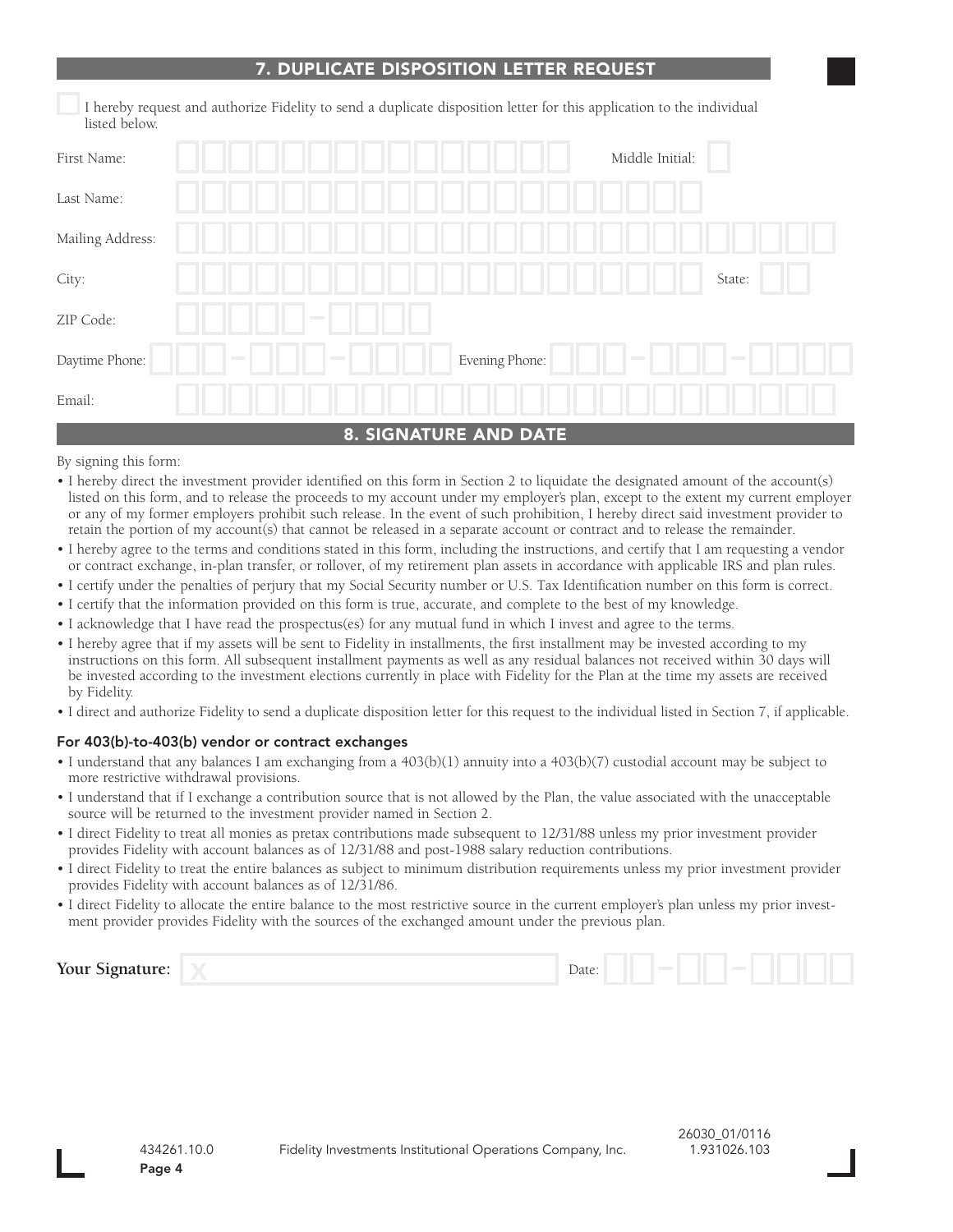## 7. DUPLICATE DISPOSITION LETTER REQUEST

☐ I hereby request and authorize Fidelity to send a duplicate disposition letter for this application to the individual listed below.

First Name: ____________________ Middle Initial: ____

Last Name: ____________________

Mailing Address: ____________________

City: ____________________ State: ____

ZIP Code: _____-____

Daytime Phone: ___-___-____ Evening Phone: ___-___-____

Email: ____________________

## 8. SIGNATURE AND DATE

By signing this form:

- I hereby direct the investment provider identified on this form in Section 2 to liquidate the designated amount of the account(s) listed on this form, and to release the proceeds to my account under my employer's plan, except to the extent my current employer or any of my former employers prohibit such release. In the event of such prohibition, I hereby direct said investment provider to retain the portion of my account(s) that cannot be released in a separate account or contract and to release the remainder.
- I hereby agree to the terms and conditions stated in this form, including the instructions, and certify that I am requesting a vendor or contract exchange, in-plan transfer, or rollover, of my retirement plan assets in accordance with applicable IRS and plan rules.
- I certify under the penalties of perjury that my Social Security number or U.S. Tax Identification number on this form is correct.
- I certify that the information provided on this form is true, accurate, and complete to the best of my knowledge.
- I acknowledge that I have read the prospectus(es) for any mutual fund in which I invest and agree to the terms.
- I hereby agree that if my assets will be sent to Fidelity in installments, the first installment may be invested according to my instructions on this form. All subsequent installment payments as well as any residual balances not received within 30 days will be invested according to the investment elections currently in place with Fidelity for the Plan at the time my assets are received by Fidelity.
- I direct and authorize Fidelity to send a duplicate disposition letter for this request to the individual listed in Section 7, if applicable.

### For 403(b)-to-403(b) vendor or contract exchanges

- I understand that any balances I am exchanging from a 403(b)(1) annuity into a 403(b)(7) custodial account may be subject to more restrictive withdrawal provisions.
- I understand that if I exchange a contribution source that is not allowed by the Plan, the value associated with the unacceptable source will be returned to the investment provider named in Section 2.
- I direct Fidelity to treat all monies as pretax contributions made subsequent to 12/31/88 unless my prior investment provider provides Fidelity with account balances as of 12/31/88 and post-1988 salary reduction contributions.
- I direct Fidelity to treat the entire balances as subject to minimum distribution requirements unless my prior investment provider provides Fidelity with account balances as of 12/31/86.
- I direct Fidelity to allocate the entire balance to the most restrictive source in the current employer's plan unless my prior investment provider provides Fidelity with the sources of the exchanged amount under the previous plan.

**Your Signature:** X ____________________ Date: __-__-____

434261.10.0 Fidelity Investments Institutional Operations Company, Inc. 26030_01/0116 1.931026.103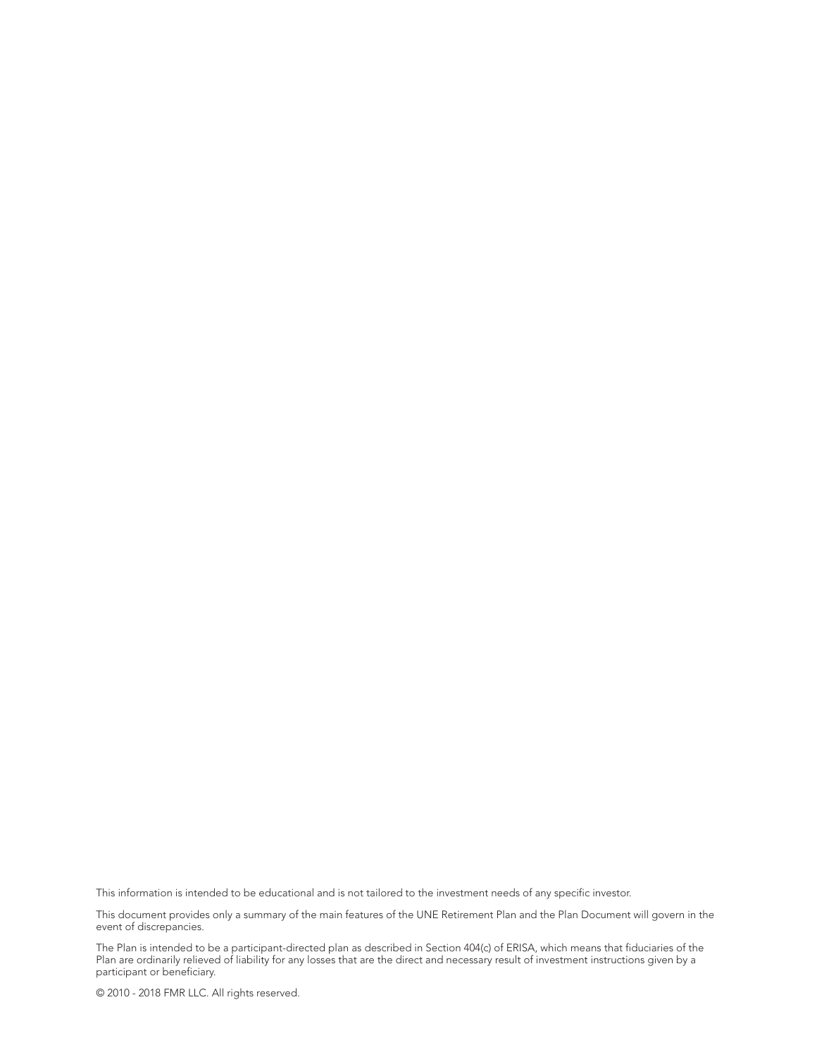This information is intended to be educational and is not tailored to the investment needs of any specific investor.

This document provides only a summary of the main features of the UNE Retirement Plan and the Plan Document will govern in the event of discrepancies.

The Plan is intended to be a participant-directed plan as described in Section 404(c) of ERISA, which means that fiduciaries of the Plan are ordinarily relieved of liability for any losses that are the direct and necessary result of investment instructions given by a participant or beneficiary.

© 2010 - 2018 FMR LLC. All rights reserved.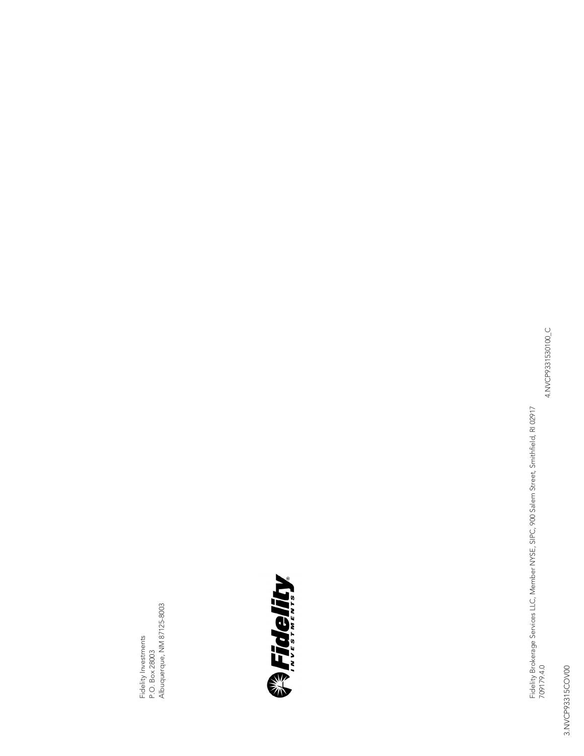Fidelity Investments
P.O. Box 28003
Albuquerque, NM 87125-8003

Fidelity INVESTMENTS®

Fidelity Brokerage Services LLC, Member NYSE, SIPC, 900 Salem Street, Smithfield, RI 02917
709179.4.0

4.NVCP931530100_C

3.NVCP93315COV00